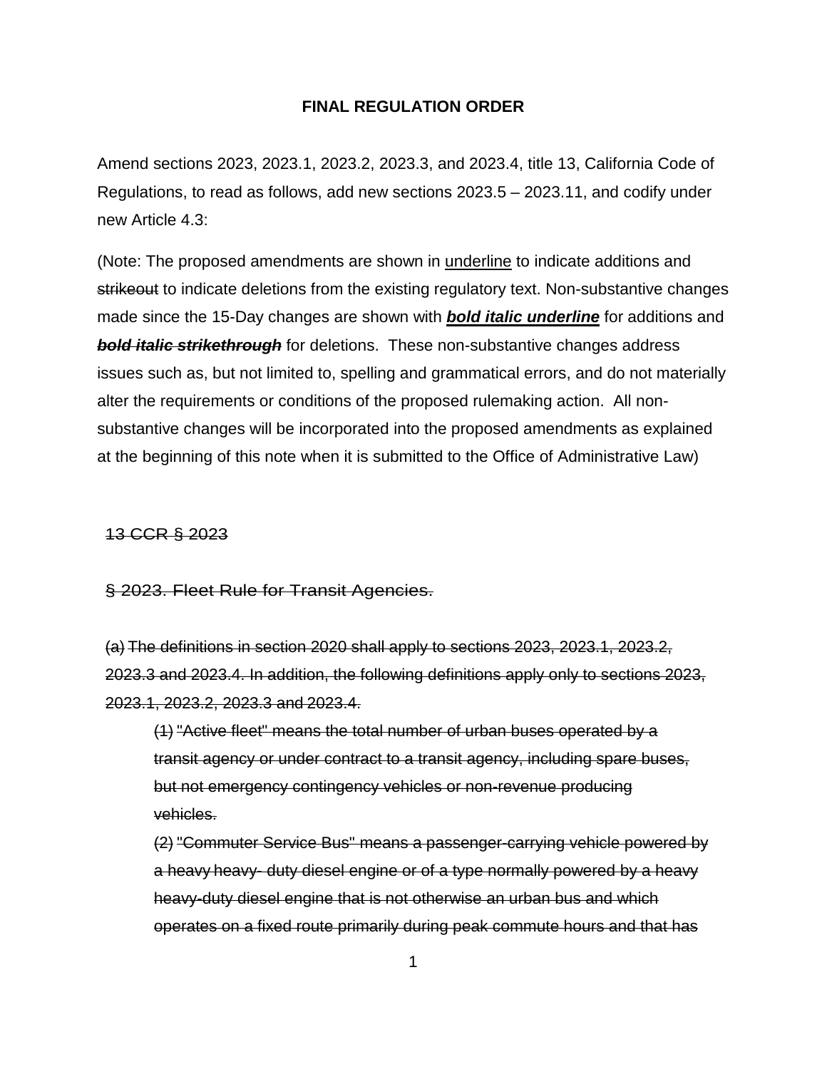**FINAL REGULATION ORDER**

Amend sections 2023, 2023.1, 2023.2, 2023.3, and 2023.4, title 13, California Code of Regulations, to read as follows, add new sections 2023.5 – 2023.11, and codify under new Article 4.3:

(Note: The proposed amendments are shown in <u>underline</u> to indicate additions and ~~strikeout~~ to indicate deletions from the existing regulatory text. Non-substantive changes made since the 15-Day changes are shown with ***<u>bold italic underline</u>*** for additions and ***~~bold italic strikethrough~~*** for deletions. These non-substantive changes address issues such as, but not limited to, spelling and grammatical errors, and do not materially alter the requirements or conditions of the proposed rulemaking action. All non-substantive changes will be incorporated into the proposed amendments as explained at the beginning of this note when it is submitted to the Office of Administrative Law)

~~13 CCR § 2023~~

~~§ 2023. Fleet Rule for Transit Agencies.~~

~~(a) The definitions in section 2020 shall apply to sections 2023, 2023.1, 2023.2, 2023.3 and 2023.4. In addition, the following definitions apply only to sections 2023, 2023.1, 2023.2, 2023.3 and 2023.4.~~

~~(1) "Active fleet" means the total number of urban buses operated by a transit agency or under contract to a transit agency, including spare buses, but not emergency contingency vehicles or non-revenue producing vehicles.~~

~~(2) "Commuter Service Bus" means a passenger-carrying vehicle powered by a heavy heavy- duty diesel engine or of a type normally powered by a heavy heavy-duty diesel engine that is not otherwise an urban bus and which operates on a fixed route primarily during peak commute hours and that has~~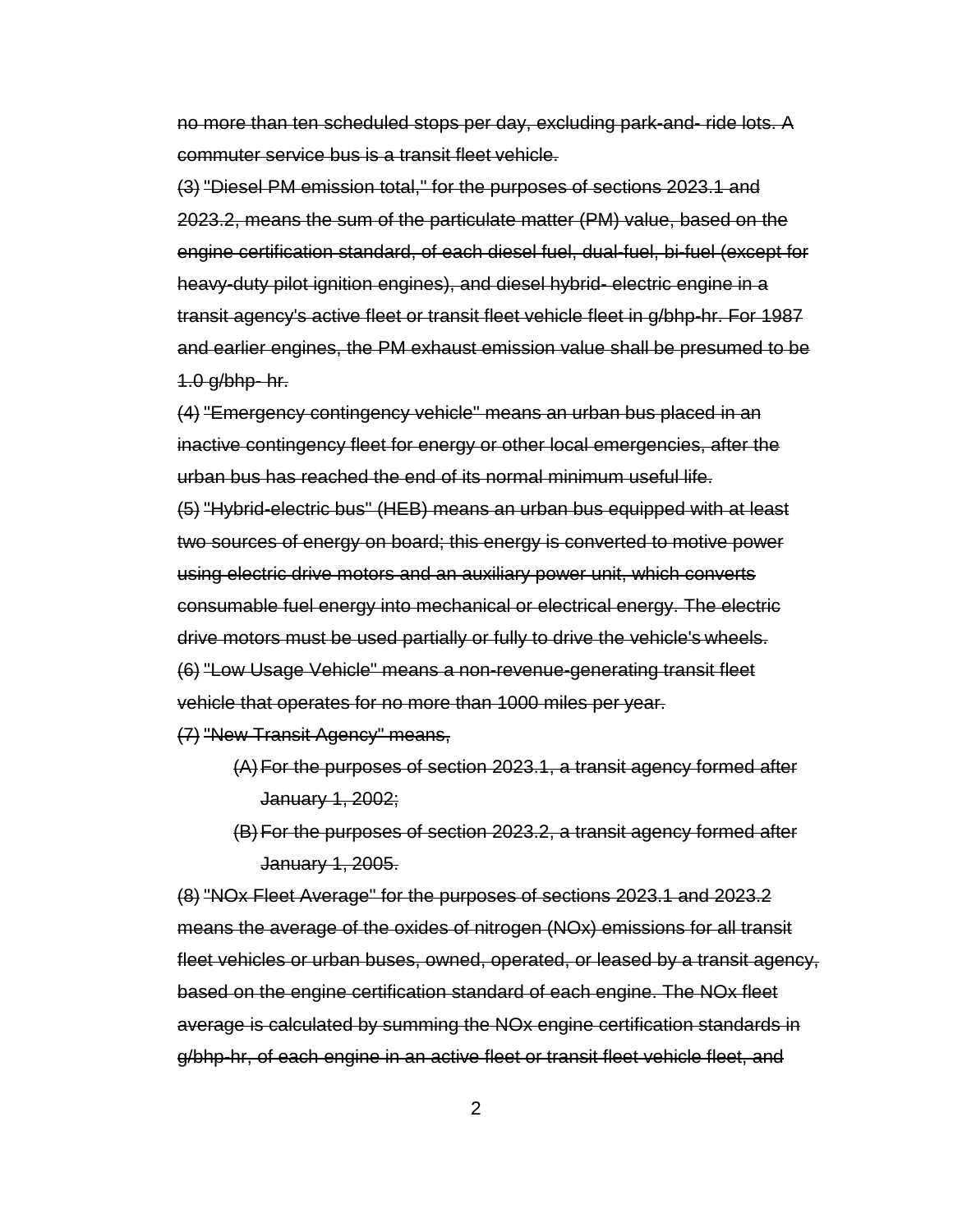~~no more than ten scheduled stops per day, excluding park-and- ride lots. A commuter service bus is a transit fleet vehicle.~~

~~(3) "Diesel PM emission total," for the purposes of sections 2023.1 and 2023.2, means the sum of the particulate matter (PM) value, based on the engine certification standard, of each diesel fuel, dual-fuel, bi-fuel (except for heavy-duty pilot ignition engines), and diesel hybrid- electric engine in a transit agency's active fleet or transit fleet vehicle fleet in g/bhp-hr. For 1987 and earlier engines, the PM exhaust emission value shall be presumed to be 1.0 g/bhp- hr.~~

~~(4) "Emergency contingency vehicle" means an urban bus placed in an inactive contingency fleet for energy or other local emergencies, after the urban bus has reached the end of its normal minimum useful life.~~

~~(5) "Hybrid-electric bus" (HEB) means an urban bus equipped with at least two sources of energy on board; this energy is converted to motive power using electric drive motors and an auxiliary power unit, which converts consumable fuel energy into mechanical or electrical energy. The electric drive motors must be used partially or fully to drive the vehicle's wheels.~~

~~(6) "Low Usage Vehicle" means a non-revenue-generating transit fleet vehicle that operates for no more than 1000 miles per year.~~

~~(7) "New Transit Agency" means,~~

- ~~(A) For the purposes of section 2023.1, a transit agency formed after January 1, 2002;~~
- ~~(B) For the purposes of section 2023.2, a transit agency formed after January 1, 2005.~~

~~(8) "NOx Fleet Average" for the purposes of sections 2023.1 and 2023.2 means the average of the oxides of nitrogen (NOx) emissions for all transit fleet vehicles or urban buses, owned, operated, or leased by a transit agency, based on the engine certification standard of each engine. The NOx fleet average is calculated by summing the NOx engine certification standards in g/bhp-hr, of each engine in an active fleet or transit fleet vehicle fleet, and~~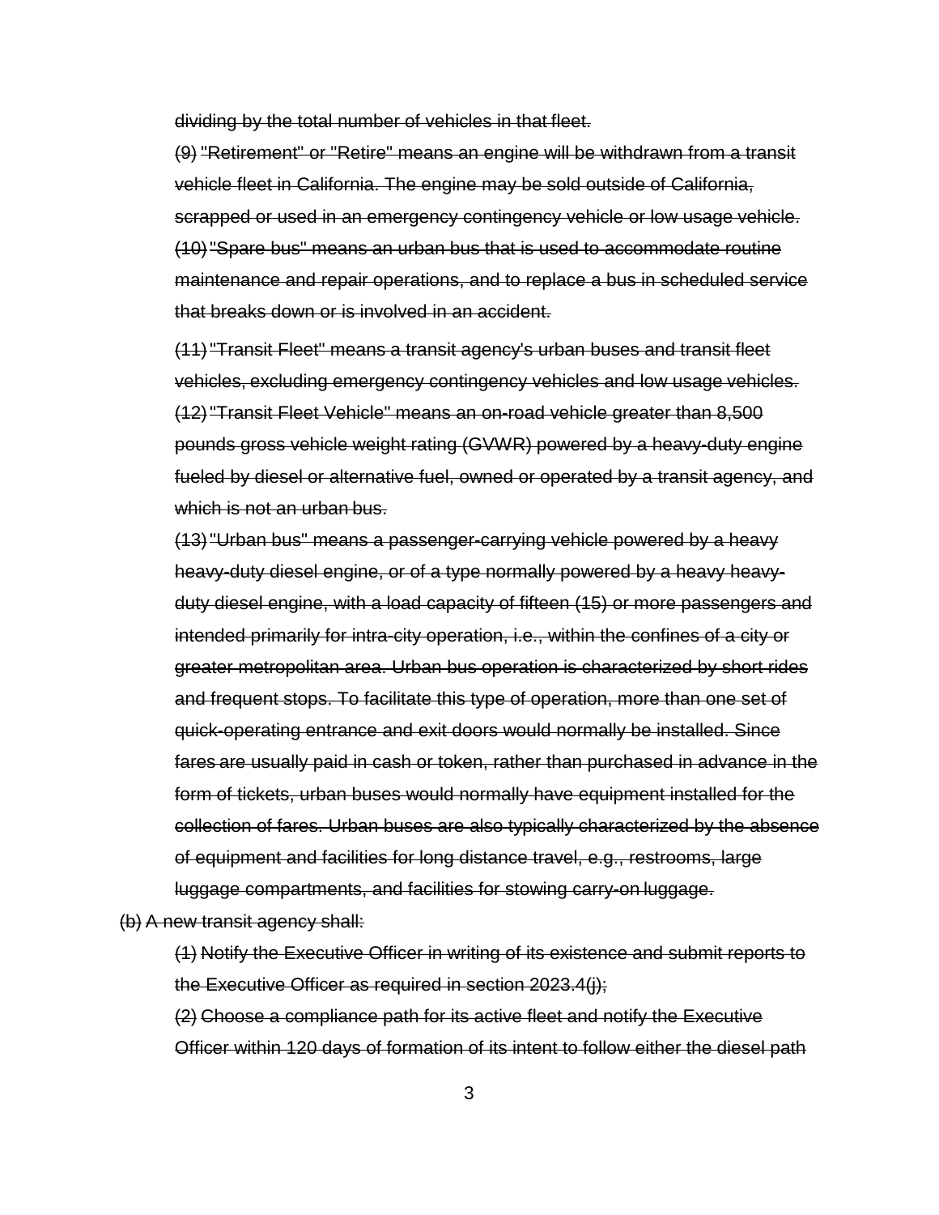~~dividing by the total number of vehicles in that fleet.~~

~~(9) "Retirement" or "Retire" means an engine will be withdrawn from a transit vehicle fleet in California. The engine may be sold outside of California, scrapped or used in an emergency contingency vehicle or low usage vehicle.~~

~~(10) "Spare bus" means an urban bus that is used to accommodate routine maintenance and repair operations, and to replace a bus in scheduled service that breaks down or is involved in an accident.~~

~~(11) "Transit Fleet" means a transit agency's urban buses and transit fleet vehicles, excluding emergency contingency vehicles and low usage vehicles.~~

~~(12) "Transit Fleet Vehicle" means an on-road vehicle greater than 8,500 pounds gross vehicle weight rating (GVWR) powered by a heavy-duty engine fueled by diesel or alternative fuel, owned or operated by a transit agency, and which is not an urban bus.~~

~~(13) "Urban bus" means a passenger-carrying vehicle powered by a heavy heavy-duty diesel engine, or of a type normally powered by a heavy heavy-duty diesel engine, with a load capacity of fifteen (15) or more passengers and intended primarily for intra-city operation, i.e., within the confines of a city or greater metropolitan area. Urban bus operation is characterized by short rides and frequent stops. To facilitate this type of operation, more than one set of quick-operating entrance and exit doors would normally be installed. Since fares are usually paid in cash or token, rather than purchased in advance in the form of tickets, urban buses would normally have equipment installed for the collection of fares. Urban buses are also typically characterized by the absence of equipment and facilities for long distance travel, e.g., restrooms, large luggage compartments, and facilities for stowing carry-on luggage.~~

~~(b) A new transit agency shall:~~

~~(1) Notify the Executive Officer in writing of its existence and submit reports to the Executive Officer as required in section 2023.4(j);~~

~~(2) Choose a compliance path for its active fleet and notify the Executive Officer within 120 days of formation of its intent to follow either the diesel path~~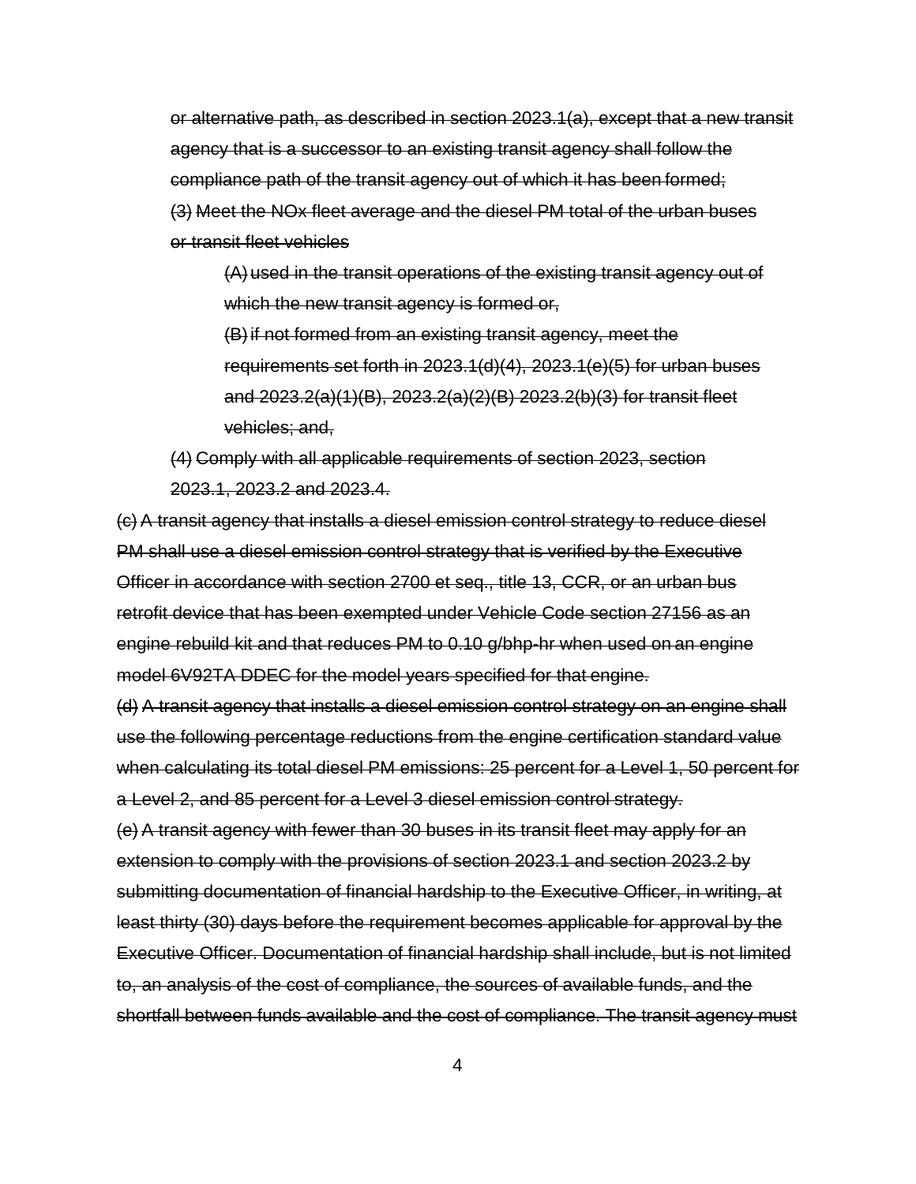~~or alternative path, as described in section 2023.1(a), except that a new transit agency that is a successor to an existing transit agency shall follow the compliance path of the transit agency out of which it has been formed;~~

~~(3) Meet the NOx fleet average and the diesel PM total of the urban buses or transit fleet vehicles~~

~~(A) used in the transit operations of the existing transit agency out of which the new transit agency is formed or,~~

~~(B) if not formed from an existing transit agency, meet the requirements set forth in 2023.1(d)(4), 2023.1(e)(5) for urban buses and 2023.2(a)(1)(B), 2023.2(a)(2)(B) 2023.2(b)(3) for transit fleet vehicles; and,~~

~~(4) Comply with all applicable requirements of section 2023, section 2023.1, 2023.2 and 2023.4.~~

~~(c) A transit agency that installs a diesel emission control strategy to reduce diesel PM shall use a diesel emission control strategy that is verified by the Executive Officer in accordance with section 2700 et seq., title 13, CCR, or an urban bus retrofit device that has been exempted under Vehicle Code section 27156 as an engine rebuild kit and that reduces PM to 0.10 g/bhp-hr when used on an engine model 6V92TA DDEC for the model years specified for that engine.~~

~~(d) A transit agency that installs a diesel emission control strategy on an engine shall use the following percentage reductions from the engine certification standard value when calculating its total diesel PM emissions: 25 percent for a Level 1, 50 percent for a Level 2, and 85 percent for a Level 3 diesel emission control strategy.~~

~~(e) A transit agency with fewer than 30 buses in its transit fleet may apply for an extension to comply with the provisions of section 2023.1 and section 2023.2 by submitting documentation of financial hardship to the Executive Officer, in writing, at least thirty (30) days before the requirement becomes applicable for approval by the Executive Officer. Documentation of financial hardship shall include, but is not limited to, an analysis of the cost of compliance, the sources of available funds, and the shortfall between funds available and the cost of compliance. The transit agency must~~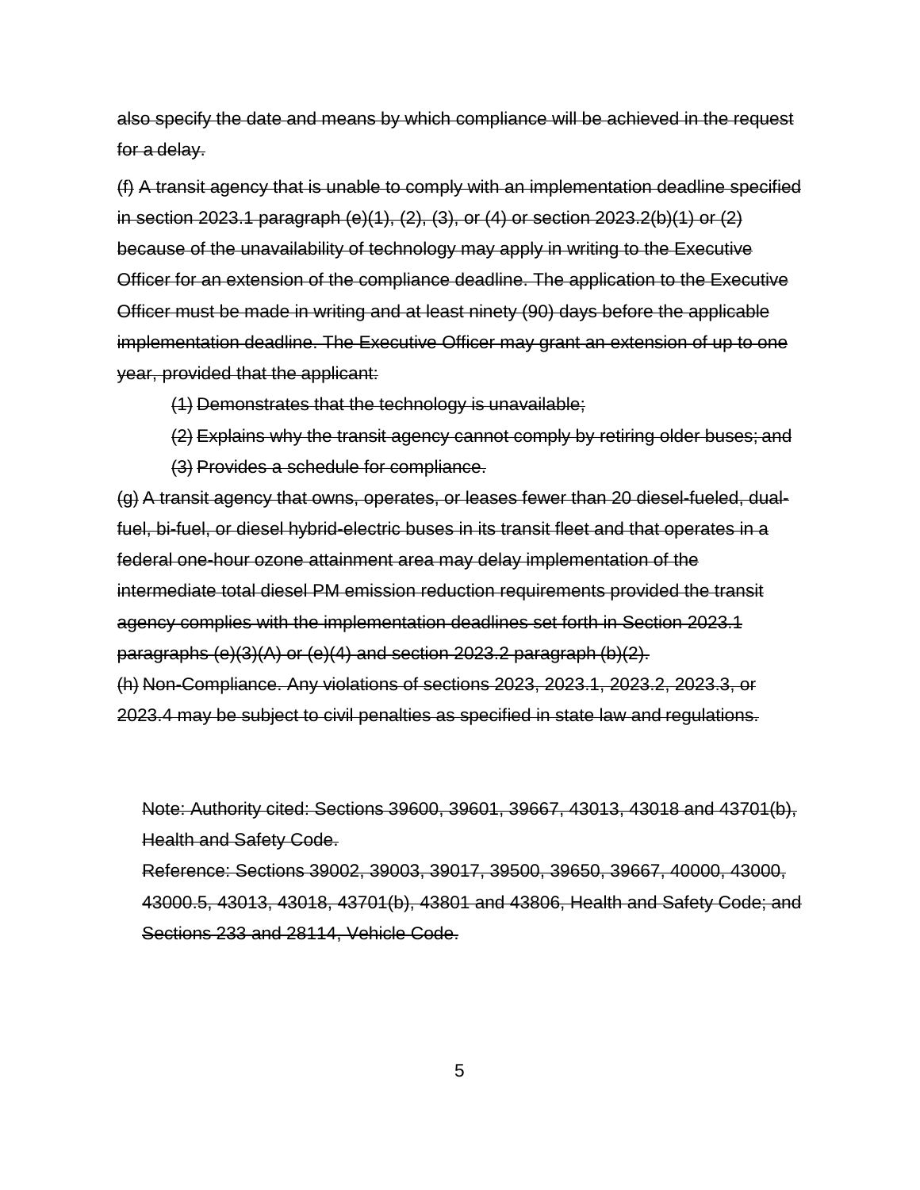~~also specify the date and means by which compliance will be achieved in the request for a delay.~~

~~(f) A transit agency that is unable to comply with an implementation deadline specified in section 2023.1 paragraph (e)(1), (2), (3), or (4) or section 2023.2(b)(1) or (2) because of the unavailability of technology may apply in writing to the Executive Officer for an extension of the compliance deadline. The application to the Executive Officer must be made in writing and at least ninety (90) days before the applicable implementation deadline. The Executive Officer may grant an extension of up to one year, provided that the applicant:~~

~~(1) Demonstrates that the technology is unavailable;~~

~~(2) Explains why the transit agency cannot comply by retiring older buses; and~~

~~(3) Provides a schedule for compliance.~~

~~(g) A transit agency that owns, operates, or leases fewer than 20 diesel-fueled, dual-fuel, bi-fuel, or diesel hybrid-electric buses in its transit fleet and that operates in a federal one-hour ozone attainment area may delay implementation of the intermediate total diesel PM emission reduction requirements provided the transit agency complies with the implementation deadlines set forth in Section 2023.1 paragraphs (e)(3)(A) or (e)(4) and section 2023.2 paragraph (b)(2).~~

~~(h) Non-Compliance. Any violations of sections 2023, 2023.1, 2023.2, 2023.3, or 2023.4 may be subject to civil penalties as specified in state law and regulations.~~

~~Note: Authority cited: Sections 39600, 39601, 39667, 43013, 43018 and 43701(b), Health and Safety Code.~~

~~Reference: Sections 39002, 39003, 39017, 39500, 39650, 39667, 40000, 43000, 43000.5, 43013, 43018, 43701(b), 43801 and 43806, Health and Safety Code; and Sections 233 and 28114, Vehicle Code.~~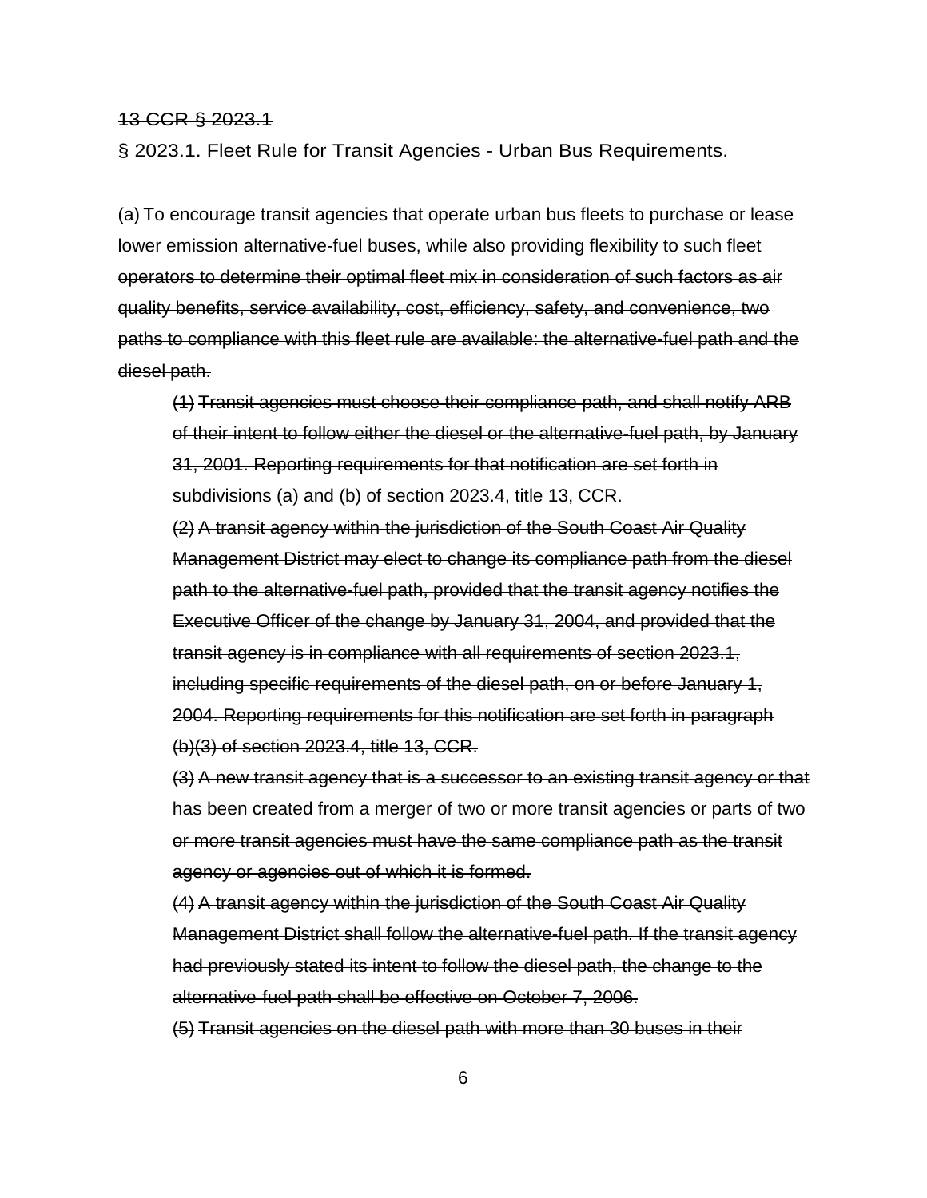~~13 CCR § 2023.1~~

~~§ 2023.1. Fleet Rule for Transit Agencies - Urban Bus Requirements.~~

~~(a) To encourage transit agencies that operate urban bus fleets to purchase or lease lower emission alternative-fuel buses, while also providing flexibility to such fleet operators to determine their optimal fleet mix in consideration of such factors as air quality benefits, service availability, cost, efficiency, safety, and convenience, two paths to compliance with this fleet rule are available: the alternative-fuel path and the diesel path.~~

> ~~(1) Transit agencies must choose their compliance path, and shall notify ARB of their intent to follow either the diesel or the alternative-fuel path, by January 31, 2001. Reporting requirements for that notification are set forth in subdivisions (a) and (b) of section 2023.4, title 13, CCR.~~
>
> ~~(2) A transit agency within the jurisdiction of the South Coast Air Quality Management District may elect to change its compliance path from the diesel path to the alternative-fuel path, provided that the transit agency notifies the Executive Officer of the change by January 31, 2004, and provided that the transit agency is in compliance with all requirements of section 2023.1, including specific requirements of the diesel path, on or before January 1, 2004. Reporting requirements for this notification are set forth in paragraph (b)(3) of section 2023.4, title 13, CCR.~~
>
> ~~(3) A new transit agency that is a successor to an existing transit agency or that has been created from a merger of two or more transit agencies or parts of two or more transit agencies must have the same compliance path as the transit agency or agencies out of which it is formed.~~
>
> ~~(4) A transit agency within the jurisdiction of the South Coast Air Quality Management District shall follow the alternative-fuel path. If the transit agency had previously stated its intent to follow the diesel path, the change to the alternative-fuel path shall be effective on October 7, 2006.~~
>
> ~~(5) Transit agencies on the diesel path with more than 30 buses in their~~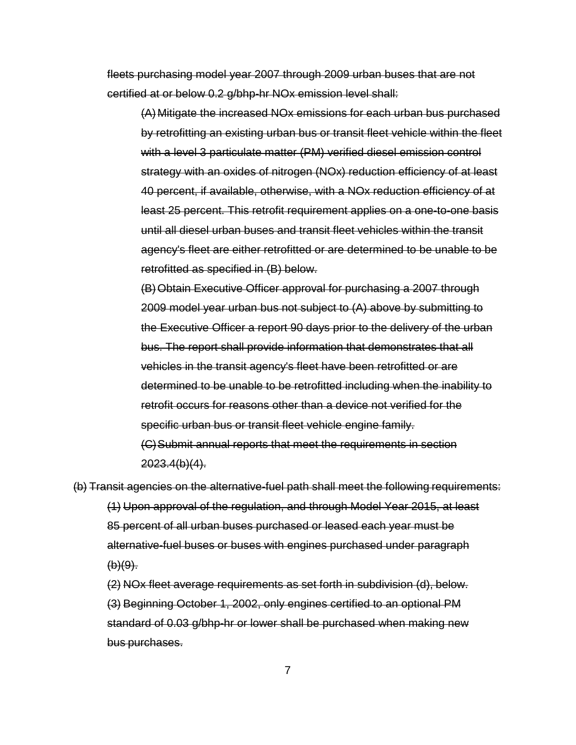~~fleets purchasing model year 2007 through 2009 urban buses that are not certified at or below 0.2 g/bhp-hr NOx emission level shall:~~

~~(A) Mitigate the increased NOx emissions for each urban bus purchased by retrofitting an existing urban bus or transit fleet vehicle within the fleet with a level 3 particulate matter (PM) verified diesel emission control strategy with an oxides of nitrogen (NOx) reduction efficiency of at least 40 percent, if available, otherwise, with a NOx reduction efficiency of at least 25 percent. This retrofit requirement applies on a one-to-one basis until all diesel urban buses and transit fleet vehicles within the transit agency's fleet are either retrofitted or are determined to be unable to be retrofitted as specified in (B) below.~~

~~(B) Obtain Executive Officer approval for purchasing a 2007 through 2009 model year urban bus not subject to (A) above by submitting to the Executive Officer a report 90 days prior to the delivery of the urban bus. The report shall provide information that demonstrates that all vehicles in the transit agency's fleet have been retrofitted or are determined to be unable to be retrofitted including when the inability to retrofit occurs for reasons other than a device not verified for the specific urban bus or transit fleet vehicle engine family.~~

~~(C) Submit annual reports that meet the requirements in section 2023.4(b)(4).~~

~~(b) Transit agencies on the alternative-fuel path shall meet the following requirements:~~

~~(1) Upon approval of the regulation, and through Model Year 2015, at least 85 percent of all urban buses purchased or leased each year must be alternative-fuel buses or buses with engines purchased under paragraph (b)(9).~~

~~(2) NOx fleet average requirements as set forth in subdivision (d), below.~~

~~(3) Beginning October 1, 2002, only engines certified to an optional PM standard of 0.03 g/bhp-hr or lower shall be purchased when making new bus purchases.~~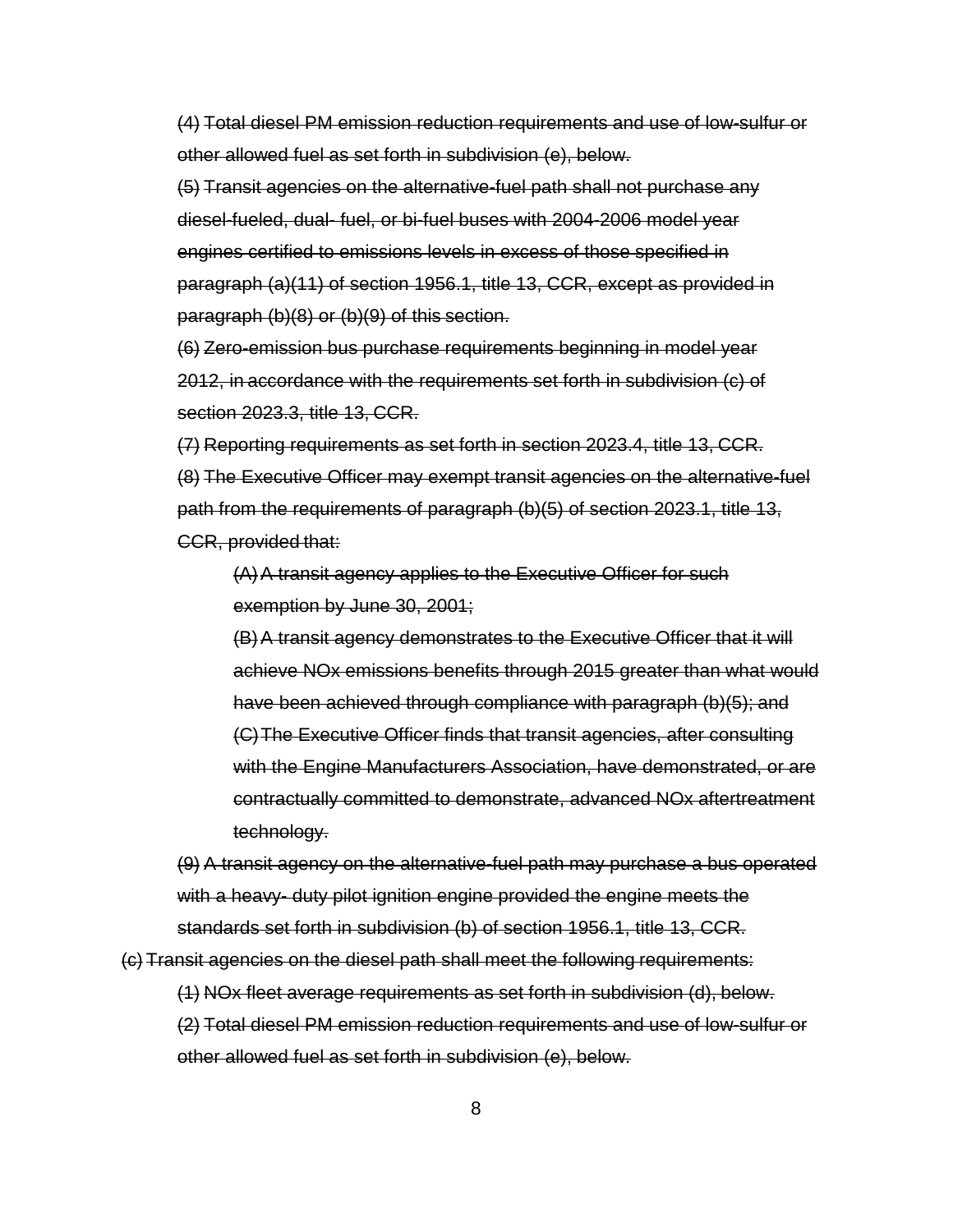~~(4) Total diesel PM emission reduction requirements and use of low-sulfur or other allowed fuel as set forth in subdivision (e), below.~~

~~(5) Transit agencies on the alternative-fuel path shall not purchase any diesel-fueled, dual- fuel, or bi-fuel buses with 2004-2006 model year engines certified to emissions levels in excess of those specified in paragraph (a)(11) of section 1956.1, title 13, CCR, except as provided in paragraph (b)(8) or (b)(9) of this section.~~

~~(6) Zero-emission bus purchase requirements beginning in model year 2012, in accordance with the requirements set forth in subdivision (c) of section 2023.3, title 13, CCR.~~

~~(7) Reporting requirements as set forth in section 2023.4, title 13, CCR.~~

~~(8) The Executive Officer may exempt transit agencies on the alternative-fuel path from the requirements of paragraph (b)(5) of section 2023.1, title 13, CCR, provided that:~~

> ~~(A) A transit agency applies to the Executive Officer for such exemption by June 30, 2001;~~
>
> ~~(B) A transit agency demonstrates to the Executive Officer that it will achieve NOx emissions benefits through 2015 greater than what would have been achieved through compliance with paragraph (b)(5); and~~
>
> ~~(C) The Executive Officer finds that transit agencies, after consulting with the Engine Manufacturers Association, have demonstrated, or are contractually committed to demonstrate, advanced NOx aftertreatment technology.~~

~~(9) A transit agency on the alternative-fuel path may purchase a bus operated with a heavy- duty pilot ignition engine provided the engine meets the standards set forth in subdivision (b) of section 1956.1, title 13, CCR.~~

~~(c) Transit agencies on the diesel path shall meet the following requirements:~~

~~(1) NOx fleet average requirements as set forth in subdivision (d), below.~~

~~(2) Total diesel PM emission reduction requirements and use of low-sulfur or other allowed fuel as set forth in subdivision (e), below.~~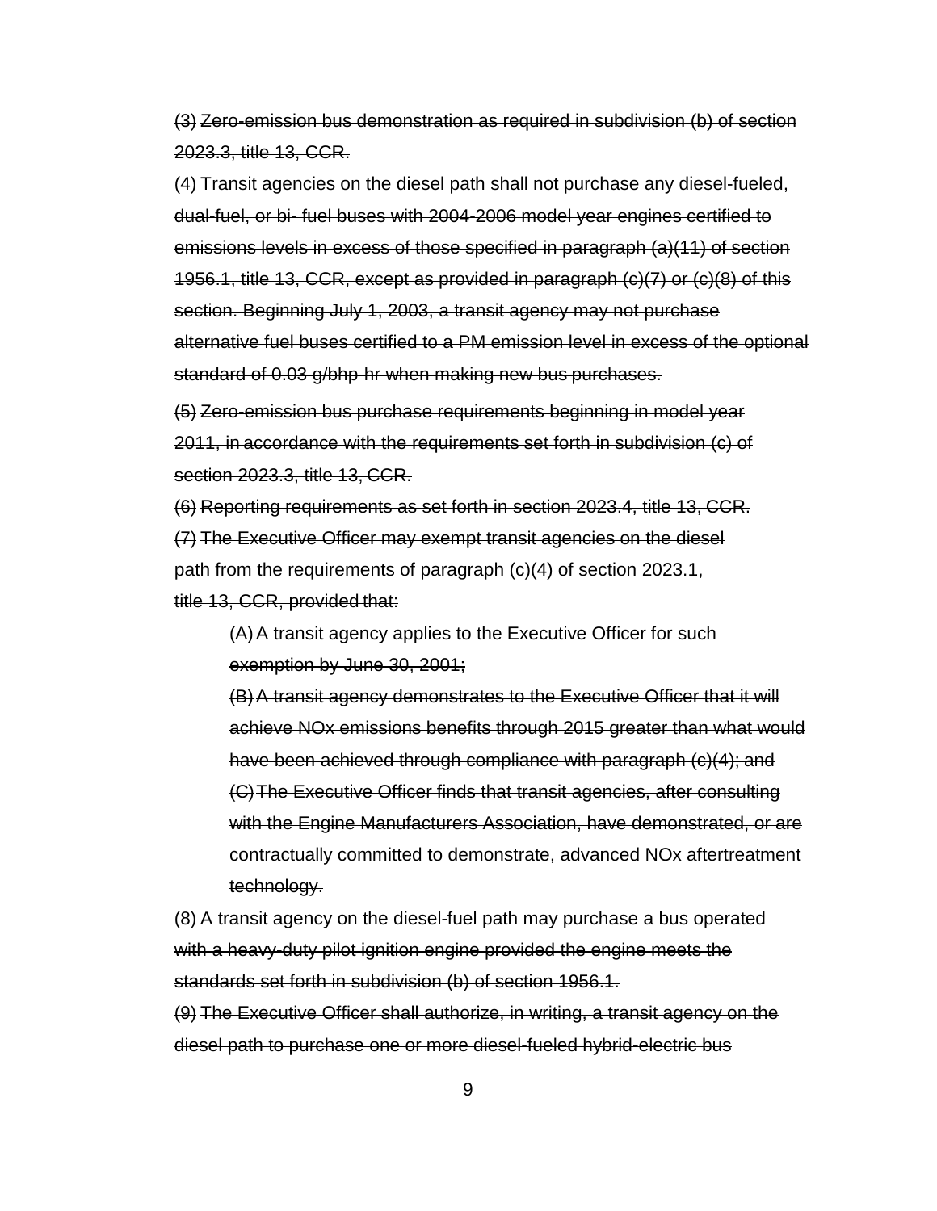~~(3) Zero-emission bus demonstration as required in subdivision (b) of section 2023.3, title 13, CCR.~~

~~(4) Transit agencies on the diesel path shall not purchase any diesel-fueled, dual-fuel, or bi- fuel buses with 2004-2006 model year engines certified to emissions levels in excess of those specified in paragraph (a)(11) of section 1956.1, title 13, CCR, except as provided in paragraph (c)(7) or (c)(8) of this section. Beginning July 1, 2003, a transit agency may not purchase alternative fuel buses certified to a PM emission level in excess of the optional standard of 0.03 g/bhp-hr when making new bus purchases.~~

~~(5) Zero-emission bus purchase requirements beginning in model year 2011, in accordance with the requirements set forth in subdivision (c) of section 2023.3, title 13, CCR.~~

~~(6) Reporting requirements as set forth in section 2023.4, title 13, CCR.~~

~~(7) The Executive Officer may exempt transit agencies on the diesel path from the requirements of paragraph (c)(4) of section 2023.1, title 13, CCR, provided that:~~

> ~~(A) A transit agency applies to the Executive Officer for such exemption by June 30, 2001;~~
>
> ~~(B) A transit agency demonstrates to the Executive Officer that it will achieve NOx emissions benefits through 2015 greater than what would have been achieved through compliance with paragraph (c)(4); and~~
>
> ~~(C) The Executive Officer finds that transit agencies, after consulting with the Engine Manufacturers Association, have demonstrated, or are contractually committed to demonstrate, advanced NOx aftertreatment technology.~~

~~(8) A transit agency on the diesel-fuel path may purchase a bus operated with a heavy-duty pilot ignition engine provided the engine meets the standards set forth in subdivision (b) of section 1956.1.~~

~~(9) The Executive Officer shall authorize, in writing, a transit agency on the diesel path to purchase one or more diesel-fueled hybrid-electric bus~~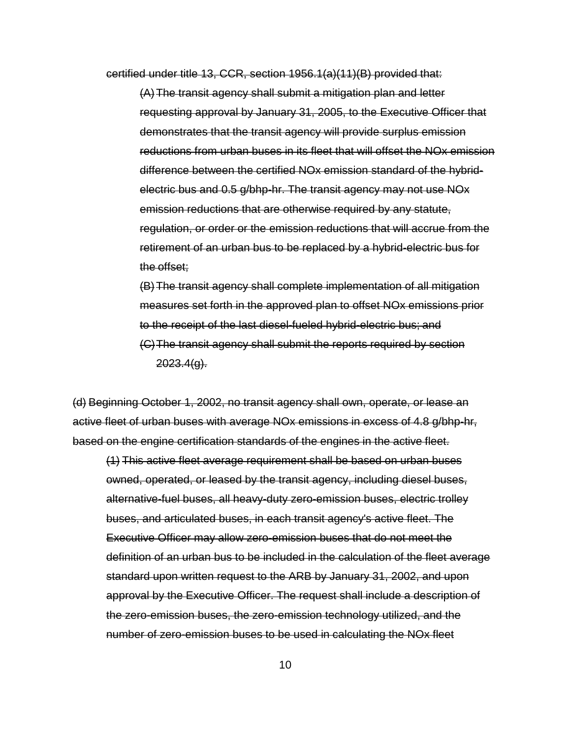~~certified under title 13, CCR, section 1956.1(a)(11)(B) provided that:~~

~~(A) The transit agency shall submit a mitigation plan and letter requesting approval by January 31, 2005, to the Executive Officer that demonstrates that the transit agency will provide surplus emission reductions from urban buses in its fleet that will offset the NOx emission difference between the certified NOx emission standard of the hybrid-electric bus and 0.5 g/bhp-hr. The transit agency may not use NOx emission reductions that are otherwise required by any statute, regulation, or order or the emission reductions that will accrue from the retirement of an urban bus to be replaced by a hybrid-electric bus for the offset;~~

~~(B) The transit agency shall complete implementation of all mitigation measures set forth in the approved plan to offset NOx emissions prior to the receipt of the last diesel-fueled hybrid-electric bus; and~~

~~(C) The transit agency shall submit the reports required by section 2023.4(g).~~

~~(d) Beginning October 1, 2002, no transit agency shall own, operate, or lease an active fleet of urban buses with average NOx emissions in excess of 4.8 g/bhp-hr, based on the engine certification standards of the engines in the active fleet.~~

~~(1) This active fleet average requirement shall be based on urban buses owned, operated, or leased by the transit agency, including diesel buses, alternative-fuel buses, all heavy-duty zero-emission buses, electric trolley buses, and articulated buses, in each transit agency's active fleet. The Executive Officer may allow zero-emission buses that do not meet the definition of an urban bus to be included in the calculation of the fleet average standard upon written request to the ARB by January 31, 2002, and upon approval by the Executive Officer. The request shall include a description of the zero-emission buses, the zero-emission technology utilized, and the number of zero-emission buses to be used in calculating the NOx fleet~~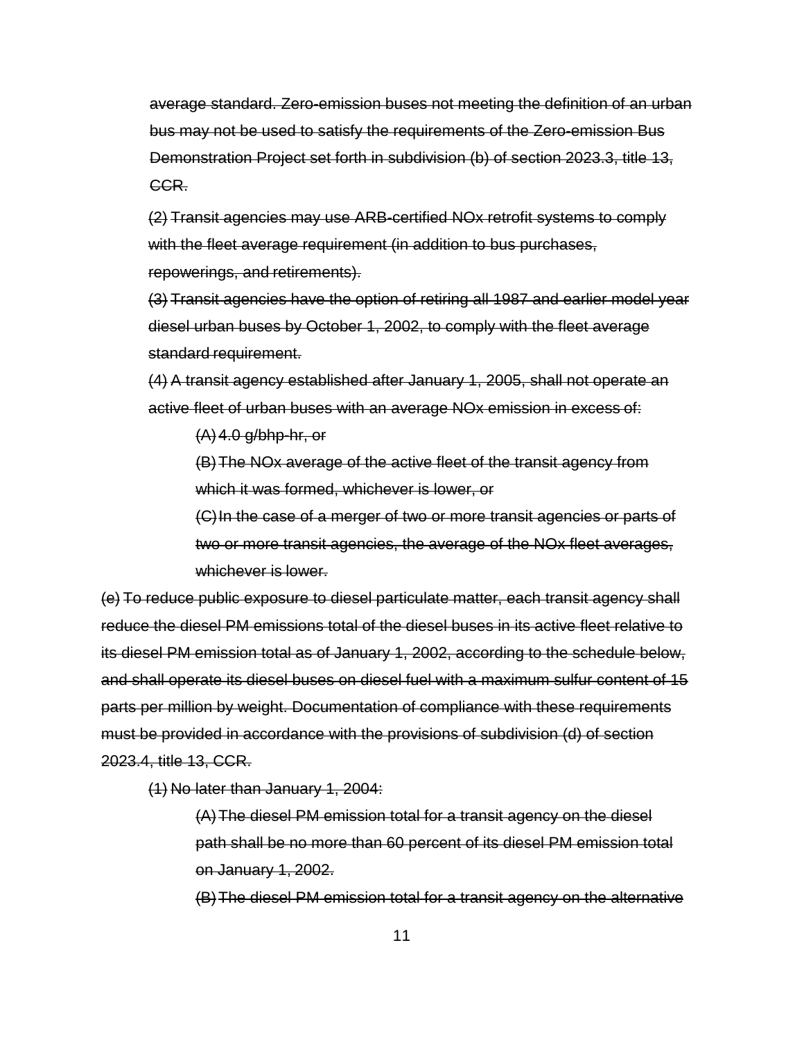~~average standard. Zero-emission buses not meeting the definition of an urban bus may not be used to satisfy the requirements of the Zero-emission Bus Demonstration Project set forth in subdivision (b) of section 2023.3, title 13, CCR.~~

~~(2) Transit agencies may use ARB-certified NOx retrofit systems to comply with the fleet average requirement (in addition to bus purchases, repowerings, and retirements).~~

~~(3) Transit agencies have the option of retiring all 1987 and earlier model year diesel urban buses by October 1, 2002, to comply with the fleet average standard requirement.~~

~~(4) A transit agency established after January 1, 2005, shall not operate an active fleet of urban buses with an average NOx emission in excess of:~~

~~(A) 4.0 g/bhp-hr, or~~

~~(B) The NOx average of the active fleet of the transit agency from which it was formed, whichever is lower, or~~

~~(C) In the case of a merger of two or more transit agencies or parts of two or more transit agencies, the average of the NOx fleet averages, whichever is lower.~~

~~(e) To reduce public exposure to diesel particulate matter, each transit agency shall reduce the diesel PM emissions total of the diesel buses in its active fleet relative to its diesel PM emission total as of January 1, 2002, according to the schedule below, and shall operate its diesel buses on diesel fuel with a maximum sulfur content of 15 parts per million by weight. Documentation of compliance with these requirements must be provided in accordance with the provisions of subdivision (d) of section 2023.4, title 13, CCR.~~

~~(1) No later than January 1, 2004:~~

~~(A) The diesel PM emission total for a transit agency on the diesel path shall be no more than 60 percent of its diesel PM emission total on January 1, 2002.~~

~~(B) The diesel PM emission total for a transit agency on the alternative~~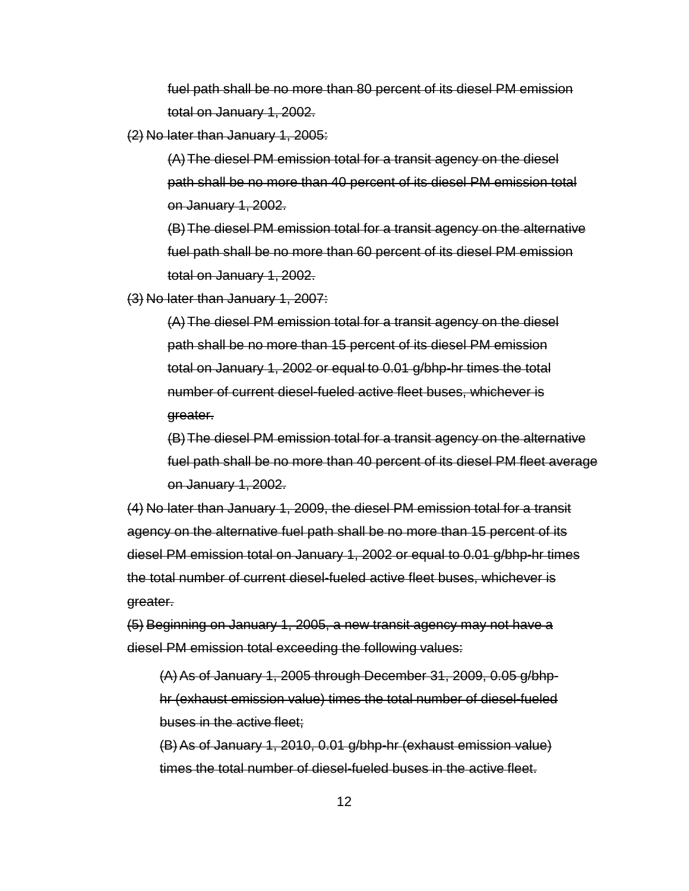~~fuel path shall be no more than 80 percent of its diesel PM emission total on January 1, 2002.~~

~~(2) No later than January 1, 2005:~~

~~(A) The diesel PM emission total for a transit agency on the diesel path shall be no more than 40 percent of its diesel PM emission total on January 1, 2002.~~

~~(B) The diesel PM emission total for a transit agency on the alternative fuel path shall be no more than 60 percent of its diesel PM emission total on January 1, 2002.~~

~~(3) No later than January 1, 2007:~~

~~(A) The diesel PM emission total for a transit agency on the diesel path shall be no more than 15 percent of its diesel PM emission total on January 1, 2002 or equal to 0.01 g/bhp-hr times the total number of current diesel-fueled active fleet buses, whichever is greater.~~

~~(B) The diesel PM emission total for a transit agency on the alternative fuel path shall be no more than 40 percent of its diesel PM fleet average on January 1, 2002.~~

~~(4) No later than January 1, 2009, the diesel PM emission total for a transit agency on the alternative fuel path shall be no more than 15 percent of its diesel PM emission total on January 1, 2002 or equal to 0.01 g/bhp-hr times the total number of current diesel-fueled active fleet buses, whichever is greater.~~

~~(5) Beginning on January 1, 2005, a new transit agency may not have a diesel PM emission total exceeding the following values:~~

~~(A) As of January 1, 2005 through December 31, 2009, 0.05 g/bhp-hr (exhaust emission value) times the total number of diesel-fueled buses in the active fleet;~~

~~(B) As of January 1, 2010, 0.01 g/bhp-hr (exhaust emission value) times the total number of diesel-fueled buses in the active fleet.~~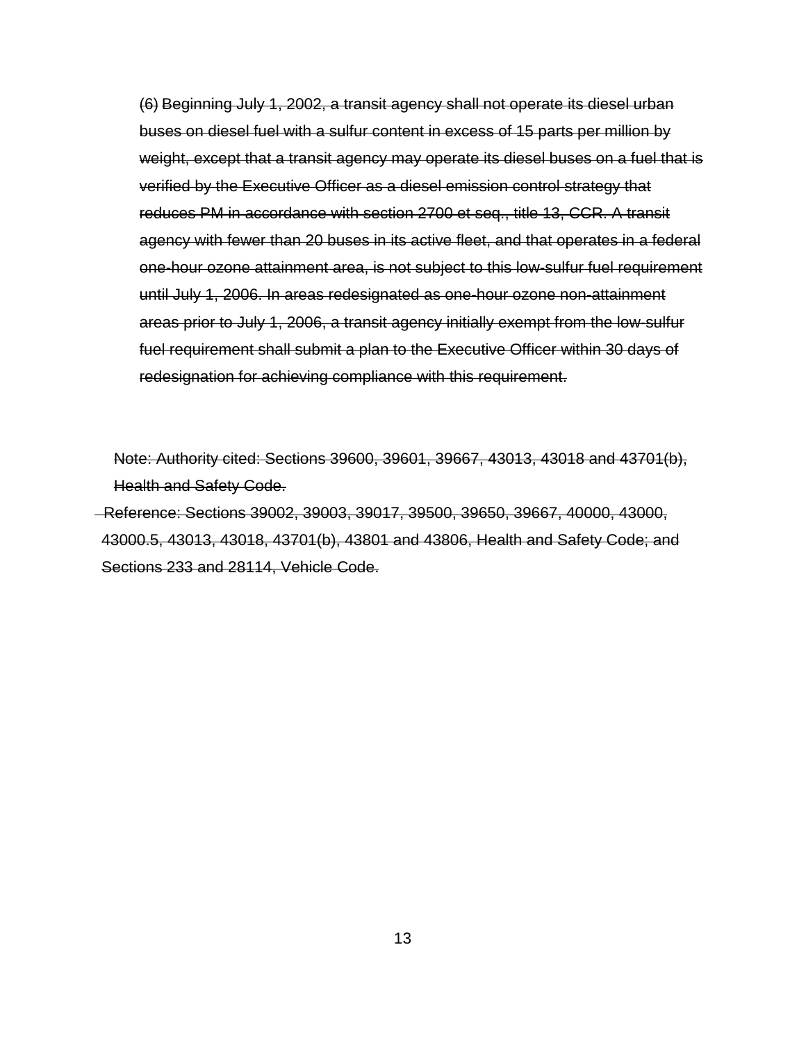~~(6) Beginning July 1, 2002, a transit agency shall not operate its diesel urban buses on diesel fuel with a sulfur content in excess of 15 parts per million by weight, except that a transit agency may operate its diesel buses on a fuel that is verified by the Executive Officer as a diesel emission control strategy that reduces PM in accordance with section 2700 et seq., title 13, CCR. A transit agency with fewer than 20 buses in its active fleet, and that operates in a federal one-hour ozone attainment area, is not subject to this low-sulfur fuel requirement until July 1, 2006. In areas redesignated as one-hour ozone non-attainment areas prior to July 1, 2006, a transit agency initially exempt from the low-sulfur fuel requirement shall submit a plan to the Executive Officer within 30 days of redesignation for achieving compliance with this requirement.~~

~~Note: Authority cited: Sections 39600, 39601, 39667, 43013, 43018 and 43701(b), Health and Safety Code.~~

~~Reference: Sections 39002, 39003, 39017, 39500, 39650, 39667, 40000, 43000, 43000.5, 43013, 43018, 43701(b), 43801 and 43806, Health and Safety Code; and Sections 233 and 28114, Vehicle Code.~~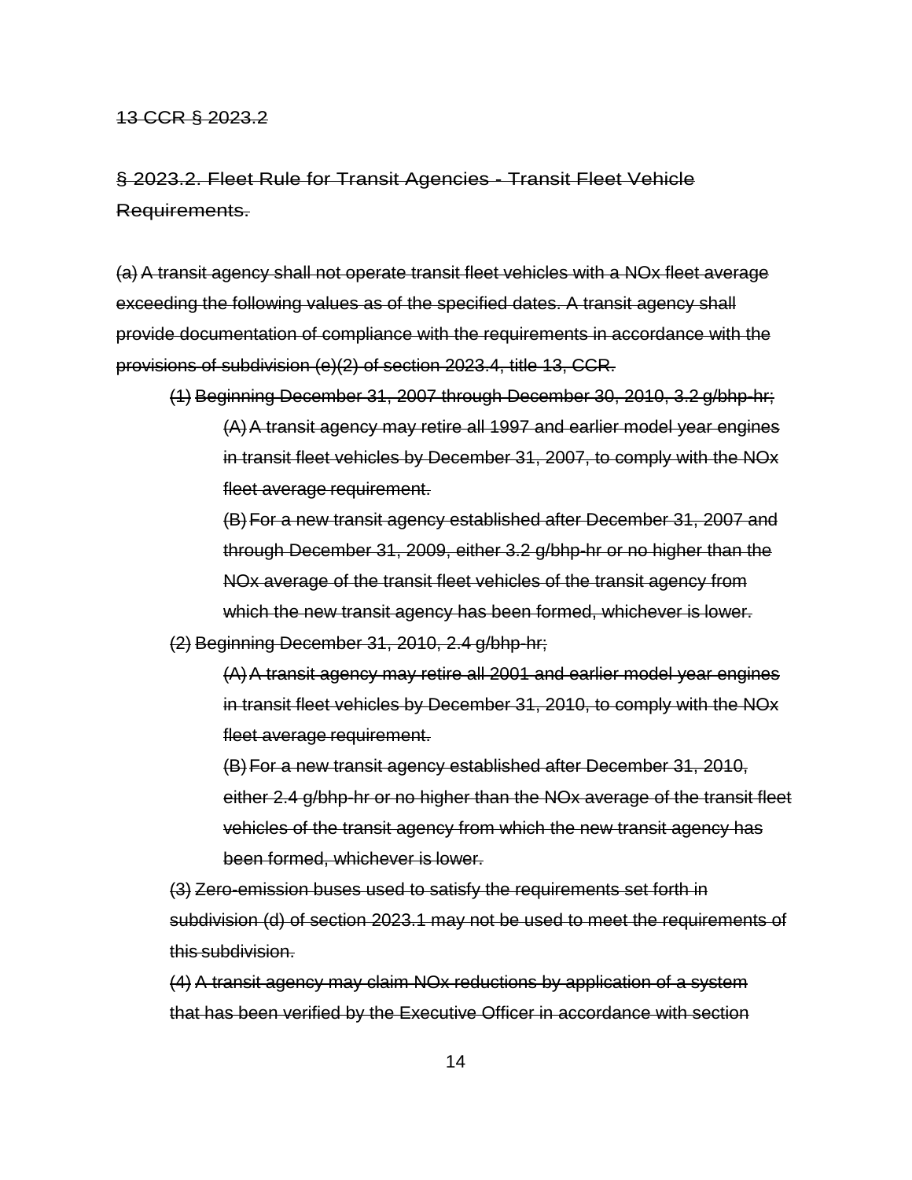~~13 CCR § 2023.2~~

## ~~§ 2023.2. Fleet Rule for Transit Agencies - Transit Fleet Vehicle Requirements.~~

~~(a) A transit agency shall not operate transit fleet vehicles with a NOx fleet average exceeding the following values as of the specified dates. A transit agency shall provide documentation of compliance with the requirements in accordance with the provisions of subdivision (e)(2) of section 2023.4, title 13, CCR.~~

~~(1) Beginning December 31, 2007 through December 30, 2010, 3.2 g/bhp-hr;~~

~~(A) A transit agency may retire all 1997 and earlier model year engines in transit fleet vehicles by December 31, 2007, to comply with the NOx fleet average requirement.~~

~~(B) For a new transit agency established after December 31, 2007 and through December 31, 2009, either 3.2 g/bhp-hr or no higher than the NOx average of the transit fleet vehicles of the transit agency from which the new transit agency has been formed, whichever is lower.~~

~~(2) Beginning December 31, 2010, 2.4 g/bhp-hr;~~

~~(A) A transit agency may retire all 2001 and earlier model year engines in transit fleet vehicles by December 31, 2010, to comply with the NOx fleet average requirement.~~

~~(B) For a new transit agency established after December 31, 2010, either 2.4 g/bhp-hr or no higher than the NOx average of the transit fleet vehicles of the transit agency from which the new transit agency has been formed, whichever is lower.~~

~~(3) Zero-emission buses used to satisfy the requirements set forth in subdivision (d) of section 2023.1 may not be used to meet the requirements of this subdivision.~~

~~(4) A transit agency may claim NOx reductions by application of a system that has been verified by the Executive Officer in accordance with section~~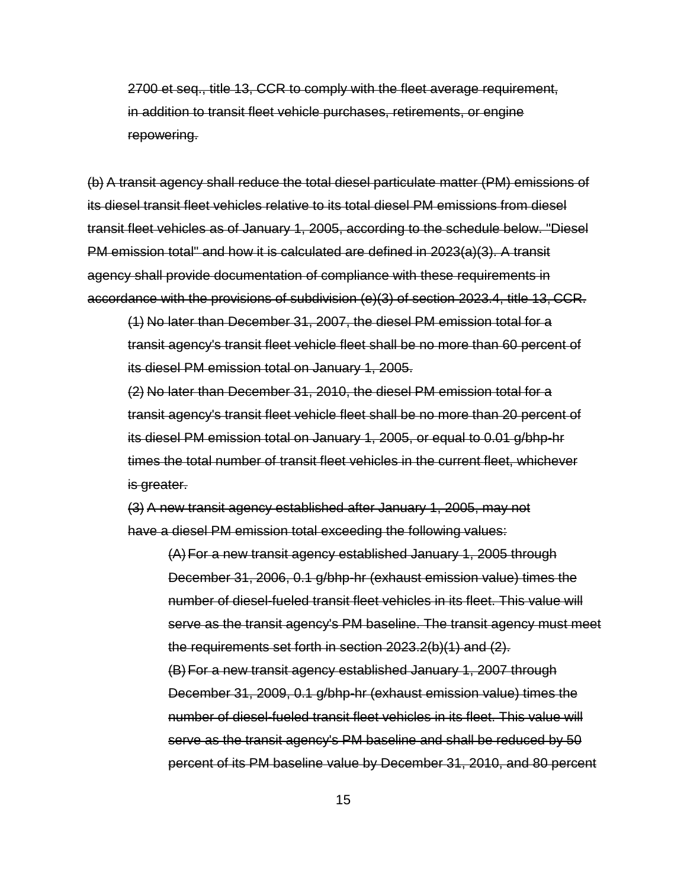~~2700 et seq., title 13, CCR to comply with the fleet average requirement, in addition to transit fleet vehicle purchases, retirements, or engine repowering.~~

~~(b) A transit agency shall reduce the total diesel particulate matter (PM) emissions of its diesel transit fleet vehicles relative to its total diesel PM emissions from diesel transit fleet vehicles as of January 1, 2005, according to the schedule below. "Diesel PM emission total" and how it is calculated are defined in 2023(a)(3). A transit agency shall provide documentation of compliance with these requirements in accordance with the provisions of subdivision (e)(3) of section 2023.4, title 13, CCR.~~

~~(1) No later than December 31, 2007, the diesel PM emission total for a transit agency's transit fleet vehicle fleet shall be no more than 60 percent of its diesel PM emission total on January 1, 2005.~~

~~(2) No later than December 31, 2010, the diesel PM emission total for a transit agency's transit fleet vehicle fleet shall be no more than 20 percent of its diesel PM emission total on January 1, 2005, or equal to 0.01 g/bhp-hr times the total number of transit fleet vehicles in the current fleet, whichever is greater.~~

~~(3) A new transit agency established after January 1, 2005, may not have a diesel PM emission total exceeding the following values:~~

~~(A) For a new transit agency established January 1, 2005 through December 31, 2006, 0.1 g/bhp-hr (exhaust emission value) times the number of diesel-fueled transit fleet vehicles in its fleet. This value will serve as the transit agency's PM baseline. The transit agency must meet the requirements set forth in section 2023.2(b)(1) and (2).~~

~~(B) For a new transit agency established January 1, 2007 through December 31, 2009, 0.1 g/bhp-hr (exhaust emission value) times the number of diesel-fueled transit fleet vehicles in its fleet. This value will serve as the transit agency's PM baseline and shall be reduced by 50 percent of its PM baseline value by December 31, 2010, and 80 percent~~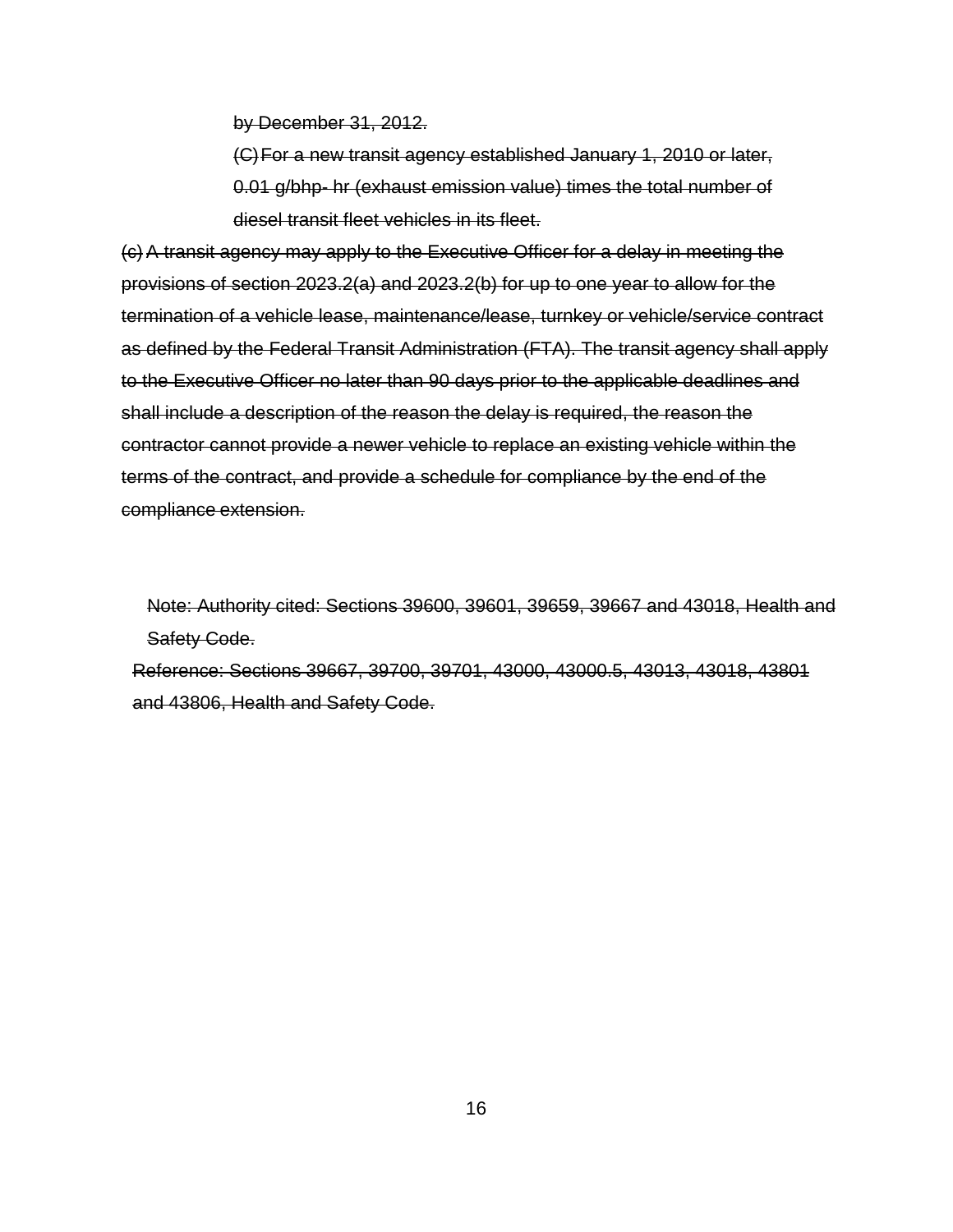~~by December 31, 2012.~~

~~(C) For a new transit agency established January 1, 2010 or later, 0.01 g/bhp- hr (exhaust emission value) times the total number of diesel transit fleet vehicles in its fleet.~~

~~(c) A transit agency may apply to the Executive Officer for a delay in meeting the provisions of section 2023.2(a) and 2023.2(b) for up to one year to allow for the termination of a vehicle lease, maintenance/lease, turnkey or vehicle/service contract as defined by the Federal Transit Administration (FTA). The transit agency shall apply to the Executive Officer no later than 90 days prior to the applicable deadlines and shall include a description of the reason the delay is required, the reason the contractor cannot provide a newer vehicle to replace an existing vehicle within the terms of the contract, and provide a schedule for compliance by the end of the compliance extension.~~

~~Note: Authority cited: Sections 39600, 39601, 39659, 39667 and 43018, Health and Safety Code.~~

~~Reference: Sections 39667, 39700, 39701, 43000, 43000.5, 43013, 43018, 43801 and 43806, Health and Safety Code.~~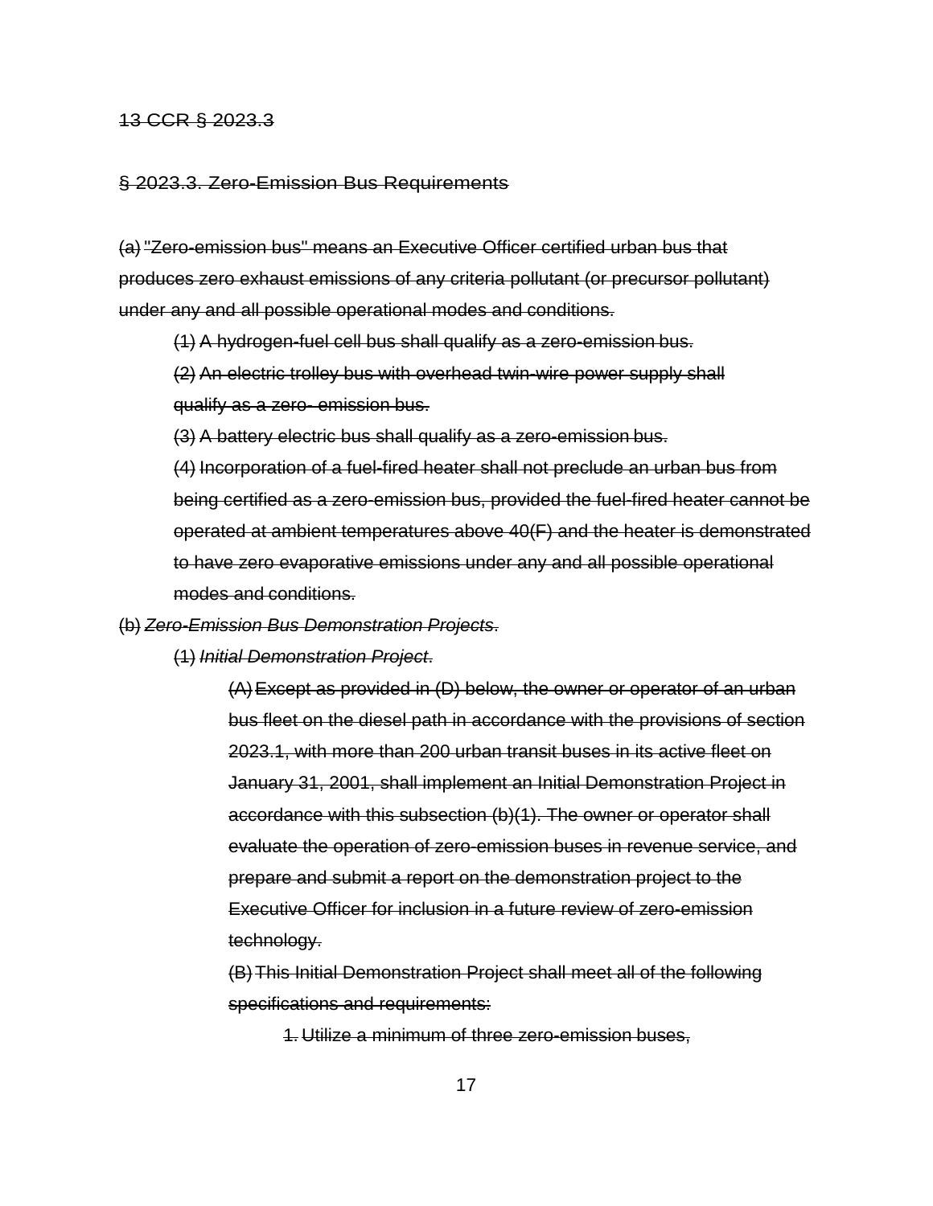~~13 CCR § 2023.3~~

~~§ 2023.3. Zero-Emission Bus Requirements~~

~~(a) "Zero-emission bus" means an Executive Officer certified urban bus that produces zero exhaust emissions of any criteria pollutant (or precursor pollutant) under any and all possible operational modes and conditions.~~

> ~~(1) A hydrogen-fuel cell bus shall qualify as a zero-emission bus.~~
>
> ~~(2) An electric trolley bus with overhead twin-wire power supply shall qualify as a zero- emission bus.~~
>
> ~~(3) A battery electric bus shall qualify as a zero-emission bus.~~
>
> ~~(4) Incorporation of a fuel-fired heater shall not preclude an urban bus from being certified as a zero-emission bus, provided the fuel-fired heater cannot be operated at ambient temperatures above 40(F) and the heater is demonstrated to have zero evaporative emissions under any and all possible operational modes and conditions.~~

~~(b) *Zero-Emission Bus Demonstration Projects*.~~

> ~~(1) *Initial Demonstration Project*.~~
>
> > ~~(A) Except as provided in (D) below, the owner or operator of an urban bus fleet on the diesel path in accordance with the provisions of section 2023.1, with more than 200 urban transit buses in its active fleet on January 31, 2001, shall implement an Initial Demonstration Project in accordance with this subsection (b)(1). The owner or operator shall evaluate the operation of zero-emission buses in revenue service, and prepare and submit a report on the demonstration project to the Executive Officer for inclusion in a future review of zero-emission technology.~~
> >
> > ~~(B) This Initial Demonstration Project shall meet all of the following specifications and requirements:~~
> >
> > > ~~1. Utilize a minimum of three zero-emission buses,~~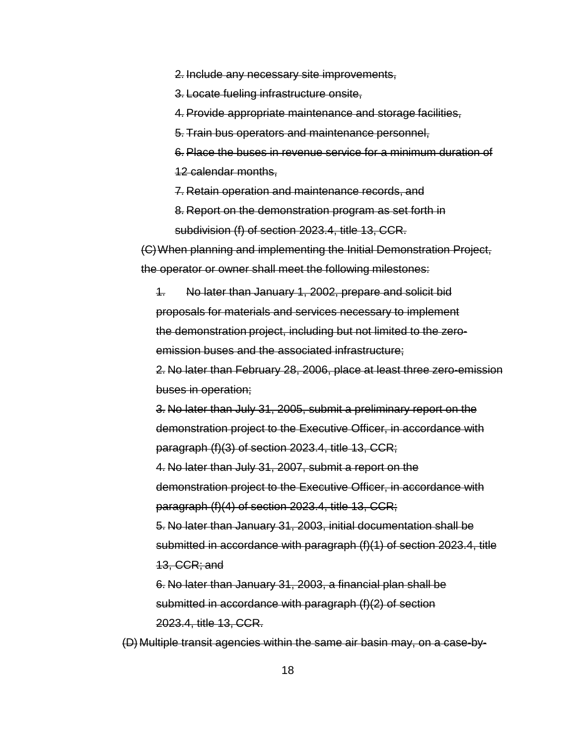~~2. Include any necessary site improvements,~~

~~3. Locate fueling infrastructure onsite,~~

~~4. Provide appropriate maintenance and storage facilities,~~

~~5. Train bus operators and maintenance personnel,~~

~~6. Place the buses in revenue service for a minimum duration of 12 calendar months,~~

~~7. Retain operation and maintenance records, and~~

~~8. Report on the demonstration program as set forth in subdivision (f) of section 2023.4, title 13, CCR.~~

~~(C) When planning and implementing the Initial Demonstration Project, the operator or owner shall meet the following milestones:~~

~~1. No later than January 1, 2002, prepare and solicit bid proposals for materials and services necessary to implement the demonstration project, including but not limited to the zero-emission buses and the associated infrastructure;~~

~~2. No later than February 28, 2006, place at least three zero-emission buses in operation;~~

~~3. No later than July 31, 2005, submit a preliminary report on the demonstration project to the Executive Officer, in accordance with paragraph (f)(3) of section 2023.4, title 13, CCR;~~

~~4. No later than July 31, 2007, submit a report on the demonstration project to the Executive Officer, in accordance with paragraph (f)(4) of section 2023.4, title 13, CCR;~~

~~5. No later than January 31, 2003, initial documentation shall be submitted in accordance with paragraph (f)(1) of section 2023.4, title 13, CCR; and~~

~~6. No later than January 31, 2003, a financial plan shall be submitted in accordance with paragraph (f)(2) of section 2023.4, title 13, CCR.~~

~~(D) Multiple transit agencies within the same air basin may, on a case-by-~~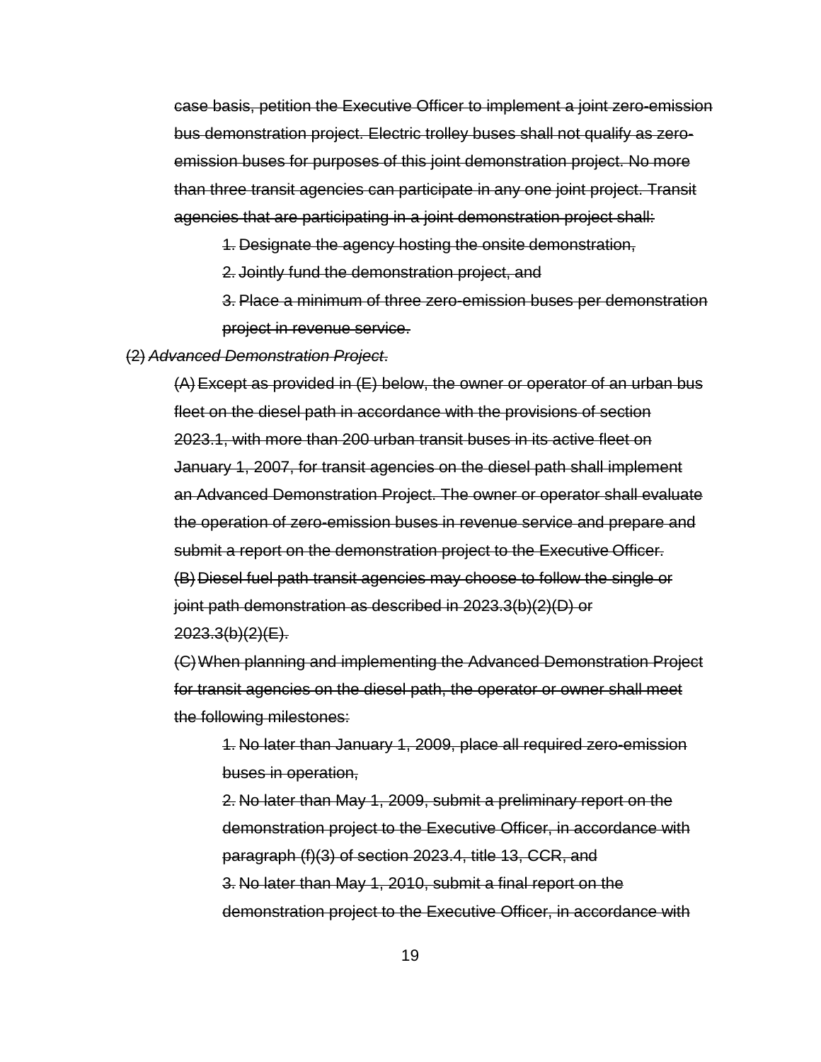~~case basis, petition the Executive Officer to implement a joint zero-emission bus demonstration project. Electric trolley buses shall not qualify as zero-emission buses for purposes of this joint demonstration project. No more than three transit agencies can participate in any one joint project. Transit agencies that are participating in a joint demonstration project shall:~~

~~1. Designate the agency hosting the onsite demonstration,~~

~~2. Jointly fund the demonstration project, and~~

~~3. Place a minimum of three zero-emission buses per demonstration project in revenue service.~~

~~(2) *Advanced Demonstration Project*.~~

~~(A) Except as provided in (E) below, the owner or operator of an urban bus fleet on the diesel path in accordance with the provisions of section 2023.1, with more than 200 urban transit buses in its active fleet on January 1, 2007, for transit agencies on the diesel path shall implement an Advanced Demonstration Project. The owner or operator shall evaluate the operation of zero-emission buses in revenue service and prepare and submit a report on the demonstration project to the Executive Officer.~~

~~(B) Diesel fuel path transit agencies may choose to follow the single or joint path demonstration as described in 2023.3(b)(2)(D) or 2023.3(b)(2)(E).~~

~~(C) When planning and implementing the Advanced Demonstration Project for transit agencies on the diesel path, the operator or owner shall meet the following milestones:~~

~~1. No later than January 1, 2009, place all required zero-emission buses in operation,~~

~~2. No later than May 1, 2009, submit a preliminary report on the demonstration project to the Executive Officer, in accordance with paragraph (f)(3) of section 2023.4, title 13, CCR, and~~

~~3. No later than May 1, 2010, submit a final report on the demonstration project to the Executive Officer, in accordance with~~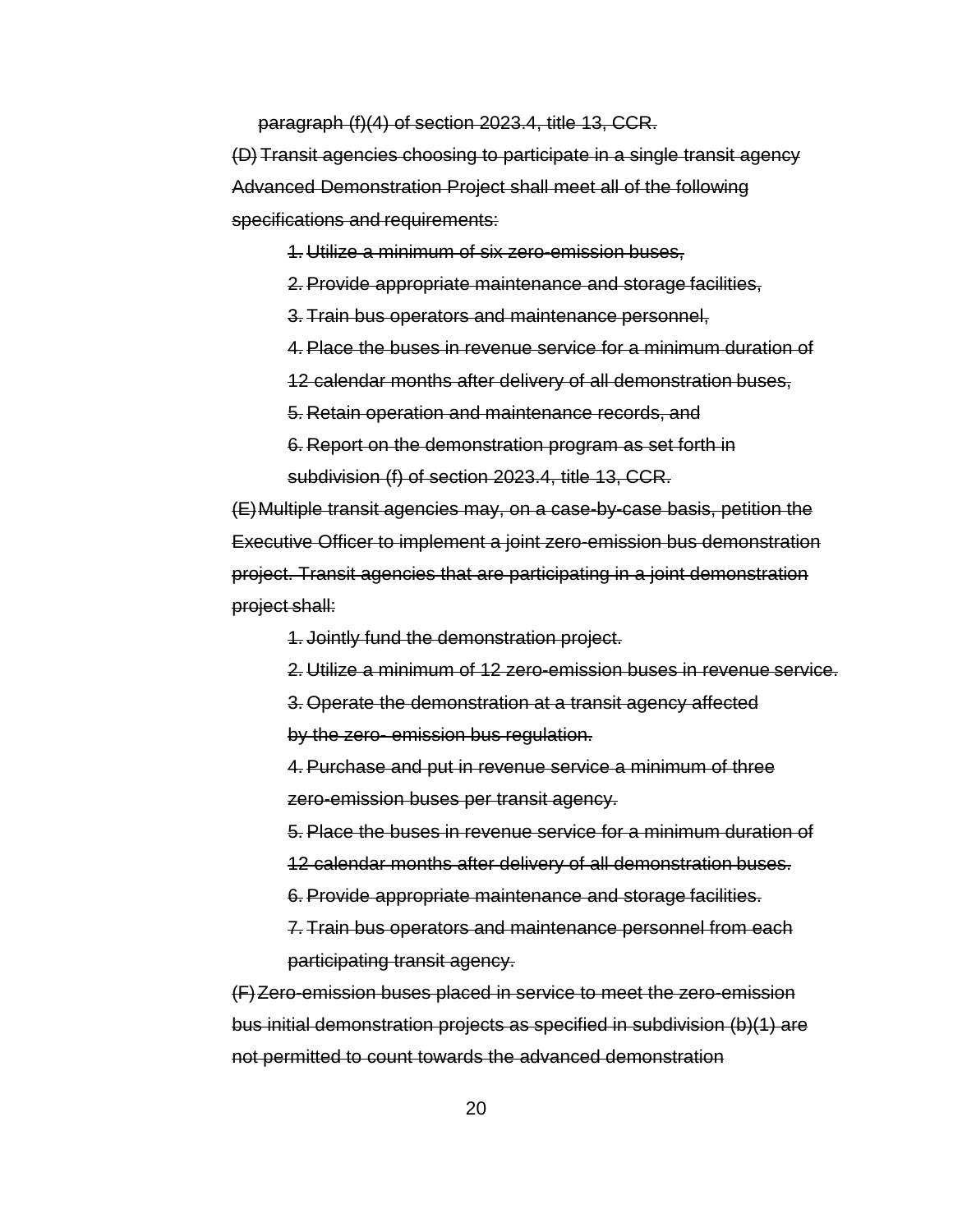~~paragraph (f)(4) of section 2023.4, title 13, CCR.~~

~~(D) Transit agencies choosing to participate in a single transit agency Advanced Demonstration Project shall meet all of the following specifications and requirements:~~

~~1. Utilize a minimum of six zero-emission buses,~~

~~2. Provide appropriate maintenance and storage facilities,~~

~~3. Train bus operators and maintenance personnel,~~

~~4. Place the buses in revenue service for a minimum duration of 12 calendar months after delivery of all demonstration buses,~~

~~5. Retain operation and maintenance records, and~~

~~6. Report on the demonstration program as set forth in subdivision (f) of section 2023.4, title 13, CCR.~~

~~(E) Multiple transit agencies may, on a case-by-case basis, petition the Executive Officer to implement a joint zero-emission bus demonstration project. Transit agencies that are participating in a joint demonstration project shall:~~

~~1. Jointly fund the demonstration project.~~

~~2. Utilize a minimum of 12 zero-emission buses in revenue service.~~

~~3. Operate the demonstration at a transit agency affected by the zero- emission bus regulation.~~

~~4. Purchase and put in revenue service a minimum of three zero-emission buses per transit agency.~~

~~5. Place the buses in revenue service for a minimum duration of 12 calendar months after delivery of all demonstration buses.~~

~~6. Provide appropriate maintenance and storage facilities.~~

~~7. Train bus operators and maintenance personnel from each participating transit agency.~~

~~(F) Zero-emission buses placed in service to meet the zero-emission bus initial demonstration projects as specified in subdivision (b)(1) are not permitted to count towards the advanced demonstration~~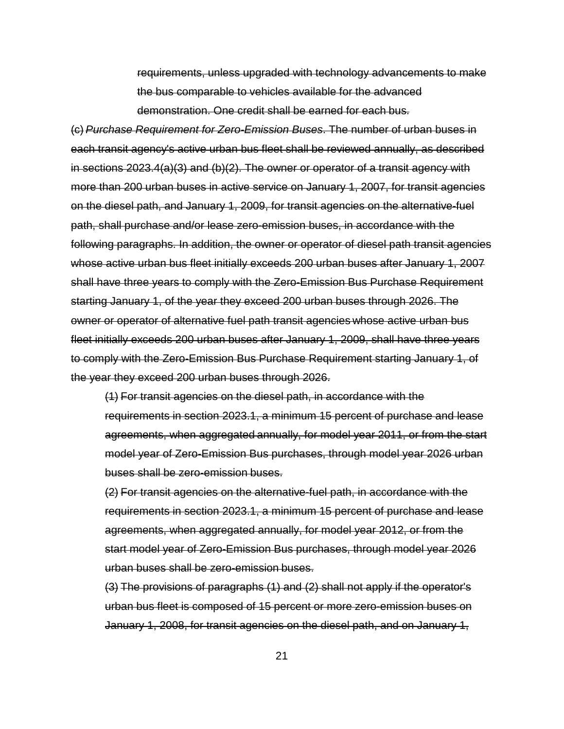~~requirements, unless upgraded with technology advancements to make the bus comparable to vehicles available for the advanced demonstration. One credit shall be earned for each bus.~~

~~(c)~~ ~~*Purchase Requirement for Zero-Emission Buses*. The number of urban buses in each transit agency's active urban bus fleet shall be reviewed annually, as described in sections 2023.4(a)(3) and (b)(2). The owner or operator of a transit agency with more than 200 urban buses in active service on January 1, 2007, for transit agencies on the diesel path, and January 1, 2009, for transit agencies on the alternative-fuel path, shall purchase and/or lease zero-emission buses, in accordance with the following paragraphs. In addition, the owner or operator of diesel path transit agencies whose active urban bus fleet initially exceeds 200 urban buses after January 1, 2007 shall have three years to comply with the Zero-Emission Bus Purchase Requirement starting January 1, of the year they exceed 200 urban buses through 2026. The owner or operator of alternative fuel path transit agencies whose active urban bus fleet initially exceeds 200 urban buses after January 1, 2009, shall have three years to comply with the Zero-Emission Bus Purchase Requirement starting January 1, of the year they exceed 200 urban buses through 2026.~~

~~(1) For transit agencies on the diesel path, in accordance with the requirements in section 2023.1, a minimum 15 percent of purchase and lease agreements, when aggregated annually, for model year 2011, or from the start model year of Zero-Emission Bus purchases, through model year 2026 urban buses shall be zero-emission buses.~~

~~(2) For transit agencies on the alternative-fuel path, in accordance with the requirements in section 2023.1, a minimum 15 percent of purchase and lease agreements, when aggregated annually, for model year 2012, or from the start model year of Zero-Emission Bus purchases, through model year 2026 urban buses shall be zero-emission buses.~~

~~(3) The provisions of paragraphs (1) and (2) shall not apply if the operator's urban bus fleet is composed of 15 percent or more zero-emission buses on January 1, 2008, for transit agencies on the diesel path, and on January 1,~~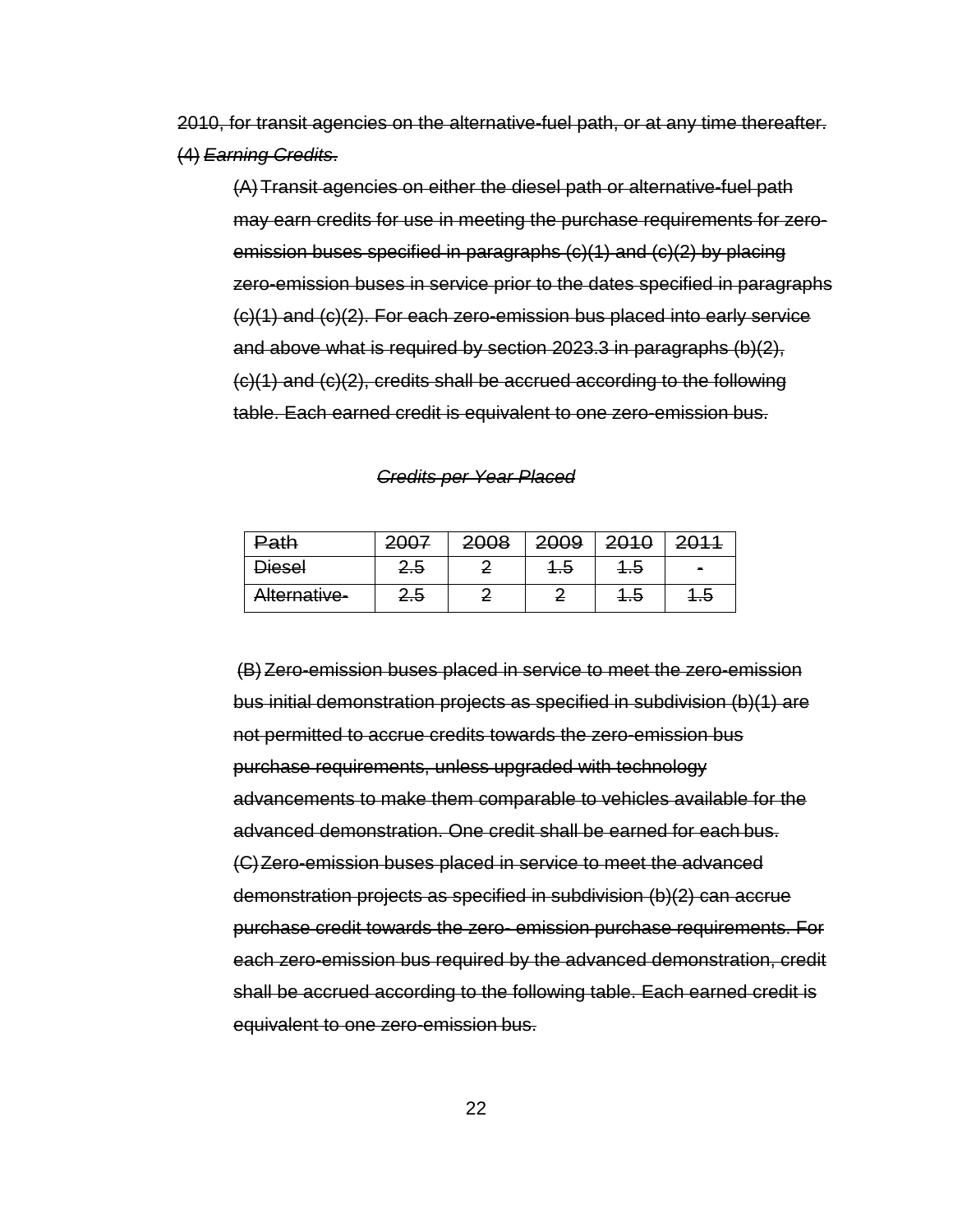~~2010, for transit agencies on the alternative-fuel path, or at any time thereafter.~~

~~(4) *Earning Credits.*~~

~~(A) Transit agencies on either the diesel path or alternative-fuel path may earn credits for use in meeting the purchase requirements for zero-emission buses specified in paragraphs (c)(1) and (c)(2) by placing zero-emission buses in service prior to the dates specified in paragraphs (c)(1) and (c)(2). For each zero-emission bus placed into early service and above what is required by section 2023.3 in paragraphs (b)(2), (c)(1) and (c)(2), credits shall be accrued according to the following table. Each earned credit is equivalent to one zero-emission bus.~~

~~*Credits per Year Placed*~~

| ~~Path~~ | ~~2007~~ | ~~2008~~ | ~~2009~~ | ~~2010~~ | ~~2011~~ |
|---|---|---|---|---|---|
| ~~Diesel~~ | ~~2.5~~ | ~~2~~ | ~~1.5~~ | ~~1.5~~ | ~~-~~ |
| ~~Alternative-~~ | ~~2.5~~ | ~~2~~ | ~~2~~ | ~~1.5~~ | ~~1.5~~ |

~~(B) Zero-emission buses placed in service to meet the zero-emission bus initial demonstration projects as specified in subdivision (b)(1) are not permitted to accrue credits towards the zero-emission bus purchase requirements, unless upgraded with technology advancements to make them comparable to vehicles available for the advanced demonstration. One credit shall be earned for each bus.~~

~~(C) Zero-emission buses placed in service to meet the advanced demonstration projects as specified in subdivision (b)(2) can accrue purchase credit towards the zero- emission purchase requirements. For each zero-emission bus required by the advanced demonstration, credit shall be accrued according to the following table. Each earned credit is equivalent to one zero-emission bus.~~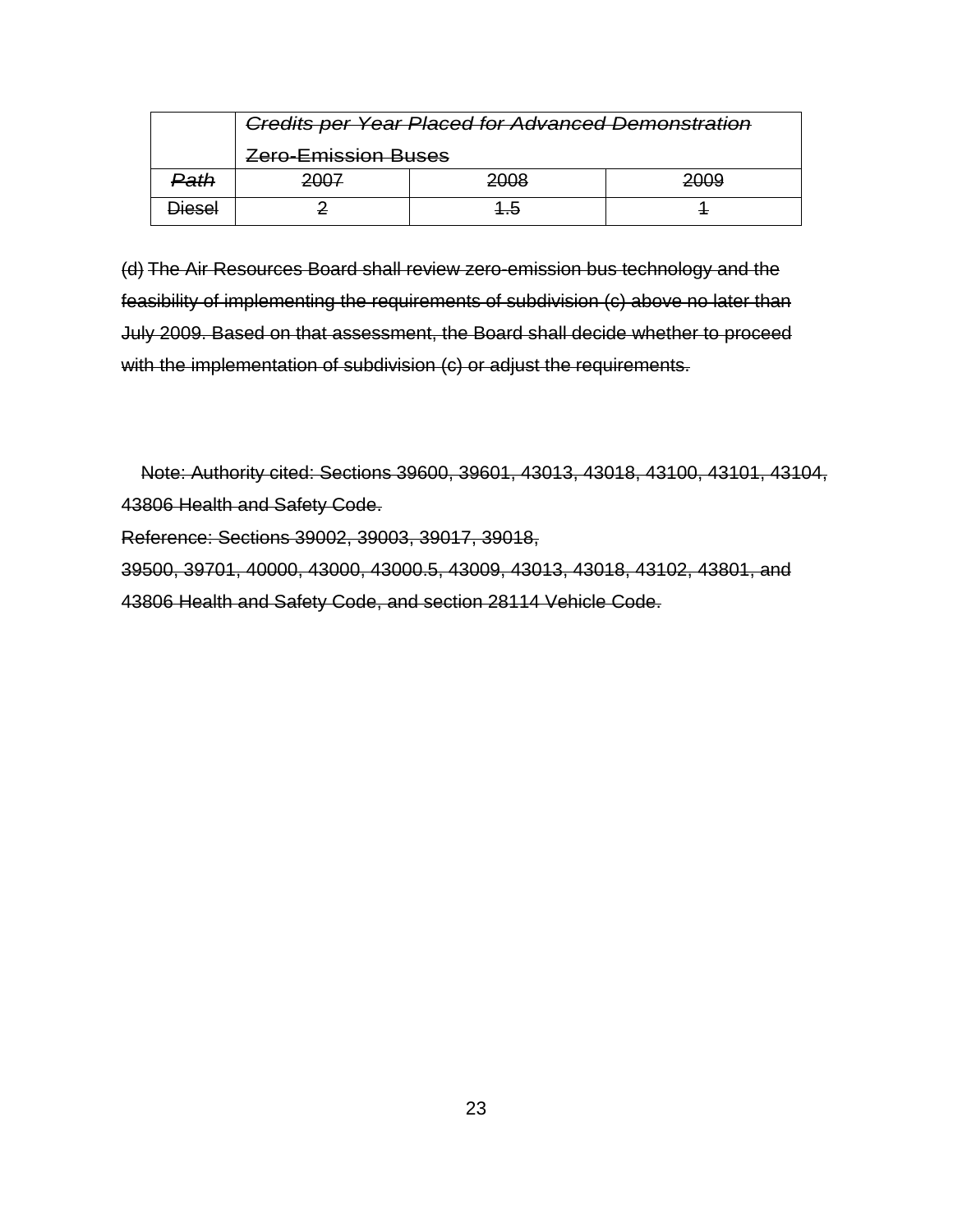| | *~~Credits per Year Placed for Advanced Demonstration~~* ~~Zero-Emission Buses~~ | | |
|---|---|---|---|
| *~~Path~~* | ~~2007~~ | ~~2008~~ | ~~2009~~ |
| ~~Diesel~~ | ~~2~~ | ~~1.5~~ | ~~1~~ |

~~(d) The Air Resources Board shall review zero-emission bus technology and the feasibility of implementing the requirements of subdivision (c) above no later than July 2009. Based on that assessment, the Board shall decide whether to proceed with the implementation of subdivision (c) or adjust the requirements.~~

~~Note: Authority cited: Sections 39600, 39601, 43013, 43018, 43100, 43101, 43104, 43806 Health and Safety Code.~~
~~Reference: Sections 39002, 39003, 39017, 39018, 39500, 39701, 40000, 43000, 43000.5, 43009, 43013, 43018, 43102, 43801, and 43806 Health and Safety Code, and section 28114 Vehicle Code.~~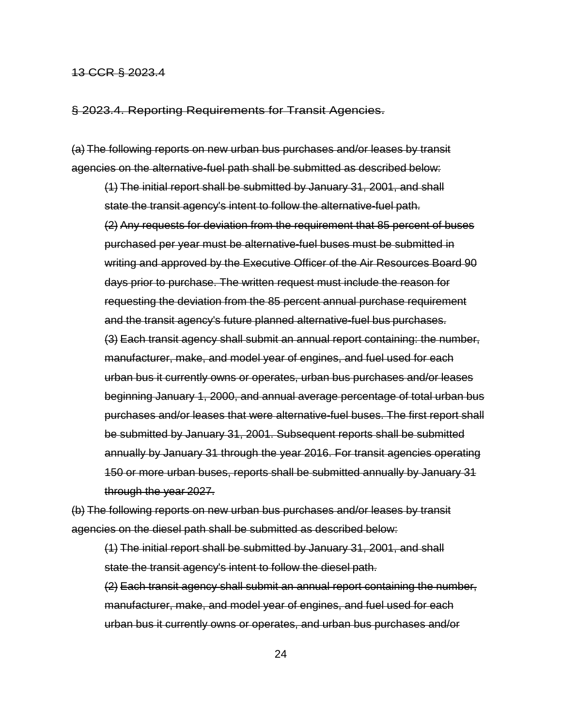~~13 CCR § 2023.4~~

## ~~§ 2023.4. Reporting Requirements for Transit Agencies.~~

~~(a) The following reports on new urban bus purchases and/or leases by transit agencies on the alternative-fuel path shall be submitted as described below:~~

> ~~(1) The initial report shall be submitted by January 31, 2001, and shall state the transit agency's intent to follow the alternative-fuel path.~~
>
> ~~(2) Any requests for deviation from the requirement that 85 percent of buses purchased per year must be alternative-fuel buses must be submitted in writing and approved by the Executive Officer of the Air Resources Board 90 days prior to purchase. The written request must include the reason for requesting the deviation from the 85 percent annual purchase requirement and the transit agency's future planned alternative-fuel bus purchases.~~
>
> ~~(3) Each transit agency shall submit an annual report containing: the number, manufacturer, make, and model year of engines, and fuel used for each urban bus it currently owns or operates, urban bus purchases and/or leases beginning January 1, 2000, and annual average percentage of total urban bus purchases and/or leases that were alternative-fuel buses. The first report shall be submitted by January 31, 2001. Subsequent reports shall be submitted annually by January 31 through the year 2016. For transit agencies operating 150 or more urban buses, reports shall be submitted annually by January 31 through the year 2027.~~

~~(b) The following reports on new urban bus purchases and/or leases by transit agencies on the diesel path shall be submitted as described below:~~

> ~~(1) The initial report shall be submitted by January 31, 2001, and shall state the transit agency's intent to follow the diesel path.~~
>
> ~~(2) Each transit agency shall submit an annual report containing the number, manufacturer, make, and model year of engines, and fuel used for each urban bus it currently owns or operates, and urban bus purchases and/or~~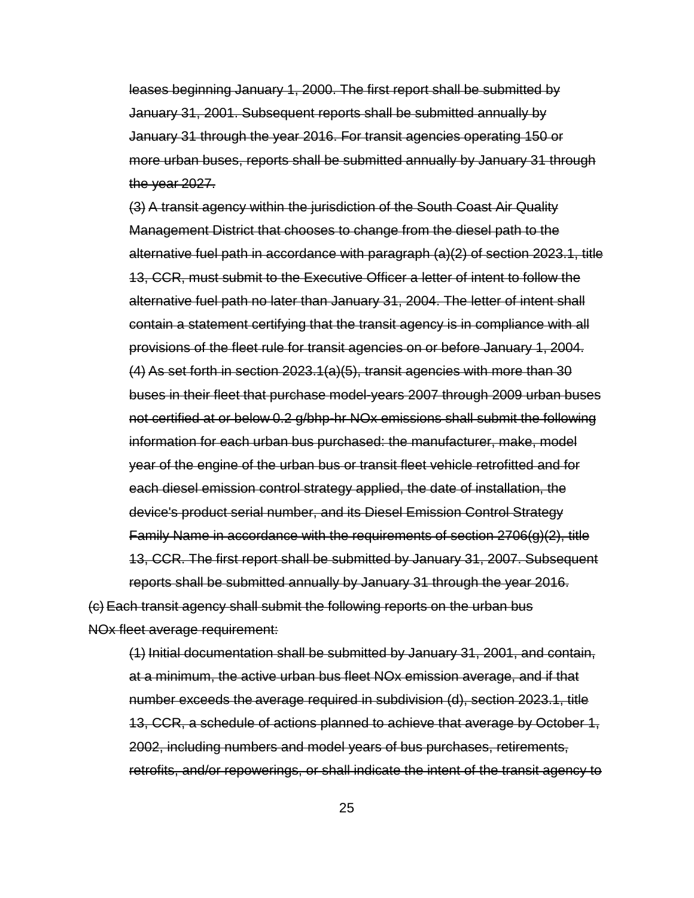~~leases beginning January 1, 2000. The first report shall be submitted by January 31, 2001. Subsequent reports shall be submitted annually by January 31 through the year 2016. For transit agencies operating 150 or more urban buses, reports shall be submitted annually by January 31 through the year 2027.~~

~~(3) A transit agency within the jurisdiction of the South Coast Air Quality Management District that chooses to change from the diesel path to the alternative fuel path in accordance with paragraph (a)(2) of section 2023.1, title 13, CCR, must submit to the Executive Officer a letter of intent to follow the alternative fuel path no later than January 31, 2004. The letter of intent shall contain a statement certifying that the transit agency is in compliance with all provisions of the fleet rule for transit agencies on or before January 1, 2004.~~

~~(4) As set forth in section 2023.1(a)(5), transit agencies with more than 30 buses in their fleet that purchase model-years 2007 through 2009 urban buses not certified at or below 0.2 g/bhp-hr NOx emissions shall submit the following information for each urban bus purchased: the manufacturer, make, model year of the engine of the urban bus or transit fleet vehicle retrofitted and for each diesel emission control strategy applied, the date of installation, the device's product serial number, and its Diesel Emission Control Strategy Family Name in accordance with the requirements of section 2706(g)(2), title 13, CCR. The first report shall be submitted by January 31, 2007. Subsequent reports shall be submitted annually by January 31 through the year 2016.~~

~~(c) Each transit agency shall submit the following reports on the urban bus NOx fleet average requirement:~~

~~(1) Initial documentation shall be submitted by January 31, 2001, and contain, at a minimum, the active urban bus fleet NOx emission average, and if that number exceeds the average required in subdivision (d), section 2023.1, title 13, CCR, a schedule of actions planned to achieve that average by October 1, 2002, including numbers and model years of bus purchases, retirements, retrofits, and/or repowerings, or shall indicate the intent of the transit agency to~~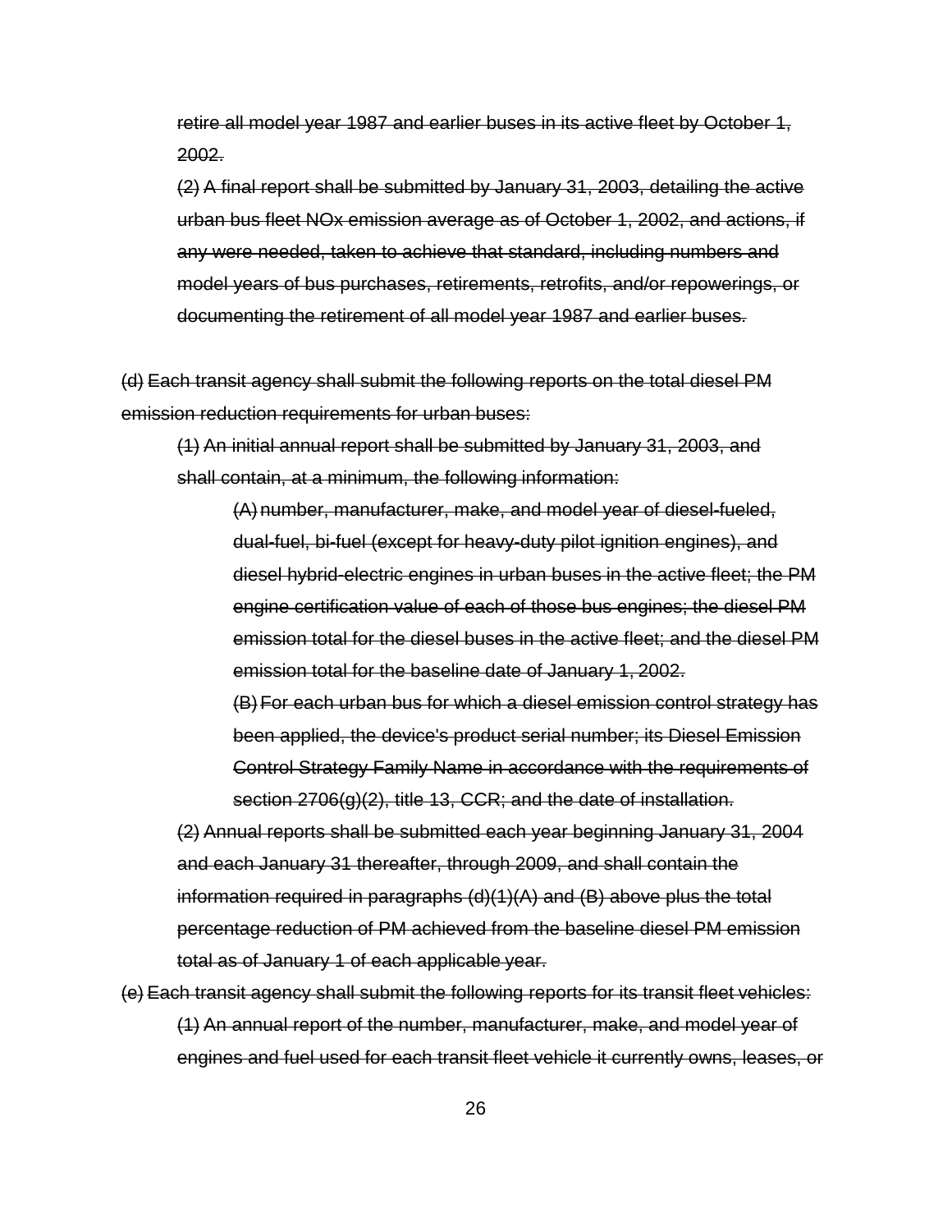~~retire all model year 1987 and earlier buses in its active fleet by October 1, 2002.~~

~~(2) A final report shall be submitted by January 31, 2003, detailing the active urban bus fleet NOx emission average as of October 1, 2002, and actions, if any were needed, taken to achieve that standard, including numbers and model years of bus purchases, retirements, retrofits, and/or repowerings, or documenting the retirement of all model year 1987 and earlier buses.~~

~~(d) Each transit agency shall submit the following reports on the total diesel PM emission reduction requirements for urban buses:~~

~~(1) An initial annual report shall be submitted by January 31, 2003, and shall contain, at a minimum, the following information:~~

~~(A) number, manufacturer, make, and model year of diesel-fueled, dual-fuel, bi-fuel (except for heavy-duty pilot ignition engines), and diesel hybrid-electric engines in urban buses in the active fleet; the PM engine certification value of each of those bus engines; the diesel PM emission total for the diesel buses in the active fleet; and the diesel PM emission total for the baseline date of January 1, 2002.~~

~~(B) For each urban bus for which a diesel emission control strategy has been applied, the device's product serial number; its Diesel Emission Control Strategy Family Name in accordance with the requirements of section 2706(g)(2), title 13, CCR; and the date of installation.~~

~~(2) Annual reports shall be submitted each year beginning January 31, 2004 and each January 31 thereafter, through 2009, and shall contain the information required in paragraphs (d)(1)(A) and (B) above plus the total percentage reduction of PM achieved from the baseline diesel PM emission total as of January 1 of each applicable year.~~

~~(e) Each transit agency shall submit the following reports for its transit fleet vehicles:~~

~~(1) An annual report of the number, manufacturer, make, and model year of engines and fuel used for each transit fleet vehicle it currently owns, leases, or~~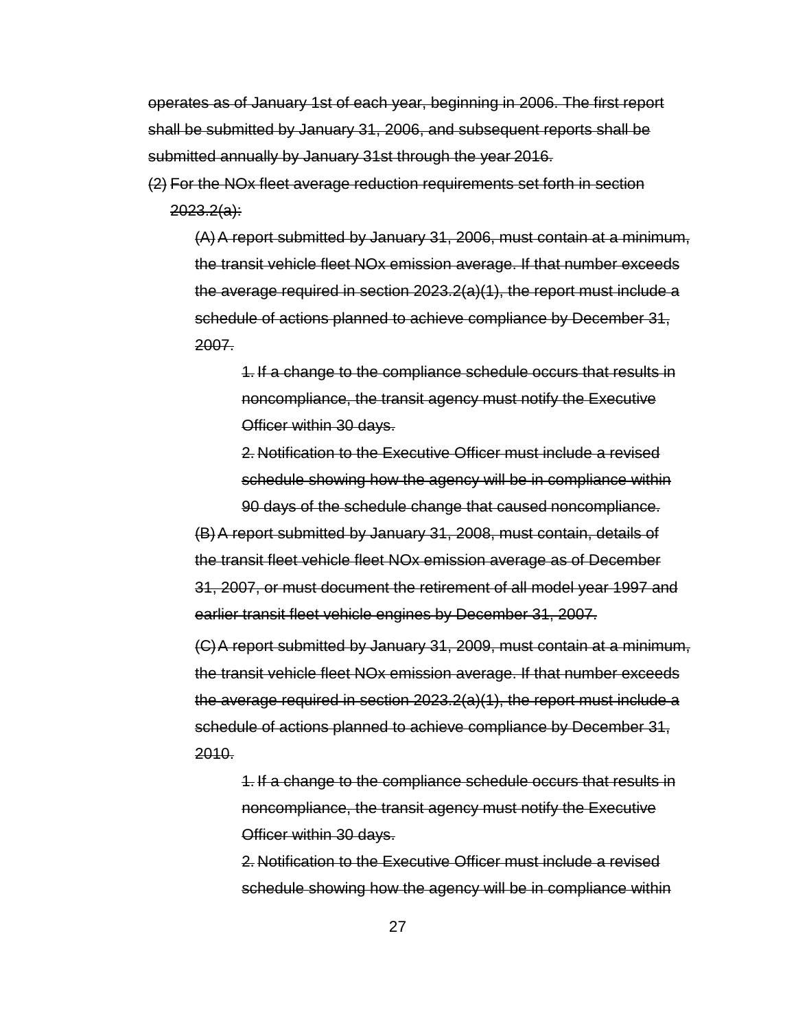~~operates as of January 1st of each year, beginning in 2006. The first report shall be submitted by January 31, 2006, and subsequent reports shall be submitted annually by January 31st through the year 2016.~~

~~(2) For the NOx fleet average reduction requirements set forth in section 2023.2(a):~~

~~(A) A report submitted by January 31, 2006, must contain at a minimum, the transit vehicle fleet NOx emission average. If that number exceeds the average required in section 2023.2(a)(1), the report must include a schedule of actions planned to achieve compliance by December 31, 2007.~~

~~1. If a change to the compliance schedule occurs that results in noncompliance, the transit agency must notify the Executive Officer within 30 days.~~

~~2. Notification to the Executive Officer must include a revised schedule showing how the agency will be in compliance within 90 days of the schedule change that caused noncompliance.~~

~~(B) A report submitted by January 31, 2008, must contain, details of the transit fleet vehicle fleet NOx emission average as of December 31, 2007, or must document the retirement of all model year 1997 and earlier transit fleet vehicle engines by December 31, 2007.~~

~~(C) A report submitted by January 31, 2009, must contain at a minimum, the transit vehicle fleet NOx emission average. If that number exceeds the average required in section 2023.2(a)(1), the report must include a schedule of actions planned to achieve compliance by December 31, 2010.~~

~~1. If a change to the compliance schedule occurs that results in noncompliance, the transit agency must notify the Executive Officer within 30 days.~~

~~2. Notification to the Executive Officer must include a revised schedule showing how the agency will be in compliance within~~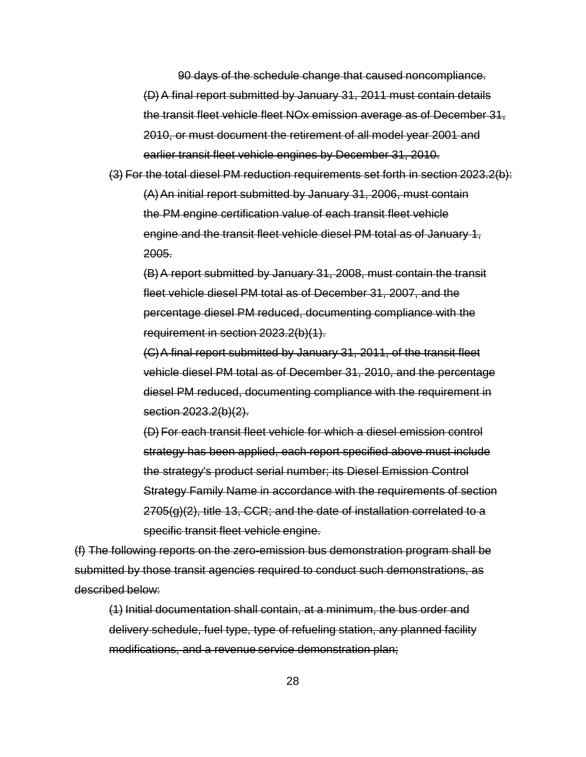~~90 days of the schedule change that caused noncompliance.~~

~~(D) A final report submitted by January 31, 2011 must contain details the transit fleet vehicle fleet NOx emission average as of December 31, 2010, or must document the retirement of all model year 2001 and earlier transit fleet vehicle engines by December 31, 2010.~~

~~(3) For the total diesel PM reduction requirements set forth in section 2023.2(b):~~

~~(A) An initial report submitted by January 31, 2006, must contain the PM engine certification value of each transit fleet vehicle engine and the transit fleet vehicle diesel PM total as of January 1, 2005.~~

~~(B) A report submitted by January 31, 2008, must contain the transit fleet vehicle diesel PM total as of December 31, 2007, and the percentage diesel PM reduced, documenting compliance with the requirement in section 2023.2(b)(1).~~

~~(C) A final report submitted by January 31, 2011, of the transit fleet vehicle diesel PM total as of December 31, 2010, and the percentage diesel PM reduced, documenting compliance with the requirement in section 2023.2(b)(2).~~

~~(D) For each transit fleet vehicle for which a diesel emission control strategy has been applied, each report specified above must include the strategy's product serial number; its Diesel Emission Control Strategy Family Name in accordance with the requirements of section 2705(g)(2), title 13, CCR; and the date of installation correlated to a specific transit fleet vehicle engine.~~

~~(f) The following reports on the zero-emission bus demonstration program shall be submitted by those transit agencies required to conduct such demonstrations, as described below:~~

~~(1) Initial documentation shall contain, at a minimum, the bus order and delivery schedule, fuel type, type of refueling station, any planned facility modifications, and a revenue service demonstration plan;~~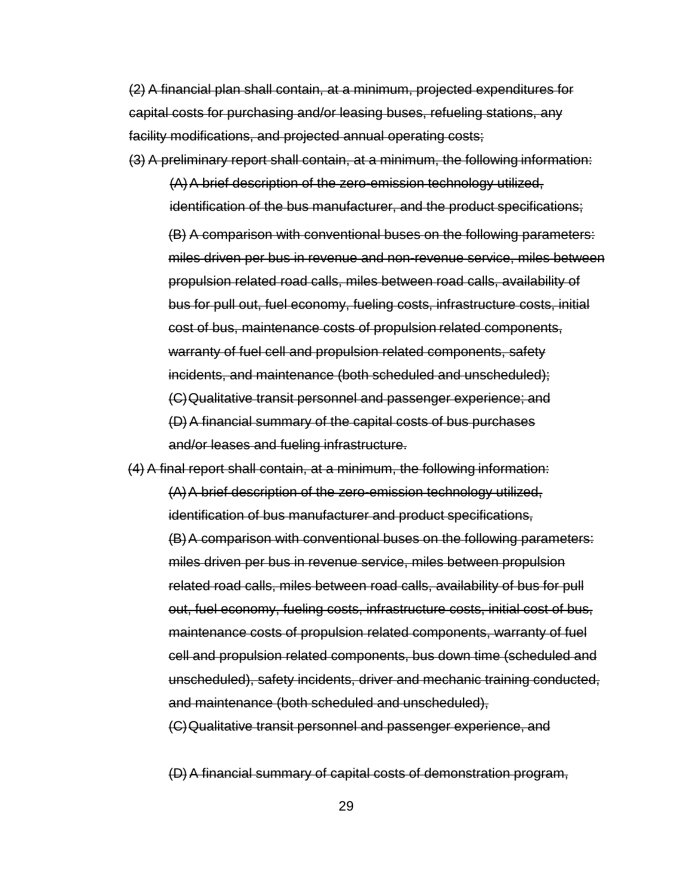~~(2) A financial plan shall contain, at a minimum, projected expenditures for capital costs for purchasing and/or leasing buses, refueling stations, any facility modifications, and projected annual operating costs;~~

~~(3) A preliminary report shall contain, at a minimum, the following information:~~

~~(A) A brief description of the zero-emission technology utilized, identification of the bus manufacturer, and the product specifications;~~

~~(B) A comparison with conventional buses on the following parameters: miles driven per bus in revenue and non-revenue service, miles between propulsion related road calls, miles between road calls, availability of bus for pull out, fuel economy, fueling costs, infrastructure costs, initial cost of bus, maintenance costs of propulsion related components, warranty of fuel cell and propulsion related components, safety incidents, and maintenance (both scheduled and unscheduled);~~

~~(C) Qualitative transit personnel and passenger experience; and~~

~~(D) A financial summary of the capital costs of bus purchases and/or leases and fueling infrastructure.~~

~~(4) A final report shall contain, at a minimum, the following information:~~

~~(A) A brief description of the zero-emission technology utilized, identification of bus manufacturer and product specifications,~~

~~(B) A comparison with conventional buses on the following parameters: miles driven per bus in revenue service, miles between propulsion related road calls, miles between road calls, availability of bus for pull out, fuel economy, fueling costs, infrastructure costs, initial cost of bus, maintenance costs of propulsion related components, warranty of fuel cell and propulsion related components, bus down time (scheduled and unscheduled), safety incidents, driver and mechanic training conducted, and maintenance (both scheduled and unscheduled),~~

~~(C) Qualitative transit personnel and passenger experience, and~~

~~(D) A financial summary of capital costs of demonstration program,~~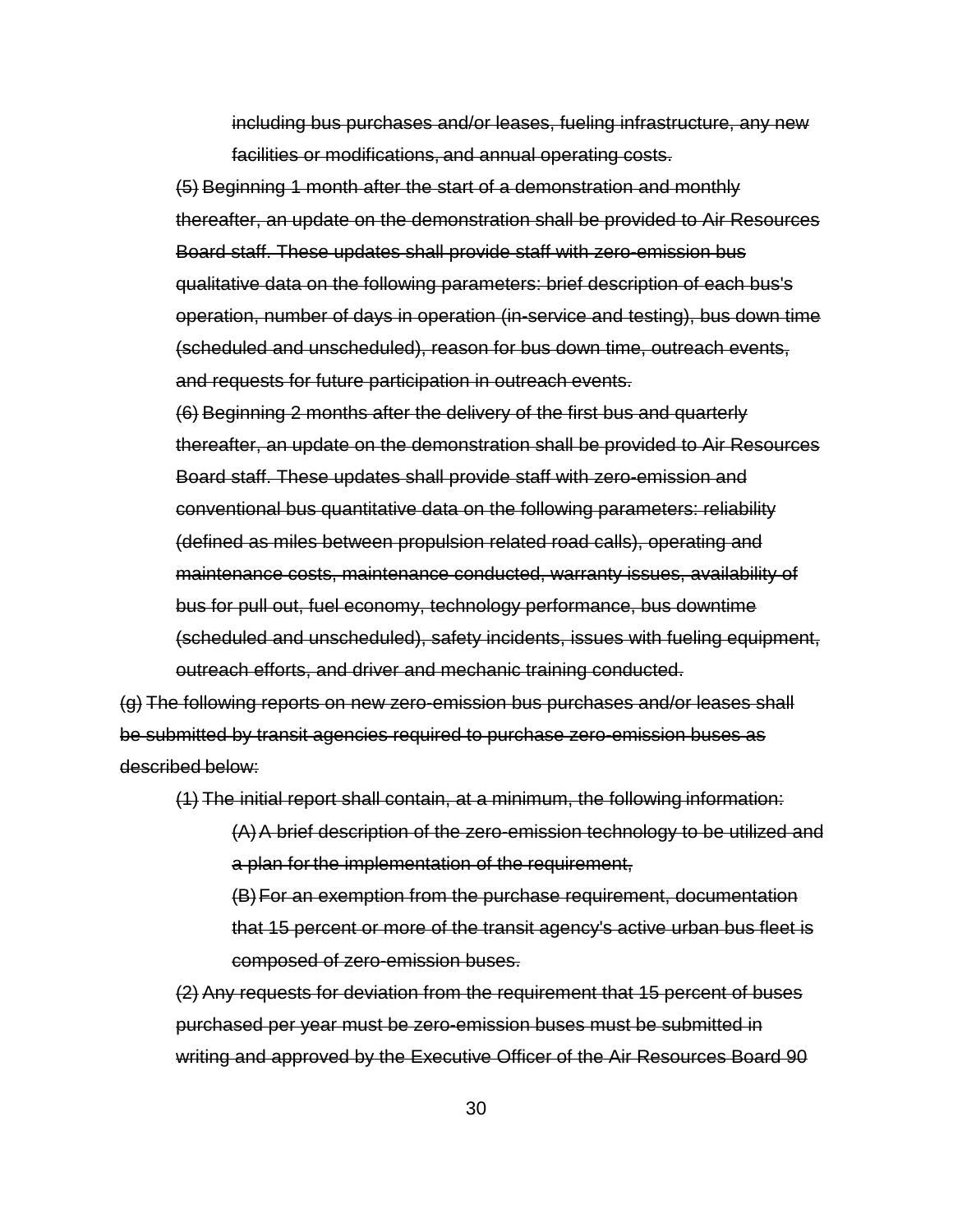~~including bus purchases and/or leases, fueling infrastructure, any new facilities or modifications, and annual operating costs.~~

~~(5) Beginning 1 month after the start of a demonstration and monthly thereafter, an update on the demonstration shall be provided to Air Resources Board staff. These updates shall provide staff with zero-emission bus qualitative data on the following parameters: brief description of each bus's operation, number of days in operation (in-service and testing), bus down time (scheduled and unscheduled), reason for bus down time, outreach events, and requests for future participation in outreach events.~~

~~(6) Beginning 2 months after the delivery of the first bus and quarterly thereafter, an update on the demonstration shall be provided to Air Resources Board staff. These updates shall provide staff with zero-emission and conventional bus quantitative data on the following parameters: reliability (defined as miles between propulsion related road calls), operating and maintenance costs, maintenance conducted, warranty issues, availability of bus for pull out, fuel economy, technology performance, bus downtime (scheduled and unscheduled), safety incidents, issues with fueling equipment, outreach efforts, and driver and mechanic training conducted.~~

~~(g) The following reports on new zero-emission bus purchases and/or leases shall be submitted by transit agencies required to purchase zero-emission buses as described below:~~

~~(1) The initial report shall contain, at a minimum, the following information:~~

~~(A) A brief description of the zero-emission technology to be utilized and a plan for the implementation of the requirement,~~

~~(B) For an exemption from the purchase requirement, documentation that 15 percent or more of the transit agency's active urban bus fleet is composed of zero-emission buses.~~

~~(2) Any requests for deviation from the requirement that 15 percent of buses purchased per year must be zero-emission buses must be submitted in writing and approved by the Executive Officer of the Air Resources Board 90~~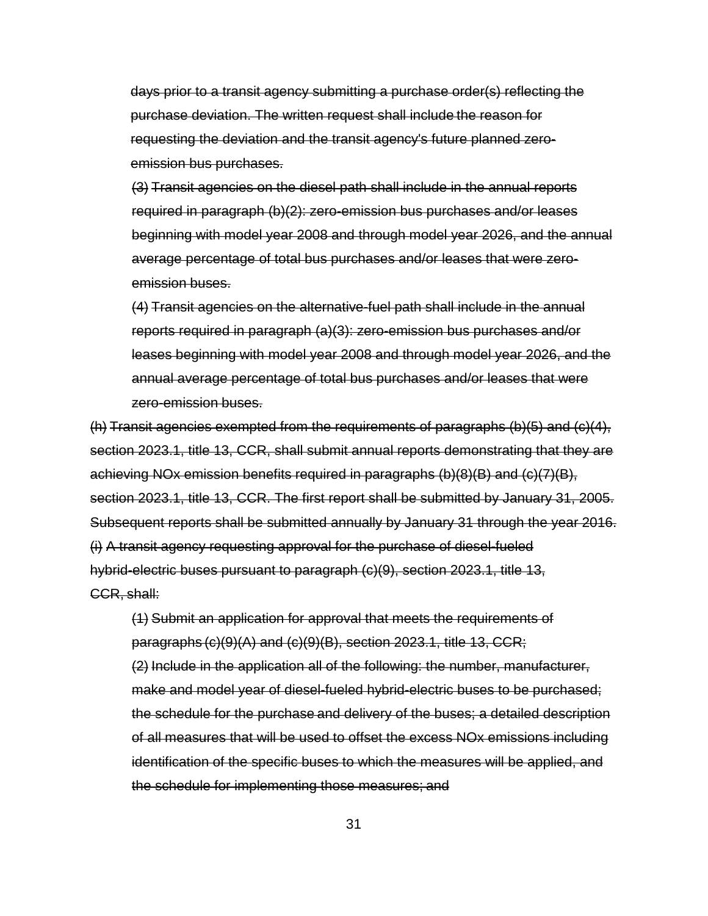~~days prior to a transit agency submitting a purchase order(s) reflecting the purchase deviation. The written request shall include the reason for requesting the deviation and the transit agency's future planned zero-emission bus purchases.~~

~~(3) Transit agencies on the diesel path shall include in the annual reports required in paragraph (b)(2): zero-emission bus purchases and/or leases beginning with model year 2008 and through model year 2026, and the annual average percentage of total bus purchases and/or leases that were zero-emission buses.~~

~~(4) Transit agencies on the alternative-fuel path shall include in the annual reports required in paragraph (a)(3): zero-emission bus purchases and/or leases beginning with model year 2008 and through model year 2026, and the annual average percentage of total bus purchases and/or leases that were zero-emission buses.~~

~~(h) Transit agencies exempted from the requirements of paragraphs (b)(5) and (c)(4), section 2023.1, title 13, CCR, shall submit annual reports demonstrating that they are achieving NOx emission benefits required in paragraphs (b)(8)(B) and (c)(7)(B), section 2023.1, title 13, CCR. The first report shall be submitted by January 31, 2005. Subsequent reports shall be submitted annually by January 31 through the year 2016.~~

~~(i) A transit agency requesting approval for the purchase of diesel-fueled hybrid-electric buses pursuant to paragraph (c)(9), section 2023.1, title 13, CCR, shall:~~

~~(1) Submit an application for approval that meets the requirements of paragraphs (c)(9)(A) and (c)(9)(B), section 2023.1, title 13, CCR;~~

~~(2) Include in the application all of the following: the number, manufacturer, make and model year of diesel-fueled hybrid-electric buses to be purchased; the schedule for the purchase and delivery of the buses; a detailed description of all measures that will be used to offset the excess NOx emissions including identification of the specific buses to which the measures will be applied, and the schedule for implementing those measures; and~~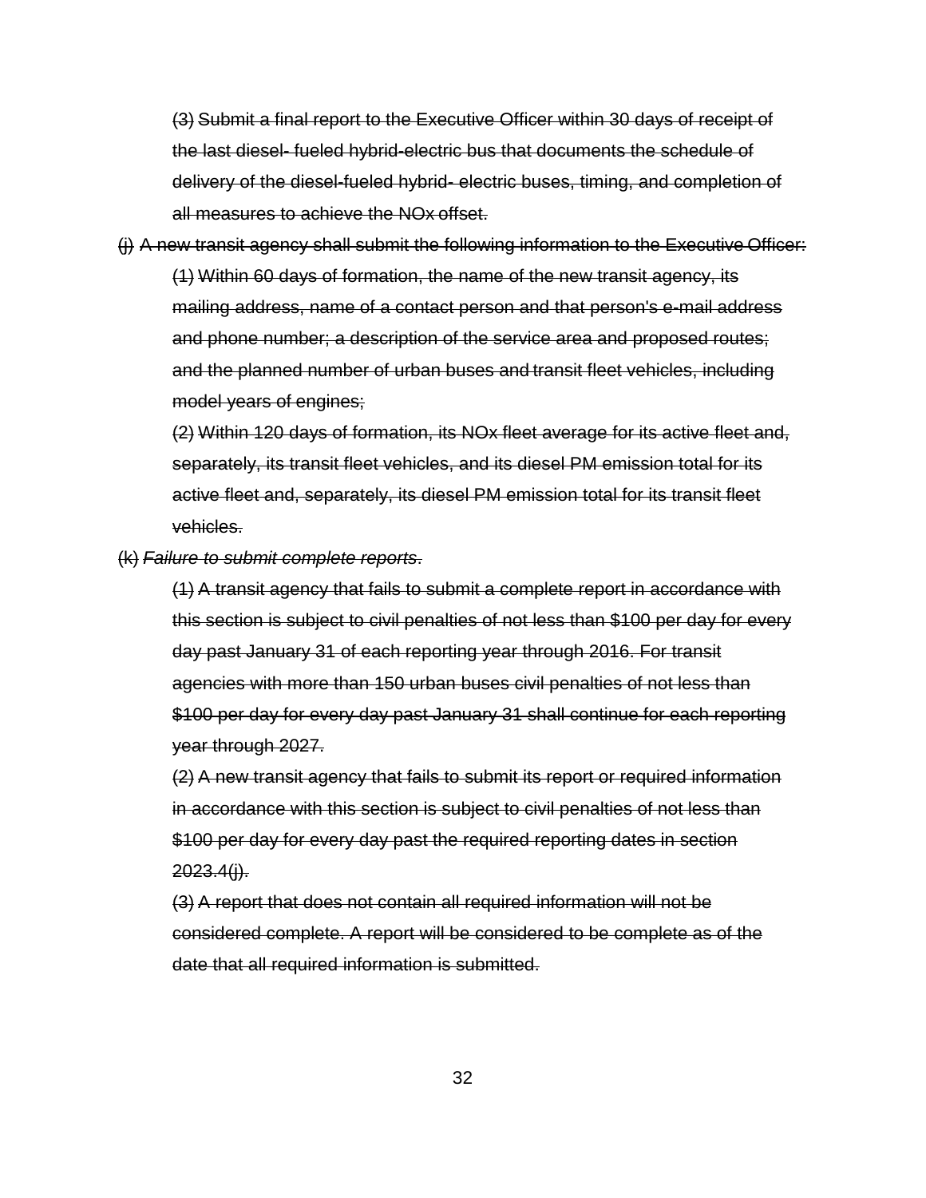~~(3) Submit a final report to the Executive Officer within 30 days of receipt of the last diesel- fueled hybrid-electric bus that documents the schedule of delivery of the diesel-fueled hybrid- electric buses, timing, and completion of all measures to achieve the NOx offset.~~

~~(j) A new transit agency shall submit the following information to the Executive Officer:~~

~~(1) Within 60 days of formation, the name of the new transit agency, its mailing address, name of a contact person and that person's e-mail address and phone number; a description of the service area and proposed routes; and the planned number of urban buses and transit fleet vehicles, including model years of engines;~~

~~(2) Within 120 days of formation, its NOx fleet average for its active fleet and, separately, its transit fleet vehicles, and its diesel PM emission total for its active fleet and, separately, its diesel PM emission total for its transit fleet vehicles.~~

~~(k) *Failure to submit complete reports*.~~

~~(1) A transit agency that fails to submit a complete report in accordance with this section is subject to civil penalties of not less than $100 per day for every day past January 31 of each reporting year through 2016. For transit agencies with more than 150 urban buses civil penalties of not less than $100 per day for every day past January 31 shall continue for each reporting year through 2027.~~

~~(2) A new transit agency that fails to submit its report or required information in accordance with this section is subject to civil penalties of not less than $100 per day for every day past the required reporting dates in section 2023.4(j).~~

~~(3) A report that does not contain all required information will not be considered complete. A report will be considered to be complete as of the date that all required information is submitted.~~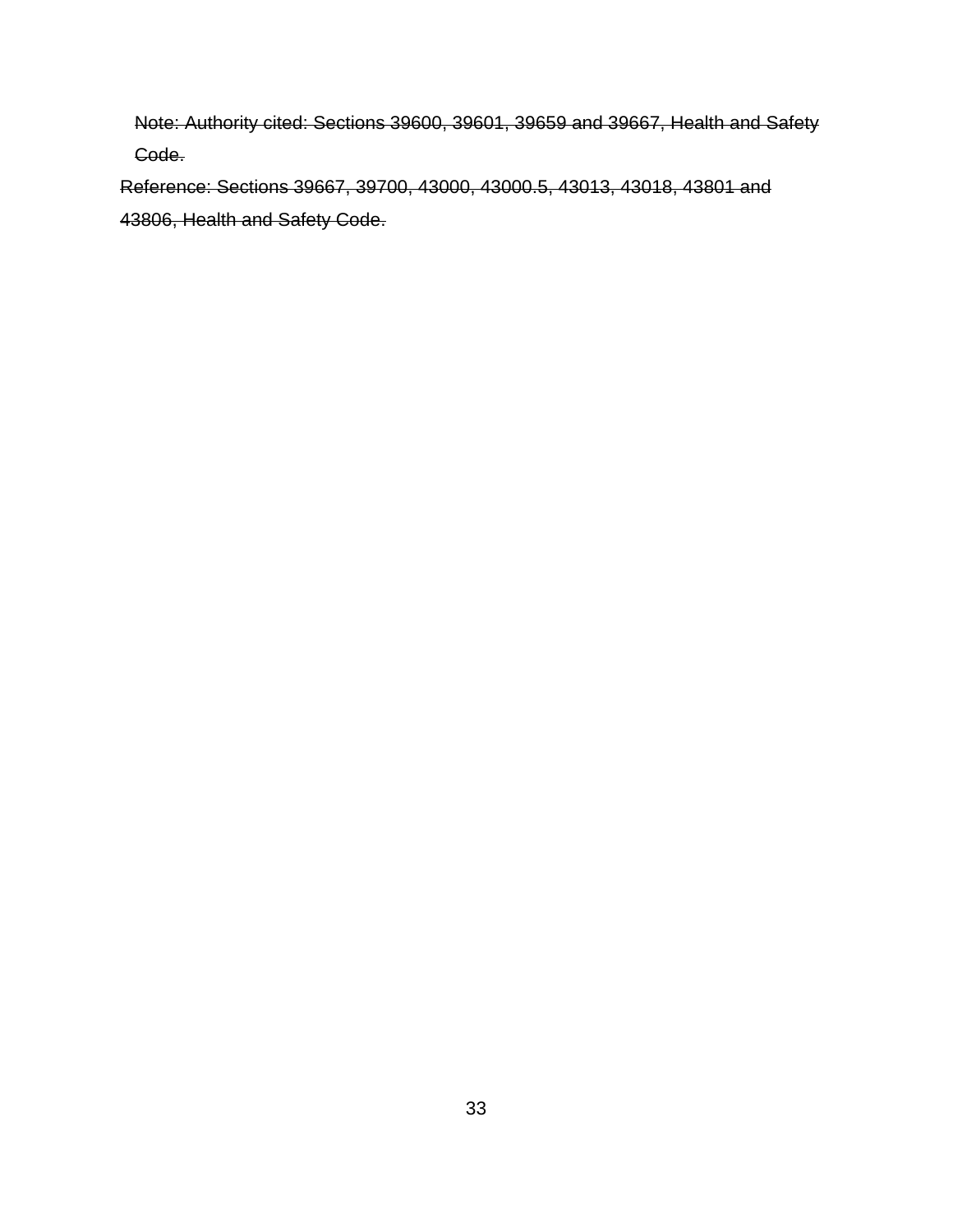~~Note: Authority cited: Sections 39600, 39601, 39659 and 39667, Health and Safety Code.~~

~~Reference: Sections 39667, 39700, 43000, 43000.5, 43013, 43018, 43801 and 43806, Health and Safety Code.~~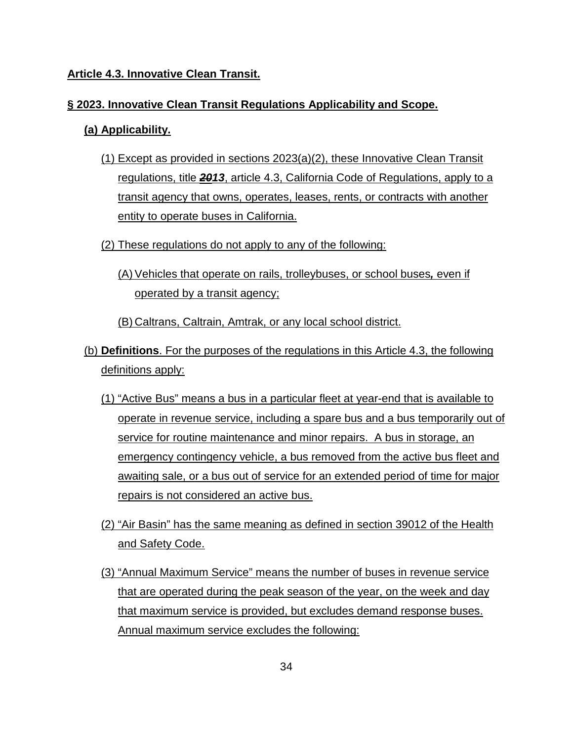**Article 4.3. Innovative Clean Transit.**

**§ 2023. Innovative Clean Transit Regulations Applicability and Scope.**

**(a) Applicability.**

(1) Except as provided in sections 2023(a)(2), these Innovative Clean Transit regulations, title ~~*20*~~*13*, article 4.3, California Code of Regulations, apply to a transit agency that owns, operates, leases, rents, or contracts with another entity to operate buses in California.

(2) These regulations do not apply to any of the following:

(A) Vehicles that operate on rails, trolleybuses, or school buses*,* even if operated by a transit agency;

(B) Caltrans, Caltrain, Amtrak, or any local school district.

(b) **Definitions**. For the purposes of the regulations in this Article 4.3, the following definitions apply:

(1) "Active Bus" means a bus in a particular fleet at year-end that is available to operate in revenue service, including a spare bus and a bus temporarily out of service for routine maintenance and minor repairs. A bus in storage, an emergency contingency vehicle, a bus removed from the active bus fleet and awaiting sale, or a bus out of service for an extended period of time for major repairs is not considered an active bus.

(2) "Air Basin" has the same meaning as defined in section 39012 of the Health and Safety Code.

(3) "Annual Maximum Service" means the number of buses in revenue service that are operated during the peak season of the year, on the week and day that maximum service is provided, but excludes demand response buses. Annual maximum service excludes the following: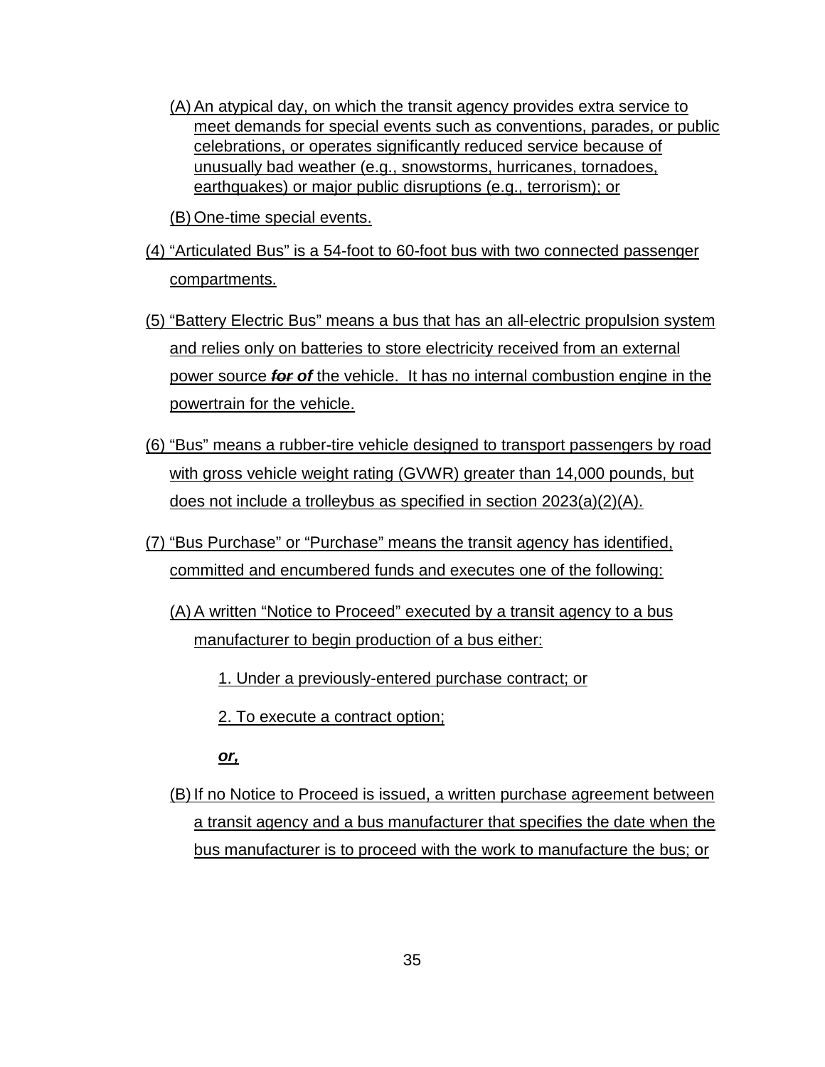(A) An atypical day, on which the transit agency provides extra service to meet demands for special events such as conventions, parades, or public celebrations, or operates significantly reduced service because of unusually bad weather (e.g., snowstorms, hurricanes, tornadoes, earthquakes) or major public disruptions (e.g., terrorism); or

(B) One-time special events.

(4) “Articulated Bus” is a 54-foot to 60-foot bus with two connected passenger compartments.

(5) “Battery Electric Bus” means a bus that has an all-electric propulsion system and relies only on batteries to store electricity received from an external power source ~~***for***~~ ***of*** the vehicle. It has no internal combustion engine in the powertrain for the vehicle.

(6) “Bus” means a rubber-tire vehicle designed to transport passengers by road with gross vehicle weight rating (GVWR) greater than 14,000 pounds, but does not include a trolleybus as specified in section 2023(a)(2)(A).

(7) “Bus Purchase” or “Purchase” means the transit agency has identified, committed and encumbered funds and executes one of the following:

(A) A written “Notice to Proceed” executed by a transit agency to a bus manufacturer to begin production of a bus either:

1. Under a previously-entered purchase contract; or

2. To execute a contract option;

***or,***

(B) If no Notice to Proceed is issued, a written purchase agreement between a transit agency and a bus manufacturer that specifies the date when the bus manufacturer is to proceed with the work to manufacture the bus; or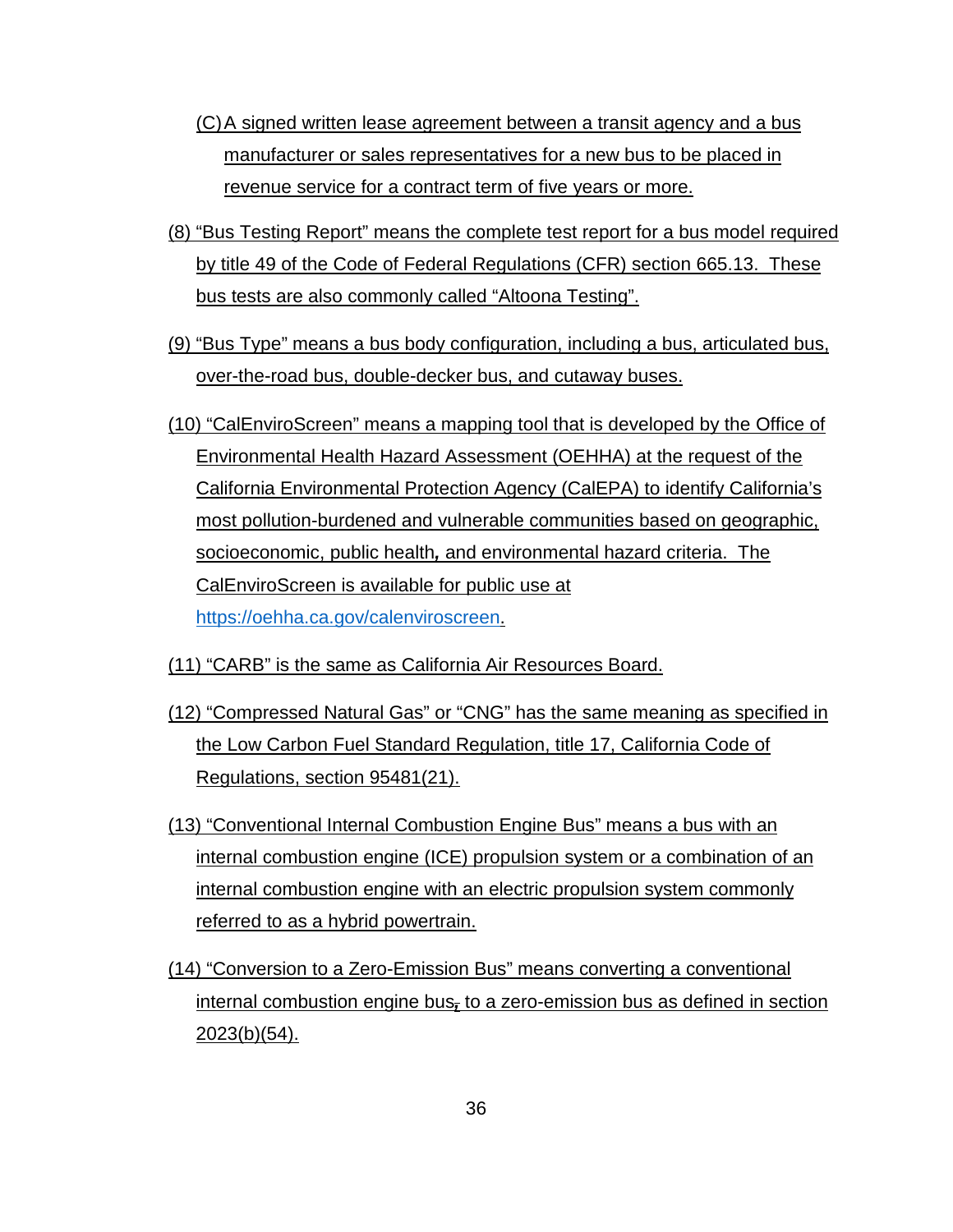(C) A signed written lease agreement between a transit agency and a bus manufacturer or sales representatives for a new bus to be placed in revenue service for a contract term of five years or more.

(8) "Bus Testing Report" means the complete test report for a bus model required by title 49 of the Code of Federal Regulations (CFR) section 665.13. These bus tests are also commonly called "Altoona Testing".

(9) "Bus Type" means a bus body configuration, including a bus, articulated bus, over-the-road bus, double-decker bus, and cutaway buses.

(10) "CalEnviroScreen" means a mapping tool that is developed by the Office of Environmental Health Hazard Assessment (OEHHA) at the request of the California Environmental Protection Agency (CalEPA) to identify California's most pollution-burdened and vulnerable communities based on geographic, socioeconomic, public health**,** and environmental hazard criteria. The CalEnviroScreen is available for public use at https://oehha.ca.gov/calenviroscreen.

(11) "CARB" is the same as California Air Resources Board.

(12) "Compressed Natural Gas" or "CNG" has the same meaning as specified in the Low Carbon Fuel Standard Regulation, title 17, California Code of Regulations, section 95481(21).

(13) "Conventional Internal Combustion Engine Bus" means a bus with an internal combustion engine (ICE) propulsion system or a combination of an internal combustion engine with an electric propulsion system commonly referred to as a hybrid powertrain.

(14) "Conversion to a Zero-Emission Bus" means converting a conventional internal combustion engine bus~~,~~ to a zero-emission bus as defined in section 2023(b)(54).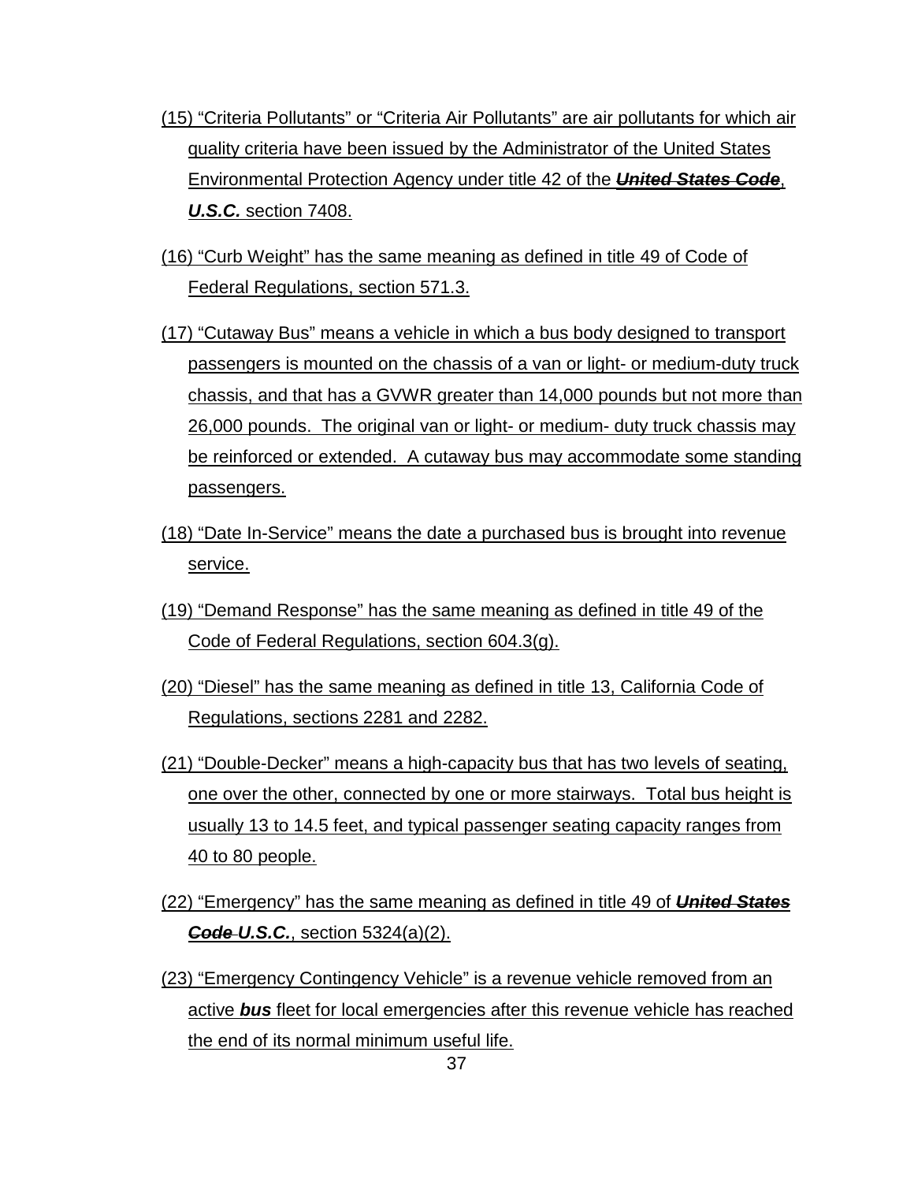(15) "Criteria Pollutants" or "Criteria Air Pollutants" are air pollutants for which air quality criteria have been issued by the Administrator of the United States Environmental Protection Agency under title 42 of the ***~~United States Code~~***, ***U.S.C.*** section 7408.

(16) "Curb Weight" has the same meaning as defined in title 49 of Code of Federal Regulations, section 571.3.

(17) "Cutaway Bus" means a vehicle in which a bus body designed to transport passengers is mounted on the chassis of a van or light- or medium-duty truck chassis, and that has a GVWR greater than 14,000 pounds but not more than 26,000 pounds. The original van or light- or medium- duty truck chassis may be reinforced or extended. A cutaway bus may accommodate some standing passengers.

(18) "Date In-Service" means the date a purchased bus is brought into revenue service.

(19) "Demand Response" has the same meaning as defined in title 49 of the Code of Federal Regulations, section 604.3(g).

(20) "Diesel" has the same meaning as defined in title 13, California Code of Regulations, sections 2281 and 2282.

(21) "Double-Decker" means a high-capacity bus that has two levels of seating, one over the other, connected by one or more stairways. Total bus height is usually 13 to 14.5 feet, and typical passenger seating capacity ranges from 40 to 80 people.

(22) "Emergency" has the same meaning as defined in title 49 of ***~~United States Code~~*** ***U.S.C.***, section 5324(a)(2).

(23) "Emergency Contingency Vehicle" is a revenue vehicle removed from an active ***bus*** fleet for local emergencies after this revenue vehicle has reached the end of its normal minimum useful life.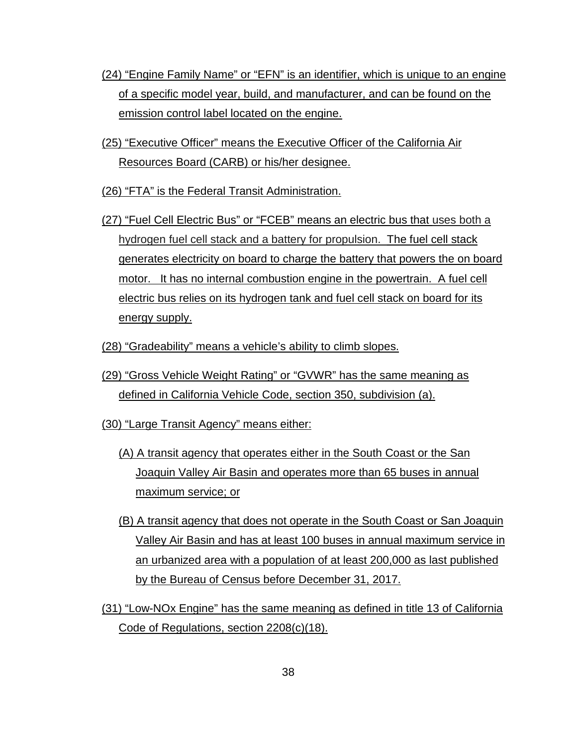(24) “Engine Family Name” or “EFN” is an identifier, which is unique to an engine of a specific model year, build, and manufacturer, and can be found on the emission control label located on the engine.

(25) “Executive Officer” means the Executive Officer of the California Air Resources Board (CARB) or his/her designee.

(26) “FTA” is the Federal Transit Administration.

(27) “Fuel Cell Electric Bus” or “FCEB” means an electric bus that uses both a hydrogen fuel cell stack and a battery for propulsion. The fuel cell stack generates electricity on board to charge the battery that powers the on board motor. It has no internal combustion engine in the powertrain. A fuel cell electric bus relies on its hydrogen tank and fuel cell stack on board for its energy supply.

(28) “Gradeability” means a vehicle’s ability to climb slopes.

(29) “Gross Vehicle Weight Rating” or “GVWR” has the same meaning as defined in California Vehicle Code, section 350, subdivision (a).

(30) “Large Transit Agency” means either:

(A) A transit agency that operates either in the South Coast or the San Joaquin Valley Air Basin and operates more than 65 buses in annual maximum service; or

(B) A transit agency that does not operate in the South Coast or San Joaquin Valley Air Basin and has at least 100 buses in annual maximum service in an urbanized area with a population of at least 200,000 as last published by the Bureau of Census before December 31, 2017.

(31) “Low-NOx Engine” has the same meaning as defined in title 13 of California Code of Regulations, section 2208(c)(18).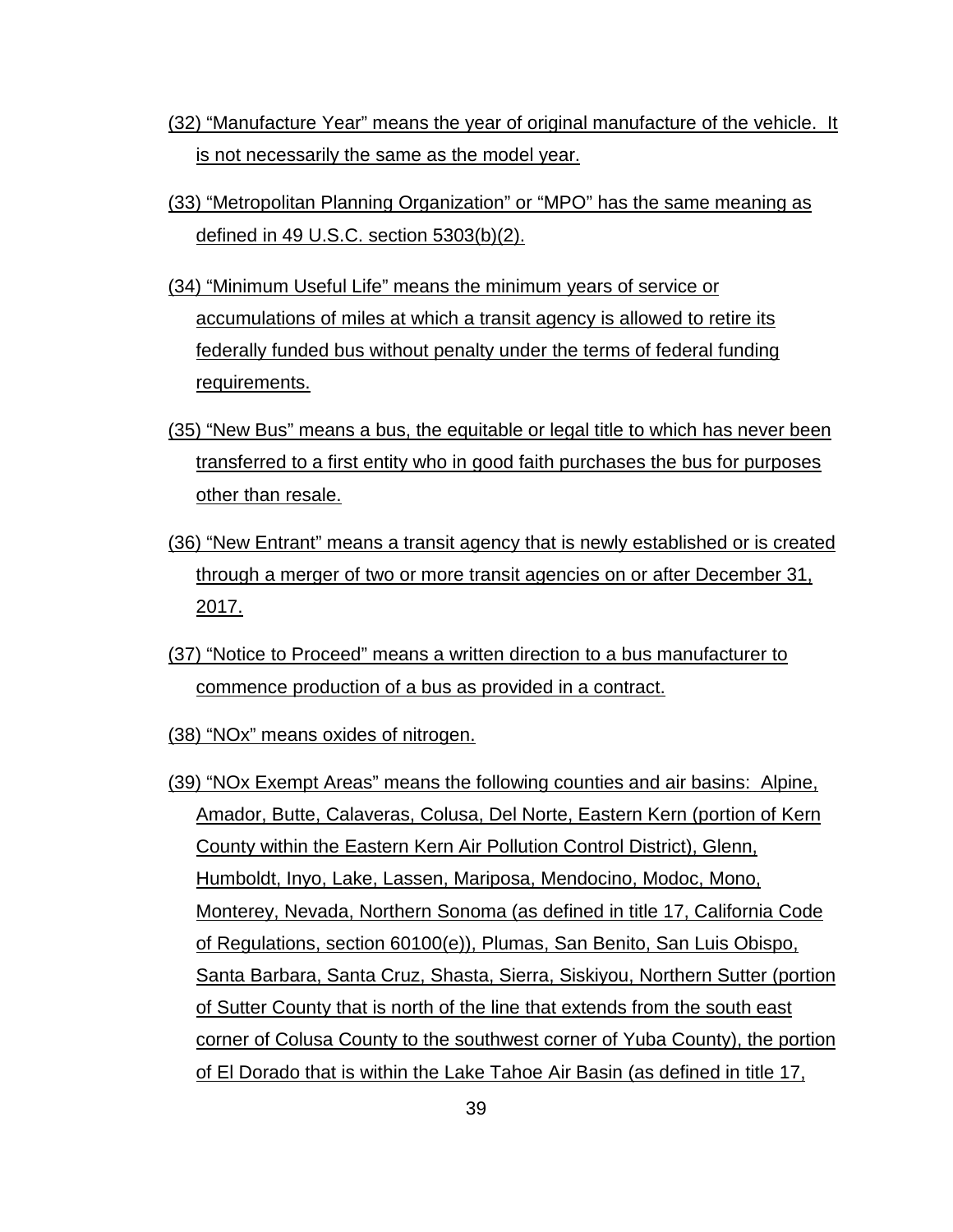(32) “Manufacture Year” means the year of original manufacture of the vehicle. It is not necessarily the same as the model year.

(33) “Metropolitan Planning Organization” or “MPO” has the same meaning as defined in 49 U.S.C. section 5303(b)(2).

(34) “Minimum Useful Life” means the minimum years of service or accumulations of miles at which a transit agency is allowed to retire its federally funded bus without penalty under the terms of federal funding requirements.

(35) “New Bus” means a bus, the equitable or legal title to which has never been transferred to a first entity who in good faith purchases the bus for purposes other than resale.

(36) “New Entrant” means a transit agency that is newly established or is created through a merger of two or more transit agencies on or after December 31, 2017.

(37) “Notice to Proceed” means a written direction to a bus manufacturer to commence production of a bus as provided in a contract.

(38) “NOx” means oxides of nitrogen.

(39) “NOx Exempt Areas” means the following counties and air basins: Alpine, Amador, Butte, Calaveras, Colusa, Del Norte, Eastern Kern (portion of Kern County within the Eastern Kern Air Pollution Control District), Glenn, Humboldt, Inyo, Lake, Lassen, Mariposa, Mendocino, Modoc, Mono, Monterey, Nevada, Northern Sonoma (as defined in title 17, California Code of Regulations, section 60100(e)), Plumas, San Benito, San Luis Obispo, Santa Barbara, Santa Cruz, Shasta, Sierra, Siskiyou, Northern Sutter (portion of Sutter County that is north of the line that extends from the south east corner of Colusa County to the southwest corner of Yuba County), the portion of El Dorado that is within the Lake Tahoe Air Basin (as defined in title 17,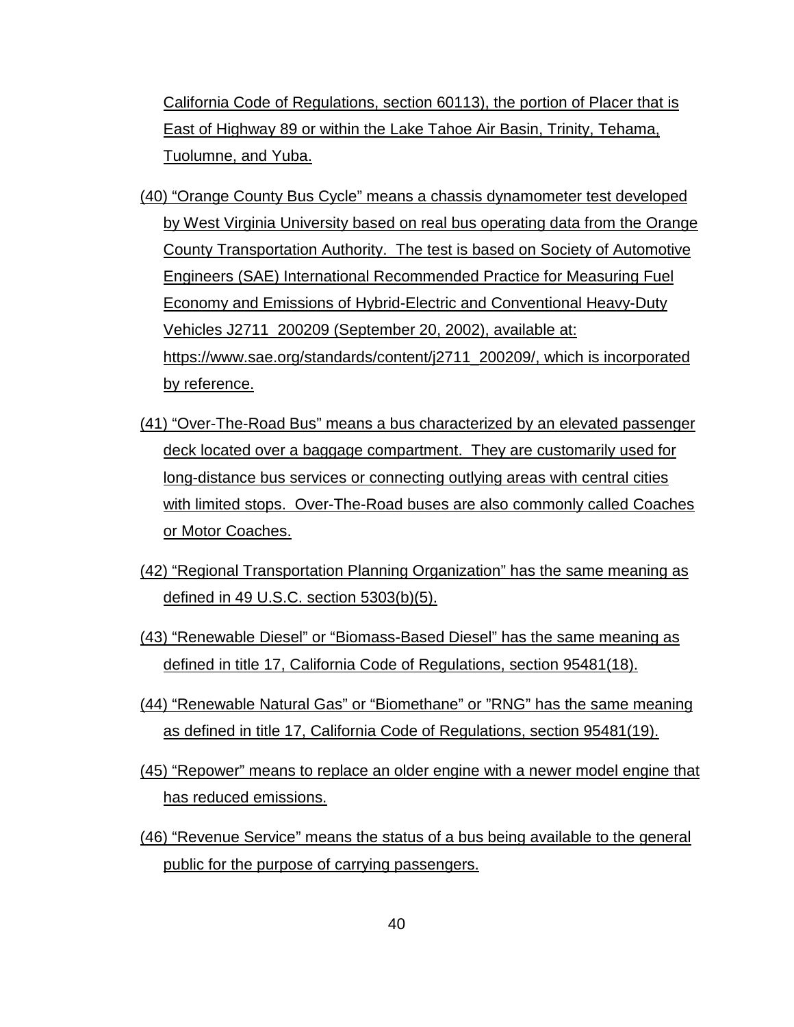California Code of Regulations, section 60113), the portion of Placer that is East of Highway 89 or within the Lake Tahoe Air Basin, Trinity, Tehama, Tuolumne, and Yuba.

(40) “Orange County Bus Cycle” means a chassis dynamometer test developed by West Virginia University based on real bus operating data from the Orange County Transportation Authority. The test is based on Society of Automotive Engineers (SAE) International Recommended Practice for Measuring Fuel Economy and Emissions of Hybrid-Electric and Conventional Heavy-Duty Vehicles J2711_200209 (September 20, 2002), available at: https://www.sae.org/standards/content/j2711_200209/, which is incorporated by reference.

(41) “Over-The-Road Bus” means a bus characterized by an elevated passenger deck located over a baggage compartment. They are customarily used for long-distance bus services or connecting outlying areas with central cities with limited stops. Over-The-Road buses are also commonly called Coaches or Motor Coaches.

(42) “Regional Transportation Planning Organization” has the same meaning as defined in 49 U.S.C. section 5303(b)(5).

(43) “Renewable Diesel” or “Biomass-Based Diesel” has the same meaning as defined in title 17, California Code of Regulations, section 95481(18).

(44) “Renewable Natural Gas” or “Biomethane” or ”RNG” has the same meaning as defined in title 17, California Code of Regulations, section 95481(19).

(45) “Repower” means to replace an older engine with a newer model engine that has reduced emissions.

(46) “Revenue Service” means the status of a bus being available to the general public for the purpose of carrying passengers.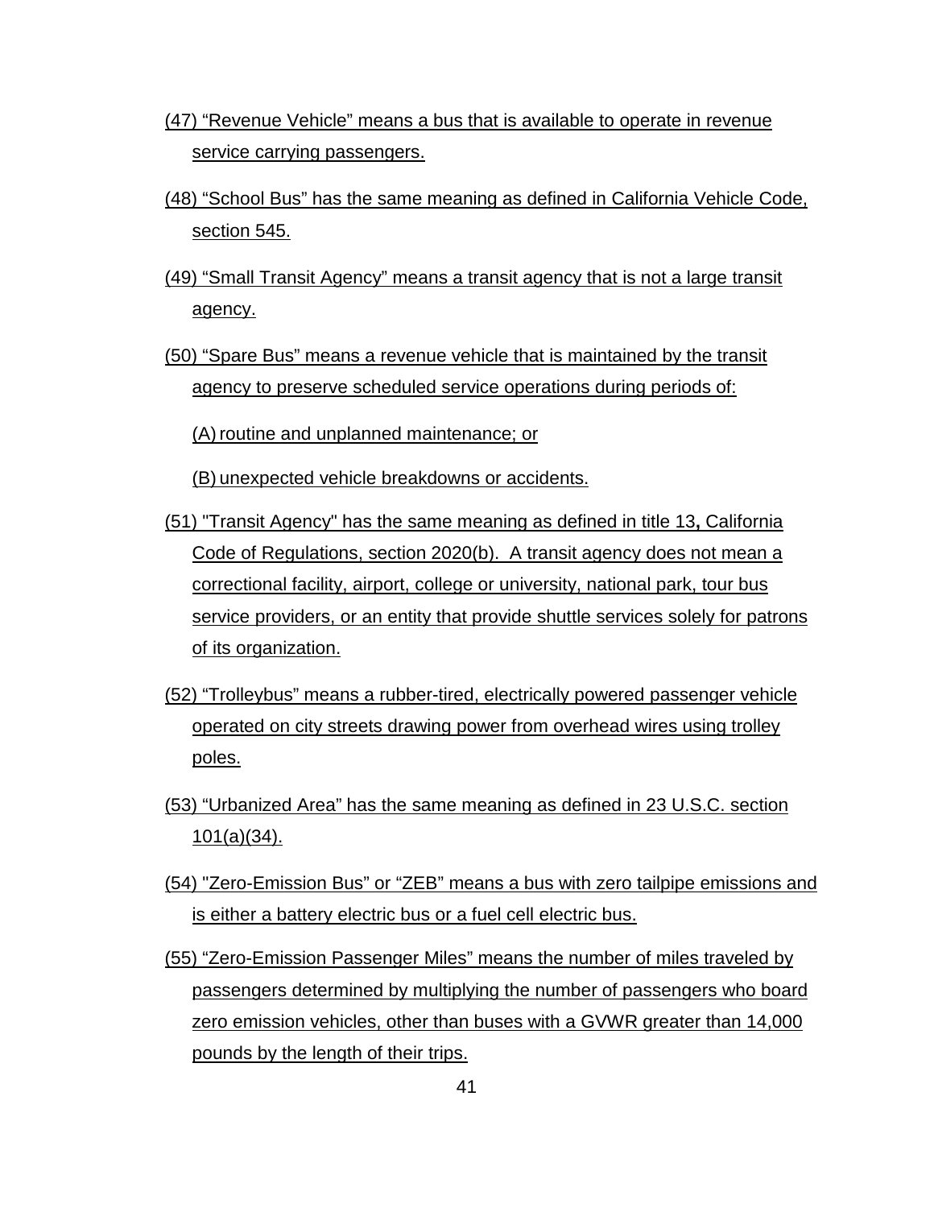(47) “Revenue Vehicle” means a bus that is available to operate in revenue service carrying passengers.

(48) “School Bus” has the same meaning as defined in California Vehicle Code, section 545.

(49) “Small Transit Agency” means a transit agency that is not a large transit agency.

(50) “Spare Bus” means a revenue vehicle that is maintained by the transit agency to preserve scheduled service operations during periods of:

(A) routine and unplanned maintenance; or

(B) unexpected vehicle breakdowns or accidents.

(51) "Transit Agency" has the same meaning as defined in title 13**,** California Code of Regulations, section 2020(b). A transit agency does not mean a correctional facility, airport, college or university, national park, tour bus service providers, or an entity that provide shuttle services solely for patrons of its organization.

(52) “Trolleybus” means a rubber-tired, electrically powered passenger vehicle operated on city streets drawing power from overhead wires using trolley poles.

(53) “Urbanized Area” has the same meaning as defined in 23 U.S.C. section 101(a)(34).

(54) "Zero-Emission Bus” or “ZEB” means a bus with zero tailpipe emissions and is either a battery electric bus or a fuel cell electric bus.

(55) “Zero-Emission Passenger Miles” means the number of miles traveled by passengers determined by multiplying the number of passengers who board zero emission vehicles, other than buses with a GVWR greater than 14,000 pounds by the length of their trips.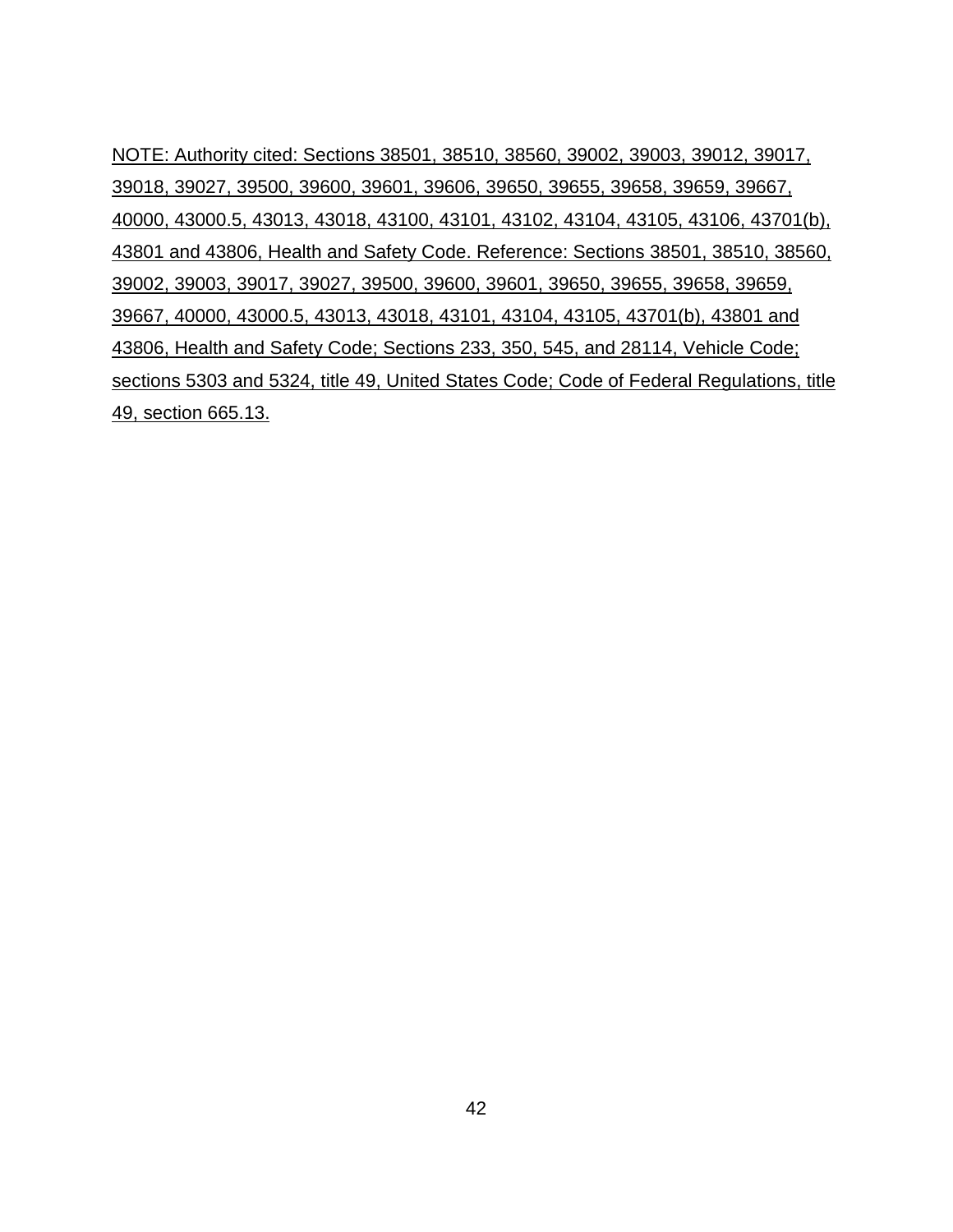NOTE: Authority cited: Sections 38501, 38510, 38560, 39002, 39003, 39012, 39017, 39018, 39027, 39500, 39600, 39601, 39606, 39650, 39655, 39658, 39659, 39667, 40000, 43000.5, 43013, 43018, 43100, 43101, 43102, 43104, 43105, 43106, 43701(b), 43801 and 43806, Health and Safety Code. Reference: Sections 38501, 38510, 38560, 39002, 39003, 39017, 39027, 39500, 39600, 39601, 39650, 39655, 39658, 39659, 39667, 40000, 43000.5, 43013, 43018, 43101, 43104, 43105, 43701(b), 43801 and 43806, Health and Safety Code; Sections 233, 350, 545, and 28114, Vehicle Code; sections 5303 and 5324, title 49, United States Code; Code of Federal Regulations, title 49, section 665.13.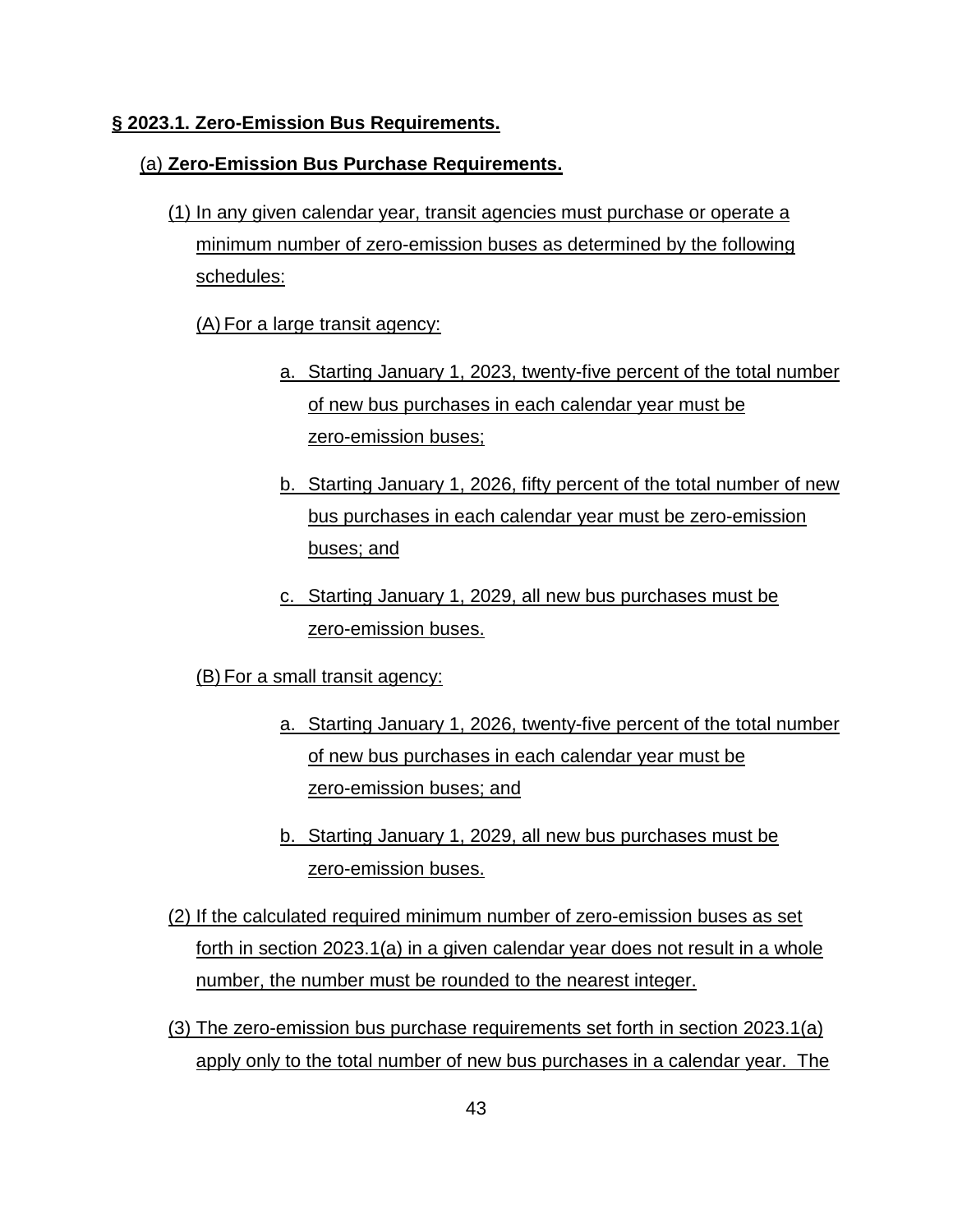**§ 2023.1. Zero-Emission Bus Requirements.**

(a) **Zero-Emission Bus Purchase Requirements.**

(1) In any given calendar year, transit agencies must purchase or operate a minimum number of zero-emission buses as determined by the following schedules:

(A) For a large transit agency:

a. Starting January 1, 2023, twenty-five percent of the total number of new bus purchases in each calendar year must be zero-emission buses;

b. Starting January 1, 2026, fifty percent of the total number of new bus purchases in each calendar year must be zero-emission buses; and

c. Starting January 1, 2029, all new bus purchases must be zero-emission buses.

(B) For a small transit agency:

a. Starting January 1, 2026, twenty-five percent of the total number of new bus purchases in each calendar year must be zero-emission buses; and

b. Starting January 1, 2029, all new bus purchases must be zero-emission buses.

(2) If the calculated required minimum number of zero-emission buses as set forth in section 2023.1(a) in a given calendar year does not result in a whole number, the number must be rounded to the nearest integer.

(3) The zero-emission bus purchase requirements set forth in section 2023.1(a) apply only to the total number of new bus purchases in a calendar year. The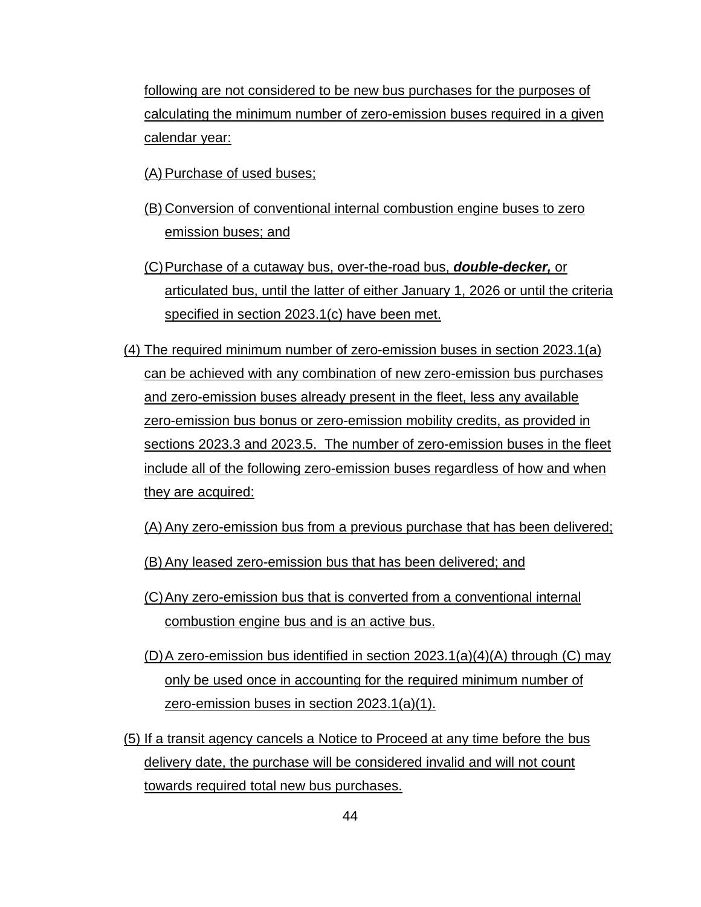following are not considered to be new bus purchases for the purposes of calculating the minimum number of zero-emission buses required in a given calendar year:

(A) Purchase of used buses;

(B) Conversion of conventional internal combustion engine buses to zero emission buses; and

(C) Purchase of a cutaway bus, over-the-road bus, ***double-decker,*** or articulated bus, until the latter of either January 1, 2026 or until the criteria specified in section 2023.1(c) have been met.

(4) The required minimum number of zero-emission buses in section 2023.1(a) can be achieved with any combination of new zero-emission bus purchases and zero-emission buses already present in the fleet, less any available zero-emission bus bonus or zero-emission mobility credits, as provided in sections 2023.3 and 2023.5. The number of zero-emission buses in the fleet include all of the following zero-emission buses regardless of how and when they are acquired:

(A) Any zero-emission bus from a previous purchase that has been delivered;

(B) Any leased zero-emission bus that has been delivered; and

(C) Any zero-emission bus that is converted from a conventional internal combustion engine bus and is an active bus.

(D) A zero-emission bus identified in section 2023.1(a)(4)(A) through (C) may only be used once in accounting for the required minimum number of zero-emission buses in section 2023.1(a)(1).

(5) If a transit agency cancels a Notice to Proceed at any time before the bus delivery date, the purchase will be considered invalid and will not count towards required total new bus purchases.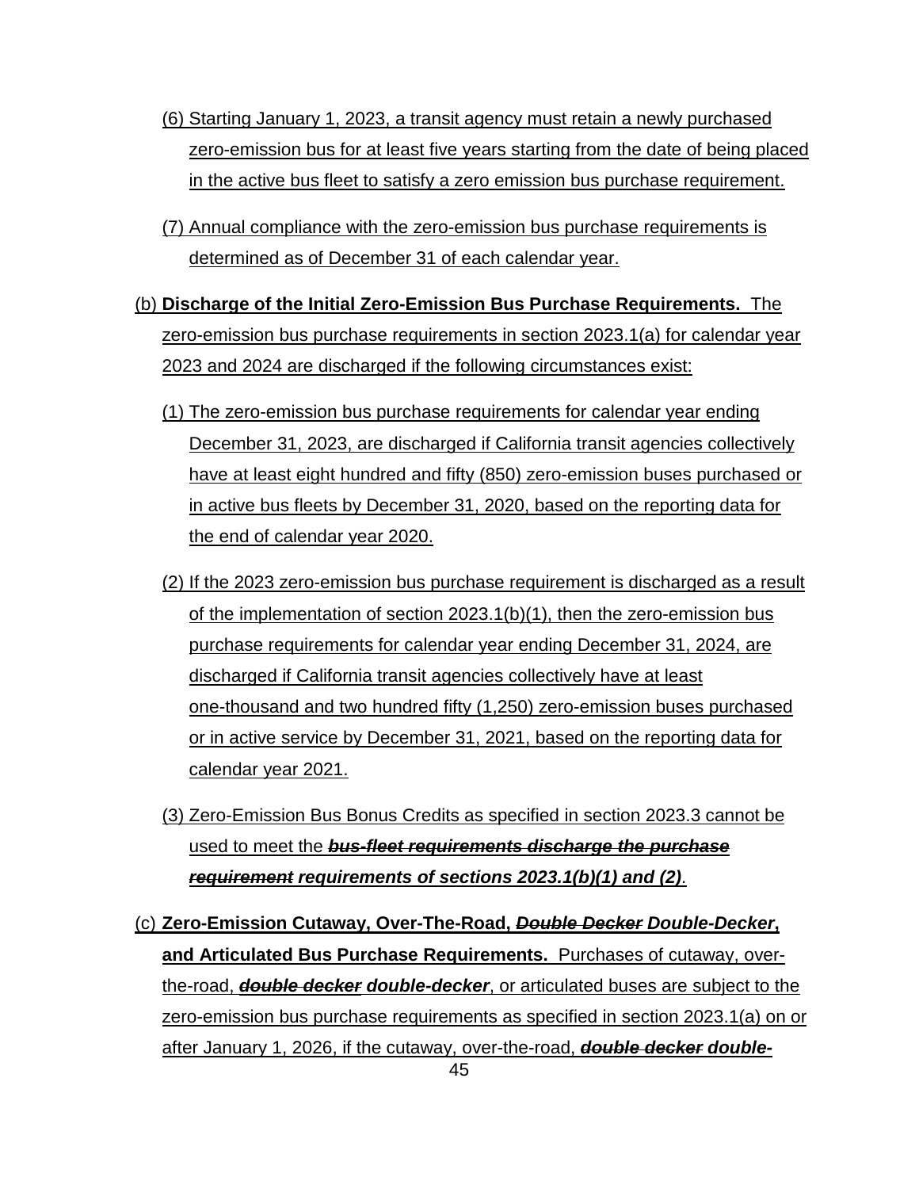(6) Starting January 1, 2023, a transit agency must retain a newly purchased zero-emission bus for at least five years starting from the date of being placed in the active bus fleet to satisfy a zero emission bus purchase requirement.

(7) Annual compliance with the zero-emission bus purchase requirements is determined as of December 31 of each calendar year.

(b) **Discharge of the Initial Zero-Emission Bus Purchase Requirements.** The zero-emission bus purchase requirements in section 2023.1(a) for calendar year 2023 and 2024 are discharged if the following circumstances exist:

(1) The zero-emission bus purchase requirements for calendar year ending December 31, 2023, are discharged if California transit agencies collectively have at least eight hundred and fifty (850) zero-emission buses purchased or in active bus fleets by December 31, 2020, based on the reporting data for the end of calendar year 2020.

(2) If the 2023 zero-emission bus purchase requirement is discharged as a result of the implementation of section 2023.1(b)(1), then the zero-emission bus purchase requirements for calendar year ending December 31, 2024, are discharged if California transit agencies collectively have at least one-thousand and two hundred fifty (1,250) zero-emission buses purchased or in active service by December 31, 2021, based on the reporting data for calendar year 2021.

(3) Zero-Emission Bus Bonus Credits as specified in section 2023.3 cannot be used to meet the ~~***bus-fleet requirements discharge the purchase requirement***~~ ***requirements of sections 2023.1(b)(1) and (2)***.

(c) **Zero-Emission Cutaway, Over-The-Road, ~~*Double Decker*~~ *Double-Decker*, and Articulated Bus Purchase Requirements.** Purchases of cutaway, over-the-road, ~~***double decker***~~ ***double-decker***, or articulated buses are subject to the zero-emission bus purchase requirements as specified in section 2023.1(a) on or after January 1, 2026, if the cutaway, over-the-road, ~~***double decker***~~ ***double-***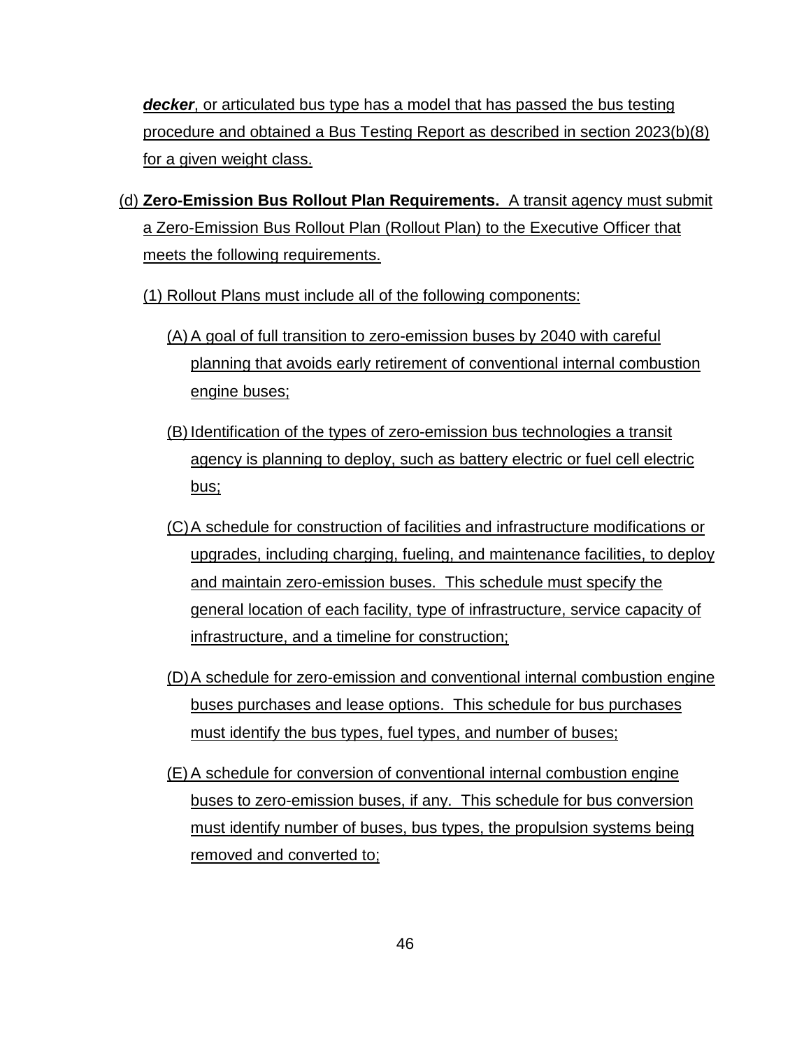***decker***, or articulated bus type has a model that has passed the bus testing procedure and obtained a Bus Testing Report as described in section 2023(b)(8) for a given weight class.

(d) **Zero-Emission Bus Rollout Plan Requirements.** A transit agency must submit a Zero-Emission Bus Rollout Plan (Rollout Plan) to the Executive Officer that meets the following requirements.

(1) Rollout Plans must include all of the following components:

(A) A goal of full transition to zero-emission buses by 2040 with careful planning that avoids early retirement of conventional internal combustion engine buses;

(B) Identification of the types of zero-emission bus technologies a transit agency is planning to deploy, such as battery electric or fuel cell electric bus;

(C) A schedule for construction of facilities and infrastructure modifications or upgrades, including charging, fueling, and maintenance facilities, to deploy and maintain zero-emission buses. This schedule must specify the general location of each facility, type of infrastructure, service capacity of infrastructure, and a timeline for construction;

(D) A schedule for zero-emission and conventional internal combustion engine buses purchases and lease options. This schedule for bus purchases must identify the bus types, fuel types, and number of buses;

(E) A schedule for conversion of conventional internal combustion engine buses to zero-emission buses, if any. This schedule for bus conversion must identify number of buses, bus types, the propulsion systems being removed and converted to;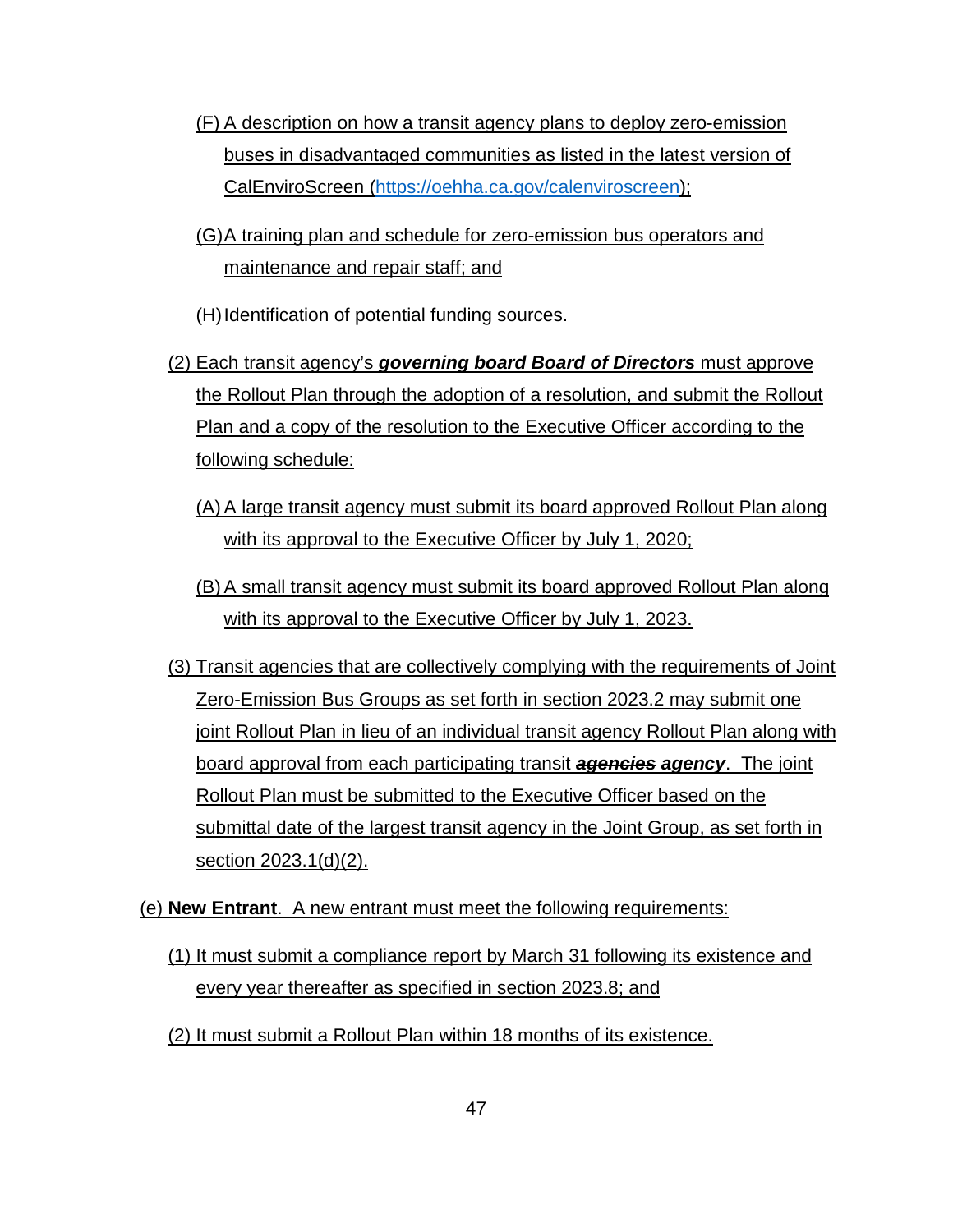(F) A description on how a transit agency plans to deploy zero-emission buses in disadvantaged communities as listed in the latest version of CalEnviroScreen (https://oehha.ca.gov/calenviroscreen);

(G) A training plan and schedule for zero-emission bus operators and maintenance and repair staff; and

(H) Identification of potential funding sources.

(2) Each transit agency's ~~***governing board***~~ ***Board of Directors*** must approve the Rollout Plan through the adoption of a resolution, and submit the Rollout Plan and a copy of the resolution to the Executive Officer according to the following schedule:

(A) A large transit agency must submit its board approved Rollout Plan along with its approval to the Executive Officer by July 1, 2020;

(B) A small transit agency must submit its board approved Rollout Plan along with its approval to the Executive Officer by July 1, 2023.

(3) Transit agencies that are collectively complying with the requirements of Joint Zero-Emission Bus Groups as set forth in section 2023.2 may submit one joint Rollout Plan in lieu of an individual transit agency Rollout Plan along with board approval from each participating transit ~~***agencies***~~ ***agency***. The joint Rollout Plan must be submitted to the Executive Officer based on the submittal date of the largest transit agency in the Joint Group, as set forth in section 2023.1(d)(2).

(e) **New Entrant**. A new entrant must meet the following requirements:

(1) It must submit a compliance report by March 31 following its existence and every year thereafter as specified in section 2023.8; and

(2) It must submit a Rollout Plan within 18 months of its existence.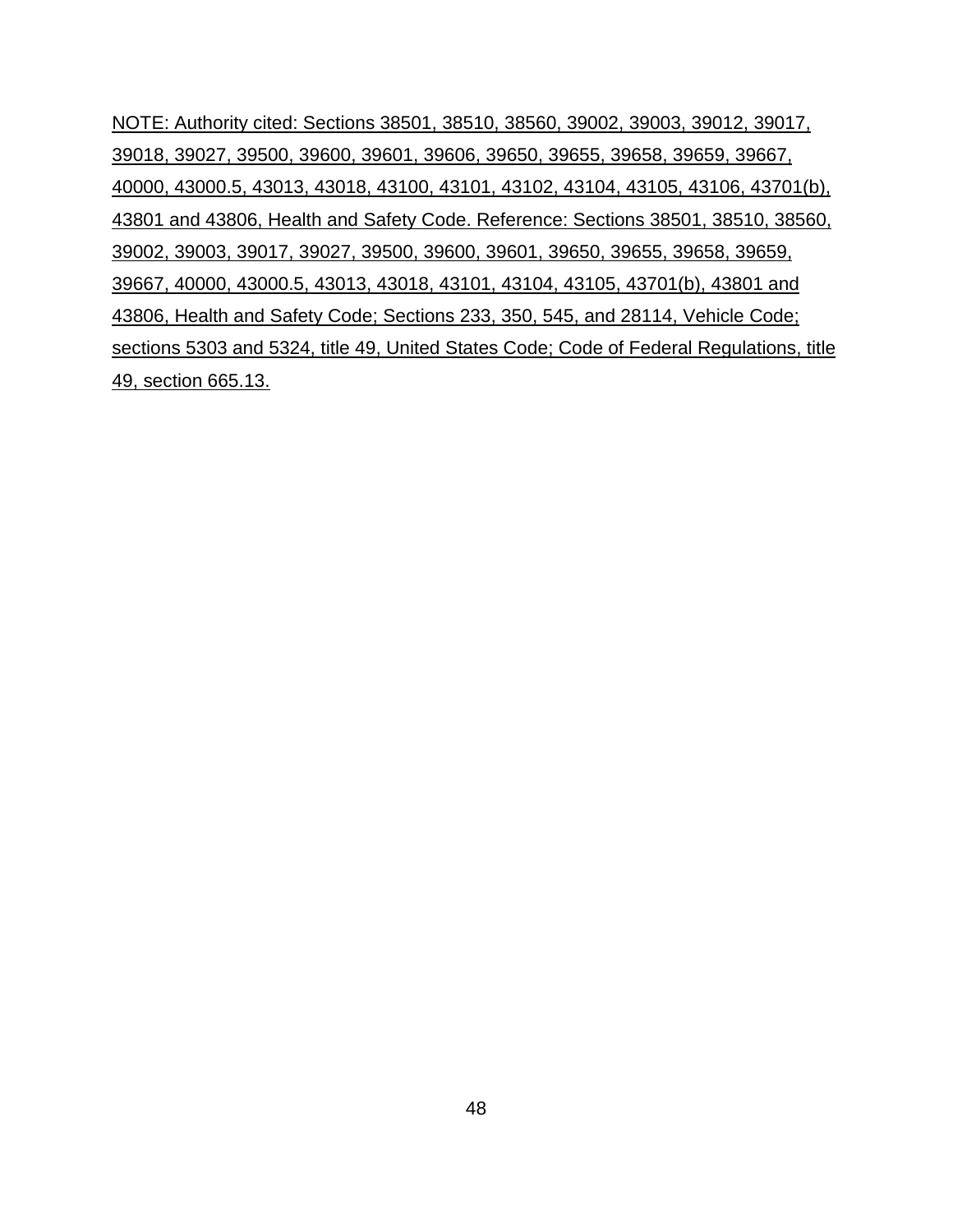NOTE: Authority cited: Sections 38501, 38510, 38560, 39002, 39003, 39012, 39017, 39018, 39027, 39500, 39600, 39601, 39606, 39650, 39655, 39658, 39659, 39667, 40000, 43000.5, 43013, 43018, 43100, 43101, 43102, 43104, 43105, 43106, 43701(b), 43801 and 43806, Health and Safety Code. Reference: Sections 38501, 38510, 38560, 39002, 39003, 39017, 39027, 39500, 39600, 39601, 39650, 39655, 39658, 39659, 39667, 40000, 43000.5, 43013, 43018, 43101, 43104, 43105, 43701(b), 43801 and 43806, Health and Safety Code; Sections 233, 350, 545, and 28114, Vehicle Code; sections 5303 and 5324, title 49, United States Code; Code of Federal Regulations, title 49, section 665.13.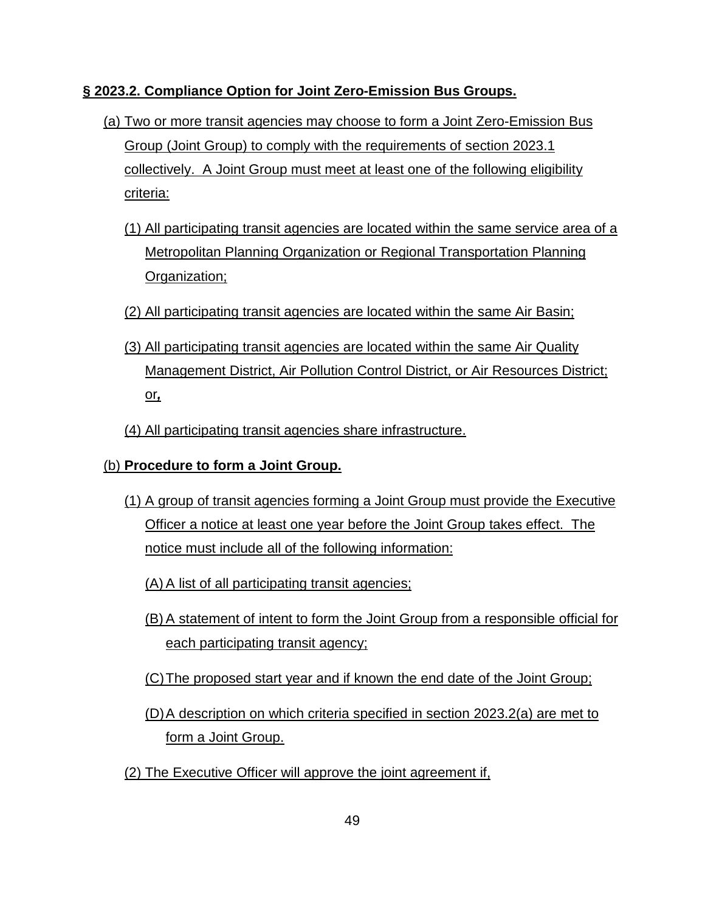**§ 2023.2. Compliance Option for Joint Zero-Emission Bus Groups.**

(a) Two or more transit agencies may choose to form a Joint Zero-Emission Bus Group (Joint Group) to comply with the requirements of section 2023.1 collectively. A Joint Group must meet at least one of the following eligibility criteria:

(1) All participating transit agencies are located within the same service area of a Metropolitan Planning Organization or Regional Transportation Planning Organization;

(2) All participating transit agencies are located within the same Air Basin;

(3) All participating transit agencies are located within the same Air Quality Management District, Air Pollution Control District, or Air Resources District; or**,**

(4) All participating transit agencies share infrastructure.

(b) **Procedure to form a Joint Group.**

(1) A group of transit agencies forming a Joint Group must provide the Executive Officer a notice at least one year before the Joint Group takes effect. The notice must include all of the following information:

(A) A list of all participating transit agencies;

(B) A statement of intent to form the Joint Group from a responsible official for each participating transit agency;

(C) The proposed start year and if known the end date of the Joint Group;

(D) A description on which criteria specified in section 2023.2(a) are met to form a Joint Group.

(2) The Executive Officer will approve the joint agreement if,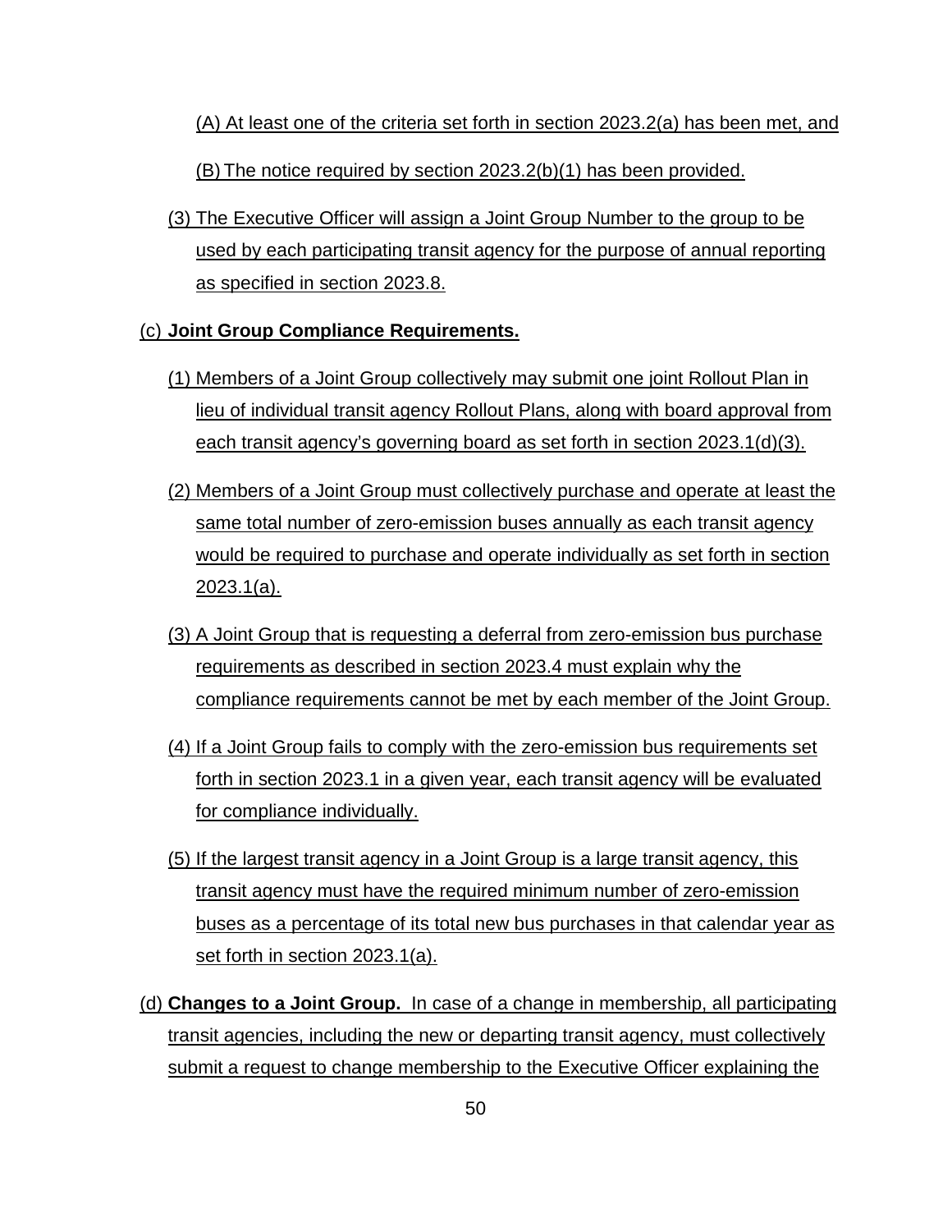(A) At least one of the criteria set forth in section 2023.2(a) has been met, and

(B) The notice required by section 2023.2(b)(1) has been provided.

(3) The Executive Officer will assign a Joint Group Number to the group to be used by each participating transit agency for the purpose of annual reporting as specified in section 2023.8.

(c) **Joint Group Compliance Requirements.**

(1) Members of a Joint Group collectively may submit one joint Rollout Plan in lieu of individual transit agency Rollout Plans, along with board approval from each transit agency's governing board as set forth in section 2023.1(d)(3).

(2) Members of a Joint Group must collectively purchase and operate at least the same total number of zero-emission buses annually as each transit agency would be required to purchase and operate individually as set forth in section 2023.1(a).

(3) A Joint Group that is requesting a deferral from zero-emission bus purchase requirements as described in section 2023.4 must explain why the compliance requirements cannot be met by each member of the Joint Group.

(4) If a Joint Group fails to comply with the zero-emission bus requirements set forth in section 2023.1 in a given year, each transit agency will be evaluated for compliance individually.

(5) If the largest transit agency in a Joint Group is a large transit agency, this transit agency must have the required minimum number of zero-emission buses as a percentage of its total new bus purchases in that calendar year as set forth in section 2023.1(a).

(d) **Changes to a Joint Group.** In case of a change in membership, all participating transit agencies, including the new or departing transit agency, must collectively submit a request to change membership to the Executive Officer explaining the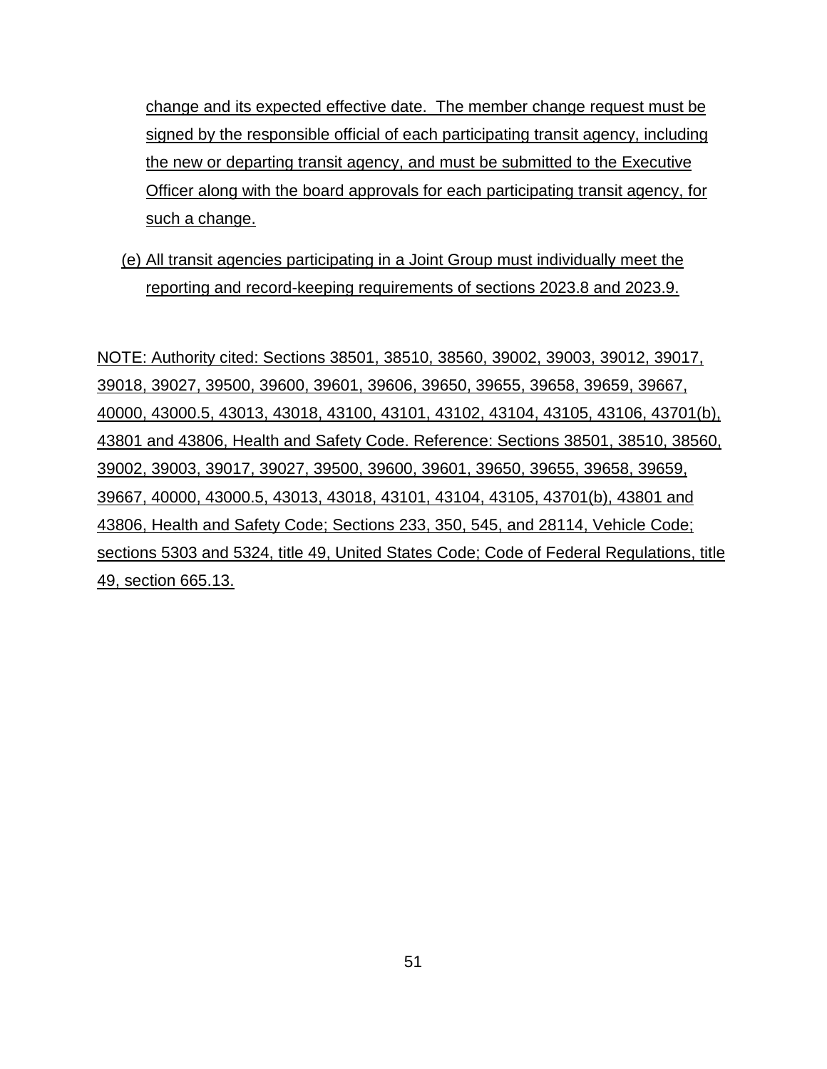change and its expected effective date. The member change request must be signed by the responsible official of each participating transit agency, including the new or departing transit agency, and must be submitted to the Executive Officer along with the board approvals for each participating transit agency, for such a change.

(e) All transit agencies participating in a Joint Group must individually meet the reporting and record-keeping requirements of sections 2023.8 and 2023.9.

NOTE: Authority cited: Sections 38501, 38510, 38560, 39002, 39003, 39012, 39017, 39018, 39027, 39500, 39600, 39601, 39606, 39650, 39655, 39658, 39659, 39667, 40000, 43000.5, 43013, 43018, 43100, 43101, 43102, 43104, 43105, 43106, 43701(b), 43801 and 43806, Health and Safety Code. Reference: Sections 38501, 38510, 38560, 39002, 39003, 39017, 39027, 39500, 39600, 39601, 39650, 39655, 39658, 39659, 39667, 40000, 43000.5, 43013, 43018, 43101, 43104, 43105, 43701(b), 43801 and 43806, Health and Safety Code; Sections 233, 350, 545, and 28114, Vehicle Code; sections 5303 and 5324, title 49, United States Code; Code of Federal Regulations, title 49, section 665.13.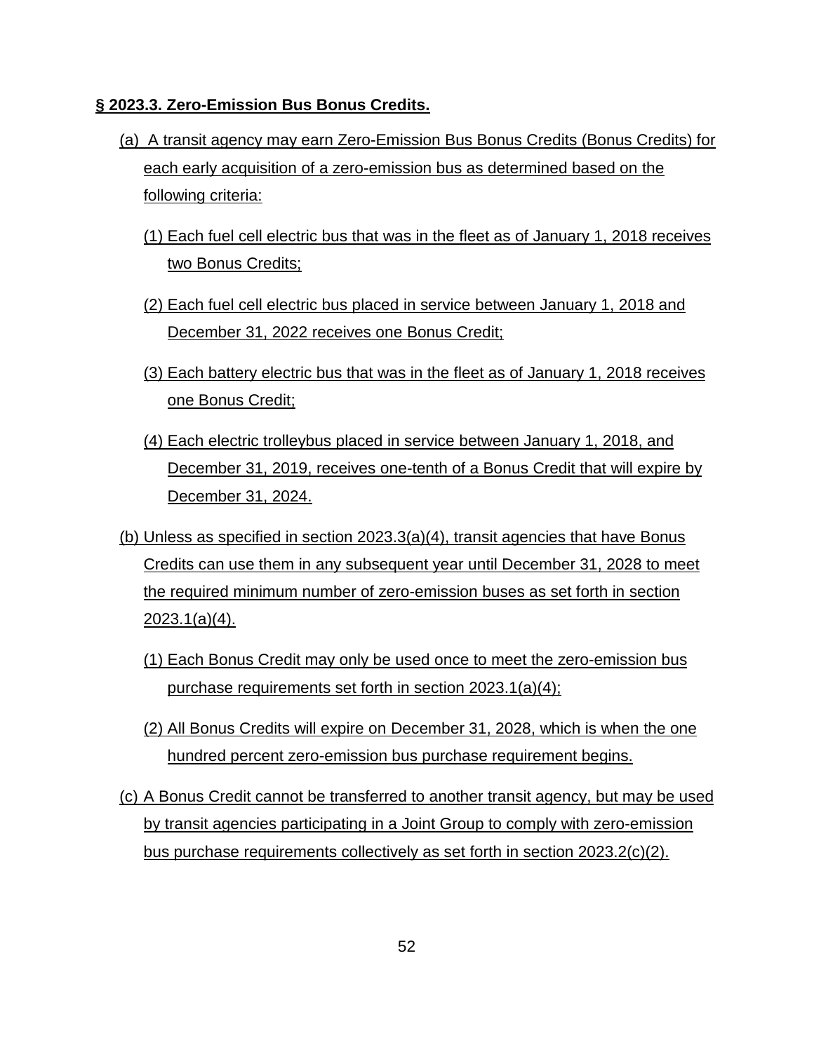**§ 2023.3. Zero-Emission Bus Bonus Credits.**

(a) A transit agency may earn Zero-Emission Bus Bonus Credits (Bonus Credits) for each early acquisition of a zero-emission bus as determined based on the following criteria:

(1) Each fuel cell electric bus that was in the fleet as of January 1, 2018 receives two Bonus Credits;

(2) Each fuel cell electric bus placed in service between January 1, 2018 and December 31, 2022 receives one Bonus Credit;

(3) Each battery electric bus that was in the fleet as of January 1, 2018 receives one Bonus Credit;

(4) Each electric trolleybus placed in service between January 1, 2018, and December 31, 2019, receives one-tenth of a Bonus Credit that will expire by December 31, 2024.

(b) Unless as specified in section 2023.3(a)(4), transit agencies that have Bonus Credits can use them in any subsequent year until December 31, 2028 to meet the required minimum number of zero-emission buses as set forth in section 2023.1(a)(4).

(1) Each Bonus Credit may only be used once to meet the zero-emission bus purchase requirements set forth in section 2023.1(a)(4);

(2) All Bonus Credits will expire on December 31, 2028, which is when the one hundred percent zero-emission bus purchase requirement begins.

(c) A Bonus Credit cannot be transferred to another transit agency, but may be used by transit agencies participating in a Joint Group to comply with zero-emission bus purchase requirements collectively as set forth in section 2023.2(c)(2).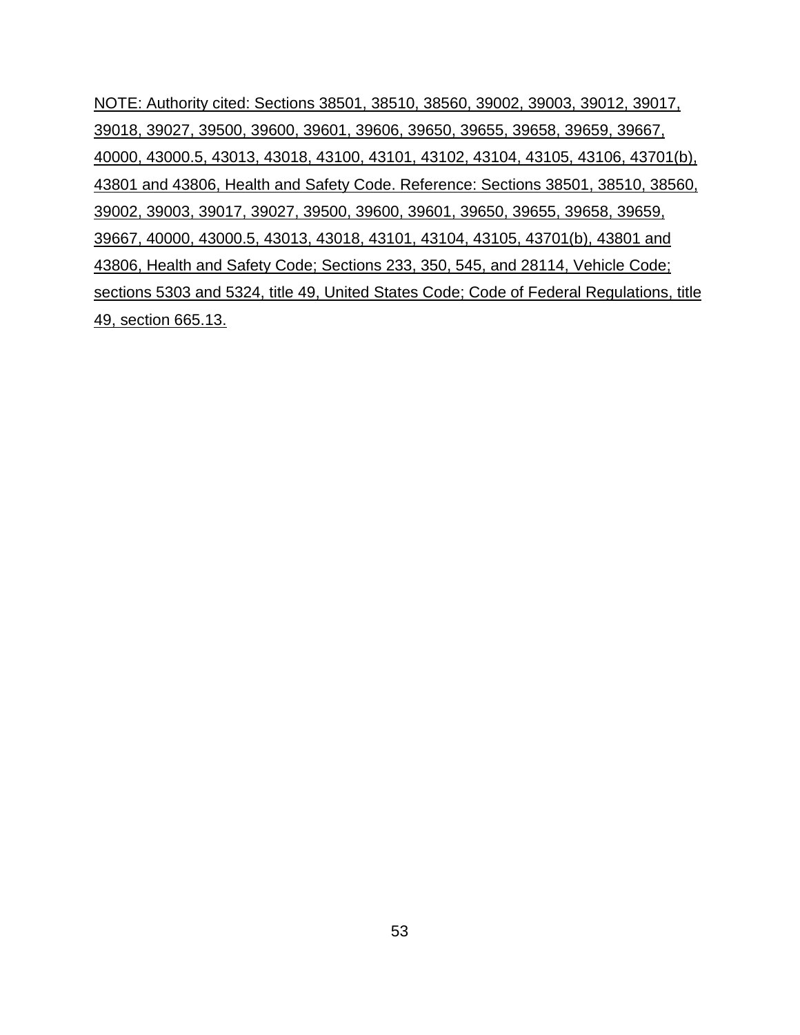NOTE: Authority cited: Sections 38501, 38510, 38560, 39002, 39003, 39012, 39017, 39018, 39027, 39500, 39600, 39601, 39606, 39650, 39655, 39658, 39659, 39667, 40000, 43000.5, 43013, 43018, 43100, 43101, 43102, 43104, 43105, 43106, 43701(b), 43801 and 43806, Health and Safety Code. Reference: Sections 38501, 38510, 38560, 39002, 39003, 39017, 39027, 39500, 39600, 39601, 39650, 39655, 39658, 39659, 39667, 40000, 43000.5, 43013, 43018, 43101, 43104, 43105, 43701(b), 43801 and 43806, Health and Safety Code; Sections 233, 350, 545, and 28114, Vehicle Code; sections 5303 and 5324, title 49, United States Code; Code of Federal Regulations, title 49, section 665.13.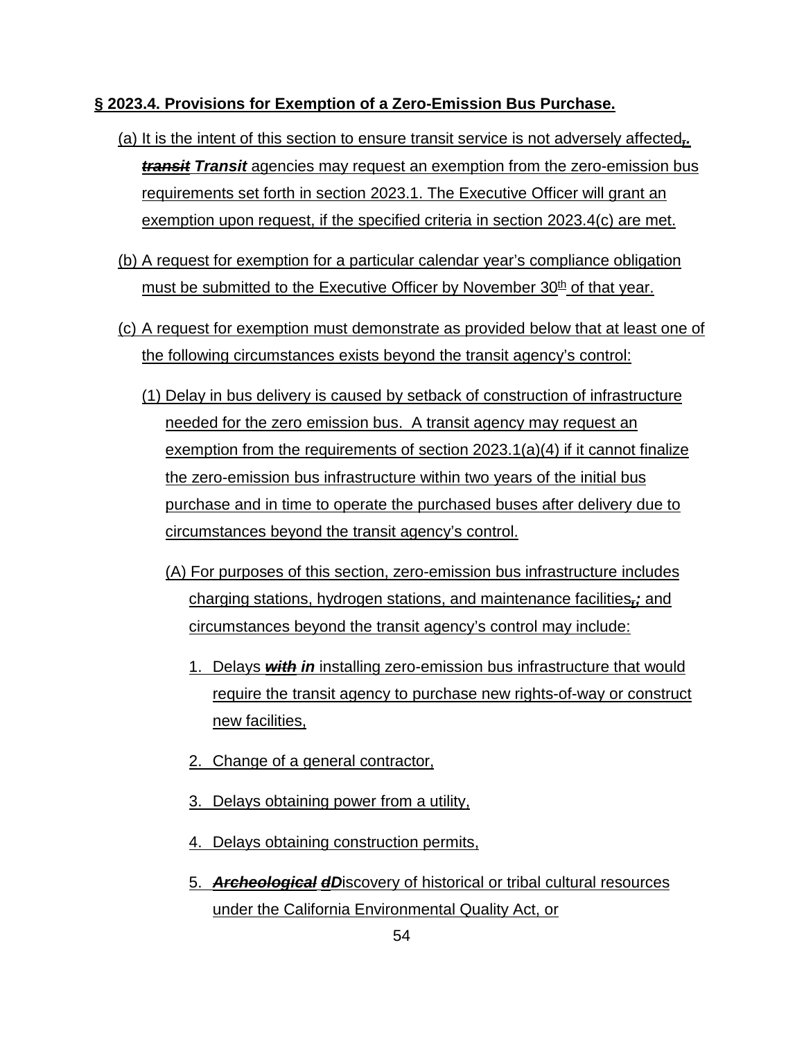**§ 2023.4. Provisions for Exemption of a Zero-Emission Bus Purchase.**

(a) It is the intent of this section to ensure transit service is not adversely affected~~,~~ ***.*** ~~***transit***~~ ***Transit*** agencies may request an exemption from the zero-emission bus requirements set forth in section 2023.1. The Executive Officer will grant an exemption upon request, if the specified criteria in section 2023.4(c) are met.

(b) A request for exemption for a particular calendar year's compliance obligation must be submitted to the Executive Officer by November 30th of that year.

(c) A request for exemption must demonstrate as provided below that at least one of the following circumstances exists beyond the transit agency's control:

(1) Delay in bus delivery is caused by setback of construction of infrastructure needed for the zero emission bus. A transit agency may request an exemption from the requirements of section 2023.1(a)(4) if it cannot finalize the zero-emission bus infrastructure within two years of the initial bus purchase and in time to operate the purchased buses after delivery due to circumstances beyond the transit agency's control.

(A) For purposes of this section, zero-emission bus infrastructure includes charging stations, hydrogen stations, and maintenance facilities~~,~~***;*** and circumstances beyond the transit agency's control may include:

1. Delays ~~***with***~~ ***in*** installing zero-emission bus infrastructure that would require the transit agency to purchase new rights-of-way or construct new facilities,
2. Change of a general contractor,
3. Delays obtaining power from a utility,
4. Delays obtaining construction permits,
5. ~~***Archeological***~~ ~~***d***~~***D***iscovery of historical or tribal cultural resources under the California Environmental Quality Act, or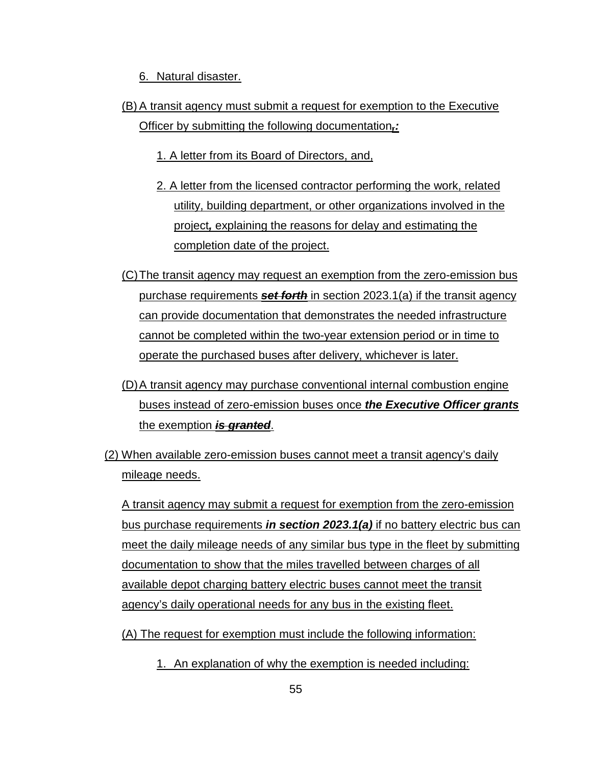6. Natural disaster.

(B) A transit agency must submit a request for exemption to the Executive Officer by submitting the following documentation~~,~~***:***

1. A letter from its Board of Directors, and,

2. A letter from the licensed contractor performing the work, related utility, building department, or other organizations involved in the project***,*** explaining the reasons for delay and estimating the completion date of the project.

(C) The transit agency may request an exemption from the zero-emission bus purchase requirements ***~~set forth~~*** in section 2023.1(a) if the transit agency can provide documentation that demonstrates the needed infrastructure cannot be completed within the two-year extension period or in time to operate the purchased buses after delivery, whichever is later.

(D) A transit agency may purchase conventional internal combustion engine buses instead of zero-emission buses once ***the Executive Officer grants*** the exemption ***~~is granted~~***.

(2) When available zero-emission buses cannot meet a transit agency's daily mileage needs.

A transit agency may submit a request for exemption from the zero-emission bus purchase requirements ***in section 2023.1(a)*** if no battery electric bus can meet the daily mileage needs of any similar bus type in the fleet by submitting documentation to show that the miles travelled between charges of all available depot charging battery electric buses cannot meet the transit agency's daily operational needs for any bus in the existing fleet.

(A) The request for exemption must include the following information:

1. An explanation of why the exemption is needed including: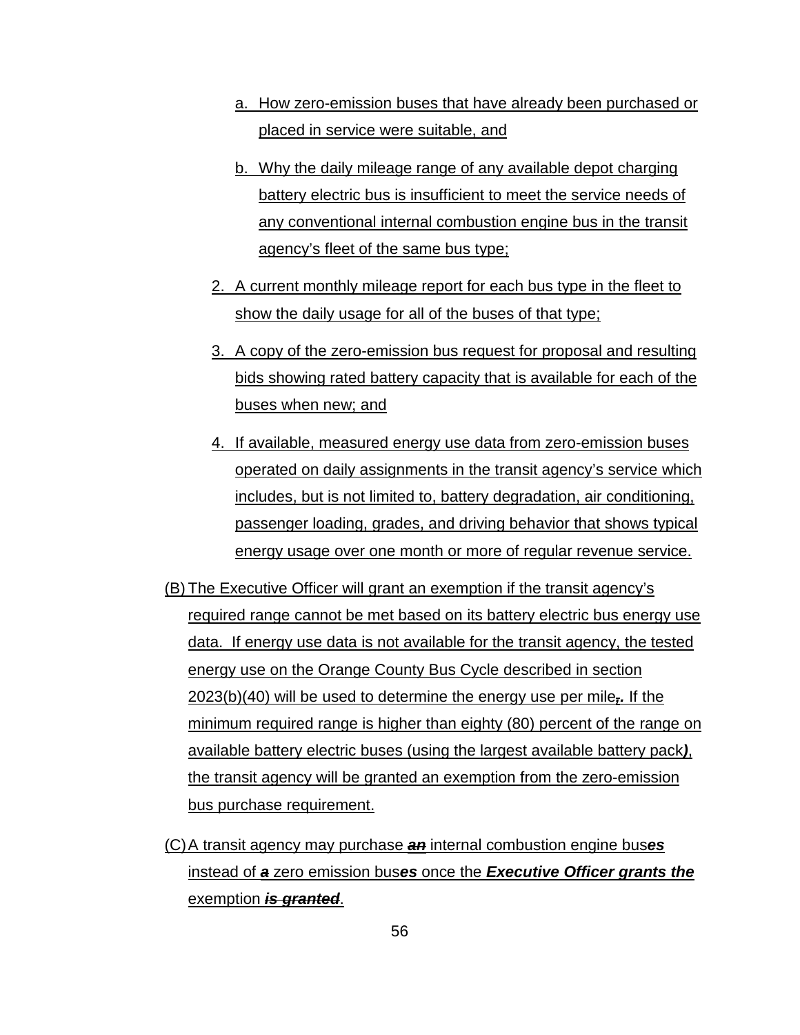a. How zero-emission buses that have already been purchased or placed in service were suitable, and

b. Why the daily mileage range of any available depot charging battery electric bus is insufficient to meet the service needs of any conventional internal combustion engine bus in the transit agency's fleet of the same bus type;

2. A current monthly mileage report for each bus type in the fleet to show the daily usage for all of the buses of that type;

3. A copy of the zero-emission bus request for proposal and resulting bids showing rated battery capacity that is available for each of the buses when new; and

4. If available, measured energy use data from zero-emission buses operated on daily assignments in the transit agency's service which includes, but is not limited to, battery degradation, air conditioning, passenger loading, grades, and driving behavior that shows typical energy usage over one month or more of regular revenue service.

(B) The Executive Officer will grant an exemption if the transit agency's required range cannot be met based on its battery electric bus energy use data. If energy use data is not available for the transit agency, the tested energy use on the Orange County Bus Cycle described in section 2023(b)(40) will be used to determine the energy use per mile~~,~~**.** If the minimum required range is higher than eighty (80) percent of the range on available battery electric buses (using the largest available battery pack**)**, the transit agency will be granted an exemption from the zero-emission bus purchase requirement.

(C) A transit agency may purchase ~~***an***~~ internal combustion engine bus***es*** instead of ~~***a***~~ zero emission bus***es*** once the ***Executive Officer grants the*** exemption ~~***is granted***~~.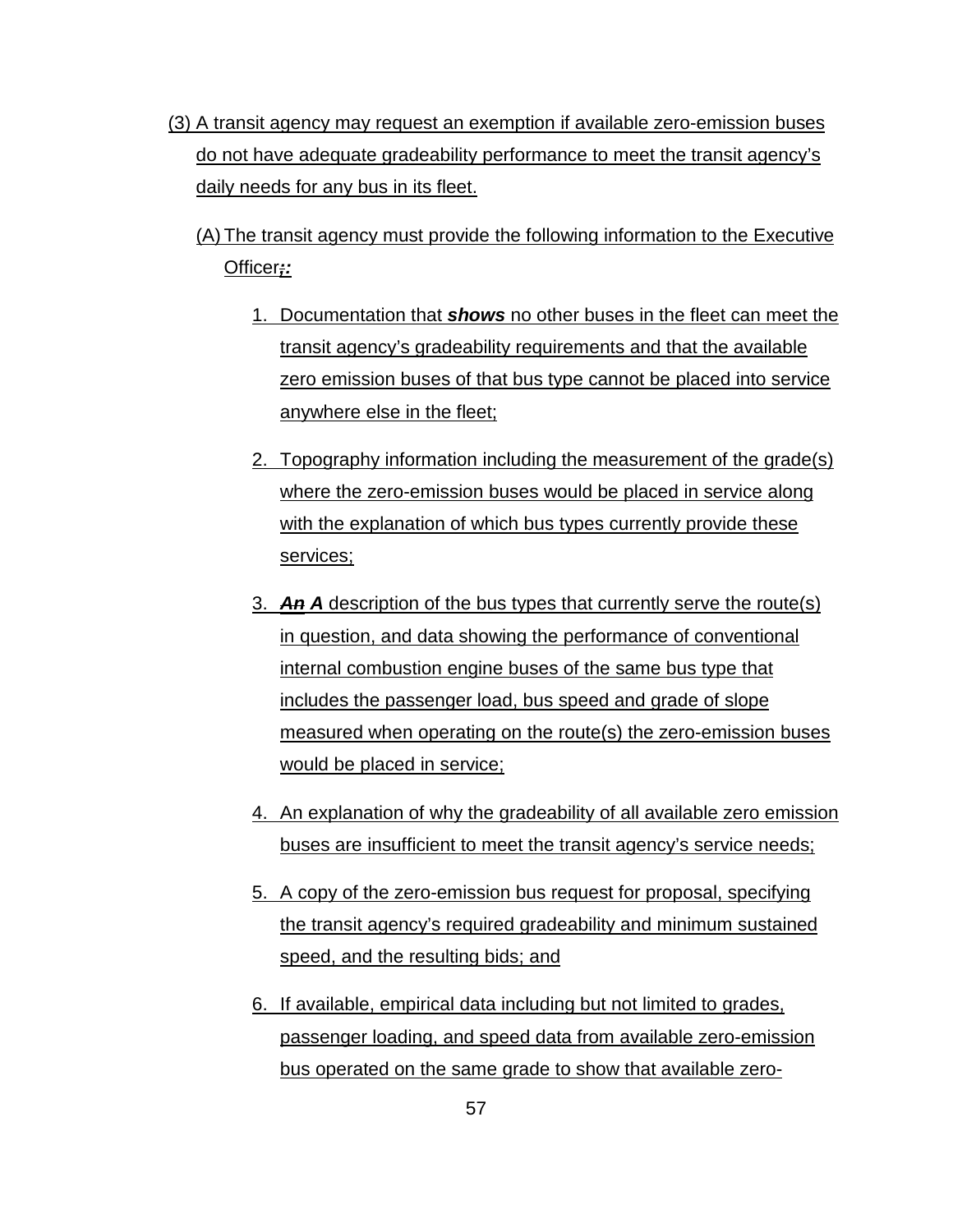(3) A transit agency may request an exemption if available zero-emission buses do not have adequate gradeability performance to meet the transit agency's daily needs for any bus in its fleet.

(A) The transit agency must provide the following information to the Executive Officer~~;~~***:***

1. Documentation that ***shows*** no other buses in the fleet can meet the transit agency's gradeability requirements and that the available zero emission buses of that bus type cannot be placed into service anywhere else in the fleet;

2. Topography information including the measurement of the grade(s) where the zero-emission buses would be placed in service along with the explanation of which bus types currently provide these services;

3. ***~~An~~ A*** description of the bus types that currently serve the route(s) in question, and data showing the performance of conventional internal combustion engine buses of the same bus type that includes the passenger load, bus speed and grade of slope measured when operating on the route(s) the zero-emission buses would be placed in service;

4. An explanation of why the gradeability of all available zero emission buses are insufficient to meet the transit agency's service needs;

5. A copy of the zero-emission bus request for proposal, specifying the transit agency's required gradeability and minimum sustained speed, and the resulting bids; and

6. If available, empirical data including but not limited to grades, passenger loading, and speed data from available zero-emission bus operated on the same grade to show that available zero-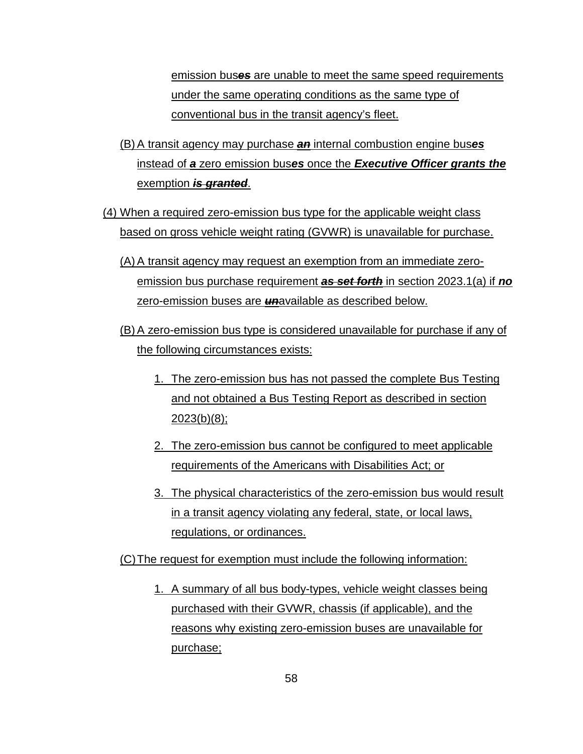emission bus***es*** are unable to meet the same speed requirements under the same operating conditions as the same type of conventional bus in the transit agency's fleet.

(B) A transit agency may purchase ~~***an***~~ internal combustion engine bus***es*** instead of ~~***a***~~ zero emission bus***es*** once the ***Executive Officer grants the*** exemption ~~***is granted***~~.

(4) When a required zero-emission bus type for the applicable weight class based on gross vehicle weight rating (GVWR) is unavailable for purchase.

(A) A transit agency may request an exemption from an immediate zero-emission bus purchase requirement ~~***as set forth***~~ in section 2023.1(a) if ***no*** zero-emission buses are ~~***un***~~available as described below.

(B) A zero-emission bus type is considered unavailable for purchase if any of the following circumstances exists:

1. The zero-emission bus has not passed the complete Bus Testing and not obtained a Bus Testing Report as described in section 2023(b)(8);
2. The zero-emission bus cannot be configured to meet applicable requirements of the Americans with Disabilities Act; or
3. The physical characteristics of the zero-emission bus would result in a transit agency violating any federal, state, or local laws, regulations, or ordinances.

(C) The request for exemption must include the following information:

1. A summary of all bus body-types, vehicle weight classes being purchased with their GVWR, chassis (if applicable), and the reasons why existing zero-emission buses are unavailable for purchase;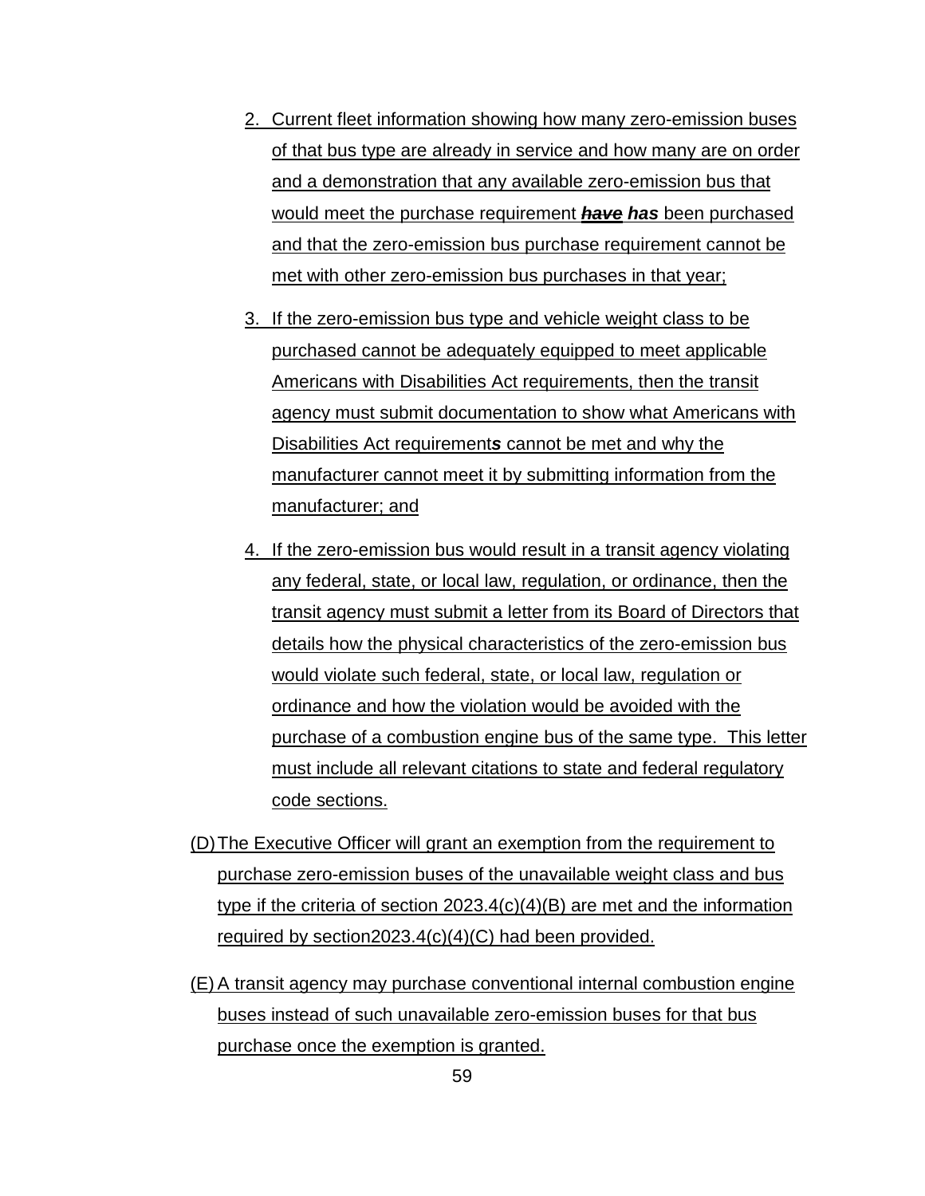2. Current fleet information showing how many zero-emission buses of that bus type are already in service and how many are on order and a demonstration that any available zero-emission bus that would meet the purchase requirement ~~***have***~~ ***has*** been purchased and that the zero-emission bus purchase requirement cannot be met with other zero-emission bus purchases in that year;

3. If the zero-emission bus type and vehicle weight class to be purchased cannot be adequately equipped to meet applicable Americans with Disabilities Act requirements, then the transit agency must submit documentation to show what Americans with Disabilities Act requirement***s*** cannot be met and why the manufacturer cannot meet it by submitting information from the manufacturer; and

4. If the zero-emission bus would result in a transit agency violating any federal, state, or local law, regulation, or ordinance, then the transit agency must submit a letter from its Board of Directors that details how the physical characteristics of the zero-emission bus would violate such federal, state, or local law, regulation or ordinance and how the violation would be avoided with the purchase of a combustion engine bus of the same type. This letter must include all relevant citations to state and federal regulatory code sections.

(D) The Executive Officer will grant an exemption from the requirement to purchase zero-emission buses of the unavailable weight class and bus type if the criteria of section 2023.4(c)(4)(B) are met and the information required by section2023.4(c)(4)(C) had been provided.

(E) A transit agency may purchase conventional internal combustion engine buses instead of such unavailable zero-emission buses for that bus purchase once the exemption is granted.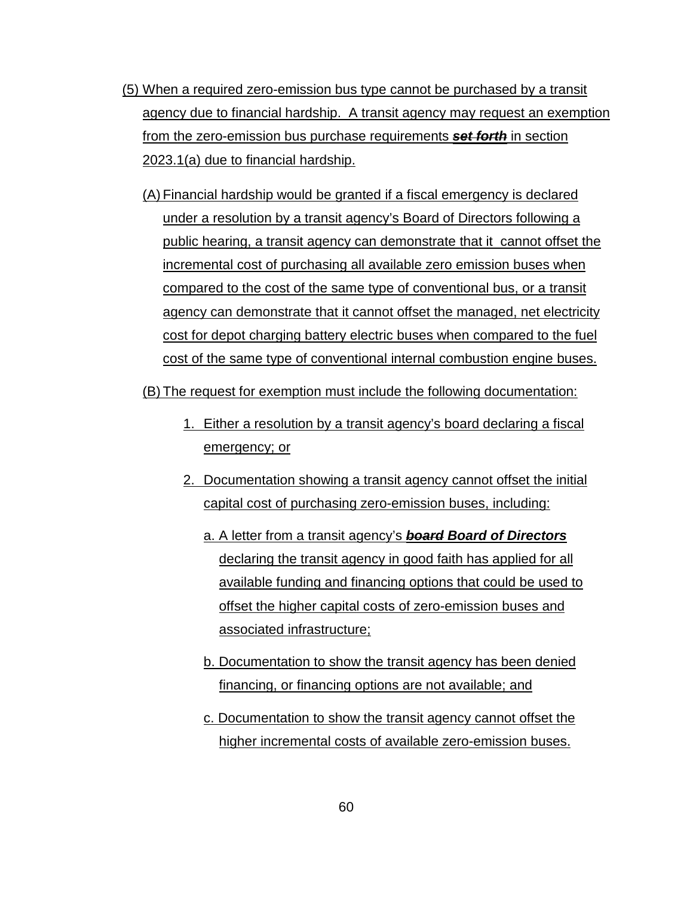(5) When a required zero-emission bus type cannot be purchased by a transit agency due to financial hardship. A transit agency may request an exemption from the zero-emission bus purchase requirements ~~***set forth***~~ in section 2023.1(a) due to financial hardship.

(A) Financial hardship would be granted if a fiscal emergency is declared under a resolution by a transit agency's Board of Directors following a public hearing, a transit agency can demonstrate that it cannot offset the incremental cost of purchasing all available zero emission buses when compared to the cost of the same type of conventional bus, or a transit agency can demonstrate that it cannot offset the managed, net electricity cost for depot charging battery electric buses when compared to the fuel cost of the same type of conventional internal combustion engine buses.

(B) The request for exemption must include the following documentation:

1. Either a resolution by a transit agency's board declaring a fiscal emergency; or

2. Documentation showing a transit agency cannot offset the initial capital cost of purchasing zero-emission buses, including:

   a. A letter from a transit agency's ~~***board***~~ ***Board of Directors*** declaring the transit agency in good faith has applied for all available funding and financing options that could be used to offset the higher capital costs of zero-emission buses and associated infrastructure;

   b. Documentation to show the transit agency has been denied financing, or financing options are not available; and

   c. Documentation to show the transit agency cannot offset the higher incremental costs of available zero-emission buses.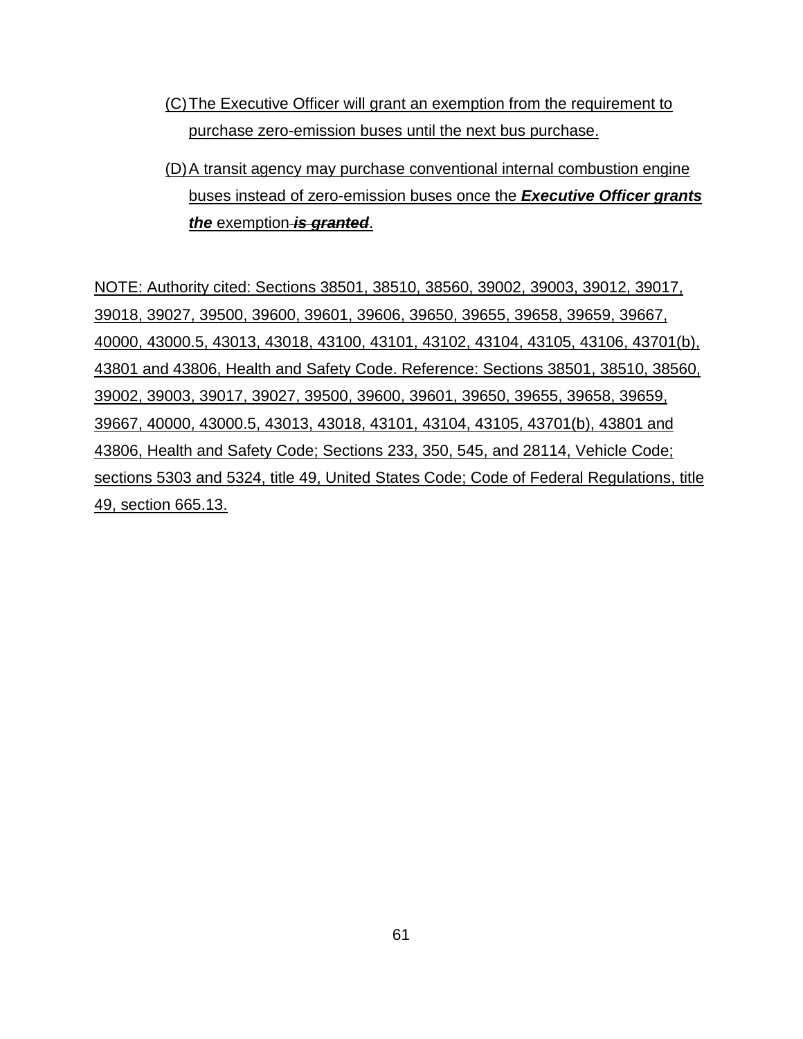(C) The Executive Officer will grant an exemption from the requirement to purchase zero-emission buses until the next bus purchase.

(D) A transit agency may purchase conventional internal combustion engine buses instead of zero-emission buses once the ***Executive Officer grants the*** exemption ~~***is granted***~~.

NOTE: Authority cited: Sections 38501, 38510, 38560, 39002, 39003, 39012, 39017, 39018, 39027, 39500, 39600, 39601, 39606, 39650, 39655, 39658, 39659, 39667, 40000, 43000.5, 43013, 43018, 43100, 43101, 43102, 43104, 43105, 43106, 43701(b), 43801 and 43806, Health and Safety Code. Reference: Sections 38501, 38510, 38560, 39002, 39003, 39017, 39027, 39500, 39600, 39601, 39650, 39655, 39658, 39659, 39667, 40000, 43000.5, 43013, 43018, 43101, 43104, 43105, 43701(b), 43801 and 43806, Health and Safety Code; Sections 233, 350, 545, and 28114, Vehicle Code; sections 5303 and 5324, title 49, United States Code; Code of Federal Regulations, title 49, section 665.13.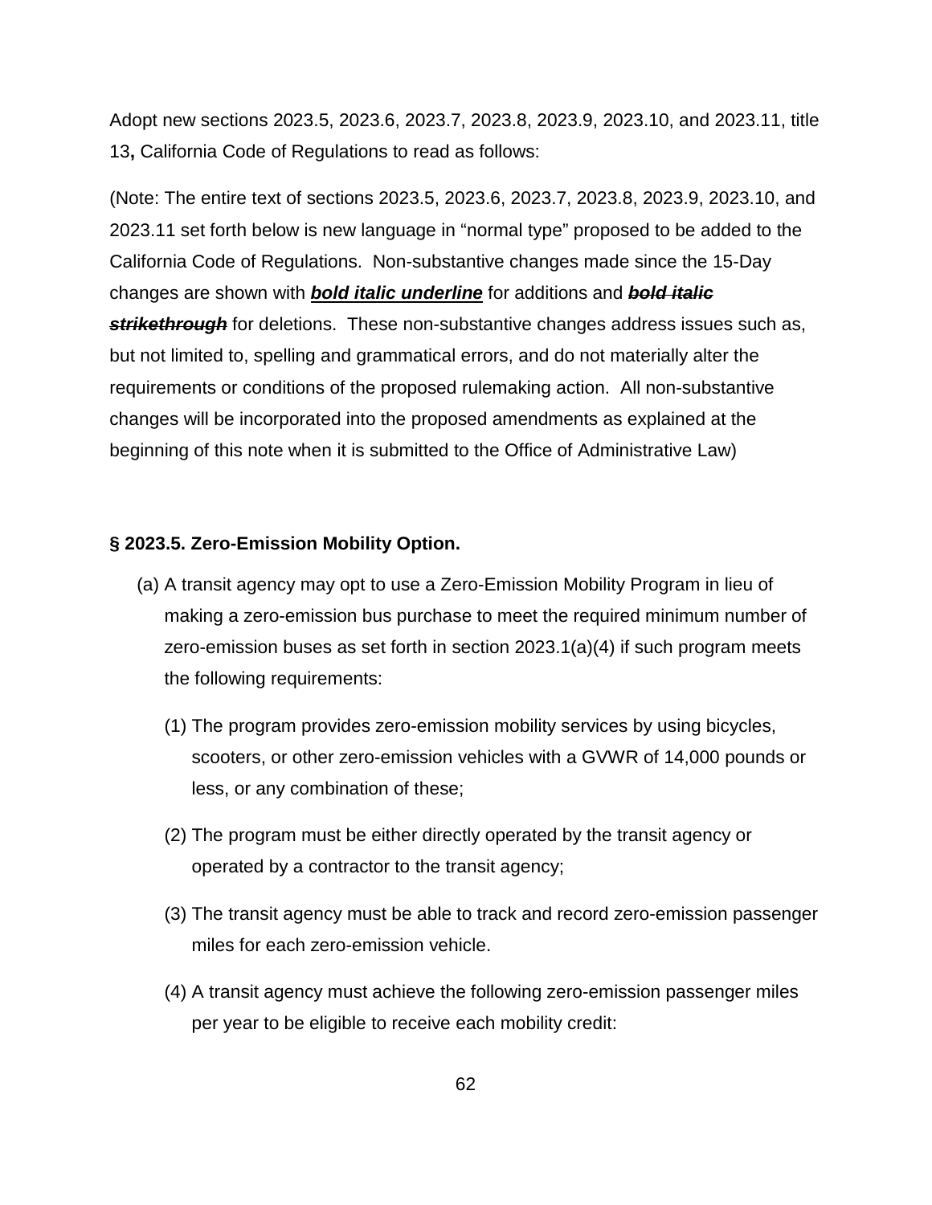Adopt new sections 2023.5, 2023.6, 2023.7, 2023.8, 2023.9, 2023.10, and 2023.11, title 13**,** California Code of Regulations to read as follows:

(Note: The entire text of sections 2023.5, 2023.6, 2023.7, 2023.8, 2023.9, 2023.10, and 2023.11 set forth below is new language in "normal type" proposed to be added to the California Code of Regulations. Non-substantive changes made since the 15-Day changes are shown with <u>***bold italic underline***</u> for additions and ~~***bold italic strikethrough***~~ for deletions. These non-substantive changes address issues such as, but not limited to, spelling and grammatical errors, and do not materially alter the requirements or conditions of the proposed rulemaking action. All non-substantive changes will be incorporated into the proposed amendments as explained at the beginning of this note when it is submitted to the Office of Administrative Law)

**§ 2023.5. Zero-Emission Mobility Option.**

(a) A transit agency may opt to use a Zero-Emission Mobility Program in lieu of making a zero-emission bus purchase to meet the required minimum number of zero-emission buses as set forth in section 2023.1(a)(4) if such program meets the following requirements:

(1) The program provides zero-emission mobility services by using bicycles, scooters, or other zero-emission vehicles with a GVWR of 14,000 pounds or less, or any combination of these;

(2) The program must be either directly operated by the transit agency or operated by a contractor to the transit agency;

(3) The transit agency must be able to track and record zero-emission passenger miles for each zero-emission vehicle.

(4) A transit agency must achieve the following zero-emission passenger miles per year to be eligible to receive each mobility credit: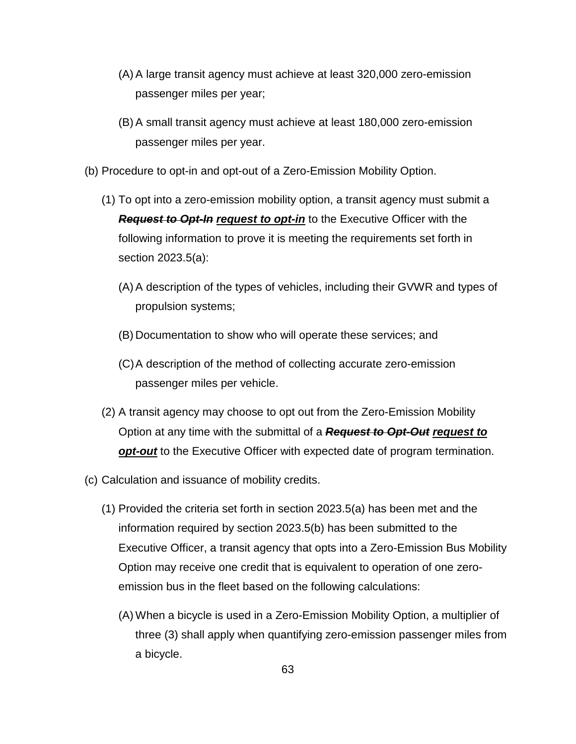(A) A large transit agency must achieve at least 320,000 zero-emission passenger miles per year;

(B) A small transit agency must achieve at least 180,000 zero-emission passenger miles per year.

(b) Procedure to opt-in and opt-out of a Zero-Emission Mobility Option.

(1) To opt into a zero-emission mobility option, a transit agency must submit a ~~***Request to Opt-In***~~ ***<u>request to opt-in</u>*** to the Executive Officer with the following information to prove it is meeting the requirements set forth in section 2023.5(a):

(A) A description of the types of vehicles, including their GVWR and types of propulsion systems;

(B) Documentation to show who will operate these services; and

(C) A description of the method of collecting accurate zero-emission passenger miles per vehicle.

(2) A transit agency may choose to opt out from the Zero-Emission Mobility Option at any time with the submittal of a ~~***Request to Opt-Out***~~ ***<u>request to opt-out</u>*** to the Executive Officer with expected date of program termination.

(c) Calculation and issuance of mobility credits.

(1) Provided the criteria set forth in section 2023.5(a) has been met and the information required by section 2023.5(b) has been submitted to the Executive Officer, a transit agency that opts into a Zero-Emission Bus Mobility Option may receive one credit that is equivalent to operation of one zero-emission bus in the fleet based on the following calculations:

(A) When a bicycle is used in a Zero-Emission Mobility Option, a multiplier of three (3) shall apply when quantifying zero-emission passenger miles from a bicycle.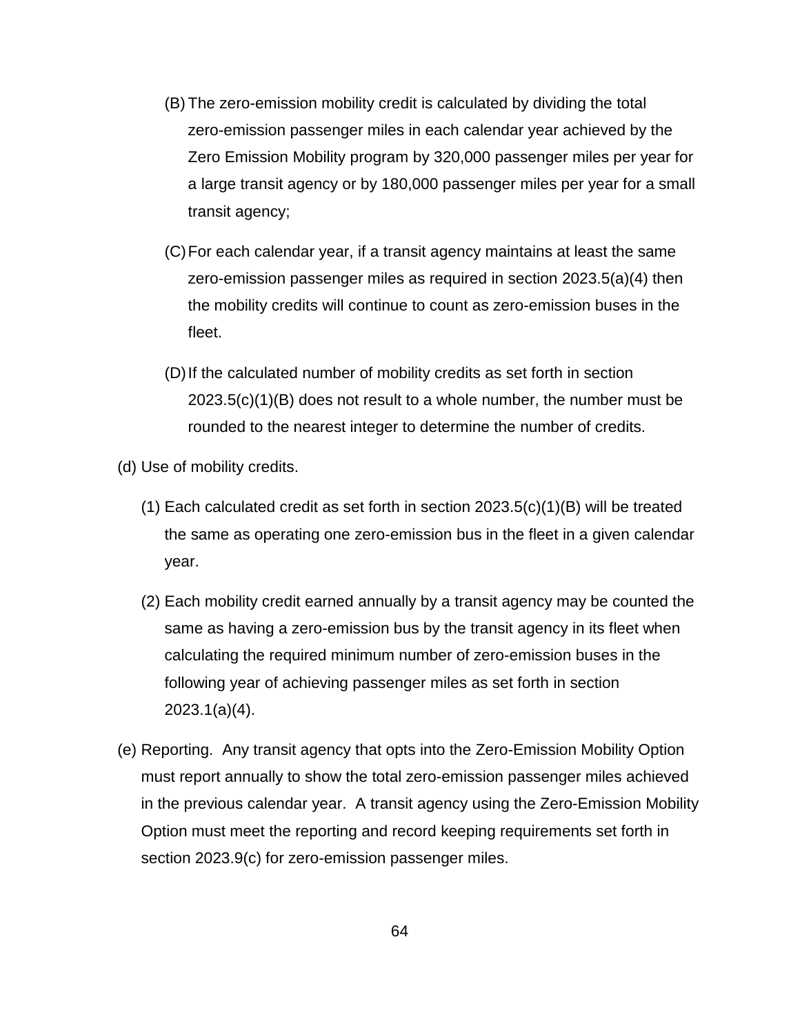(B) The zero-emission mobility credit is calculated by dividing the total zero-emission passenger miles in each calendar year achieved by the Zero Emission Mobility program by 320,000 passenger miles per year for a large transit agency or by 180,000 passenger miles per year for a small transit agency;

(C) For each calendar year, if a transit agency maintains at least the same zero-emission passenger miles as required in section 2023.5(a)(4) then the mobility credits will continue to count as zero-emission buses in the fleet.

(D) If the calculated number of mobility credits as set forth in section 2023.5(c)(1)(B) does not result to a whole number, the number must be rounded to the nearest integer to determine the number of credits.

(d) Use of mobility credits.

(1) Each calculated credit as set forth in section 2023.5(c)(1)(B) will be treated the same as operating one zero-emission bus in the fleet in a given calendar year.

(2) Each mobility credit earned annually by a transit agency may be counted the same as having a zero-emission bus by the transit agency in its fleet when calculating the required minimum number of zero-emission buses in the following year of achieving passenger miles as set forth in section 2023.1(a)(4).

(e) Reporting. Any transit agency that opts into the Zero-Emission Mobility Option must report annually to show the total zero-emission passenger miles achieved in the previous calendar year. A transit agency using the Zero-Emission Mobility Option must meet the reporting and record keeping requirements set forth in section 2023.9(c) for zero-emission passenger miles.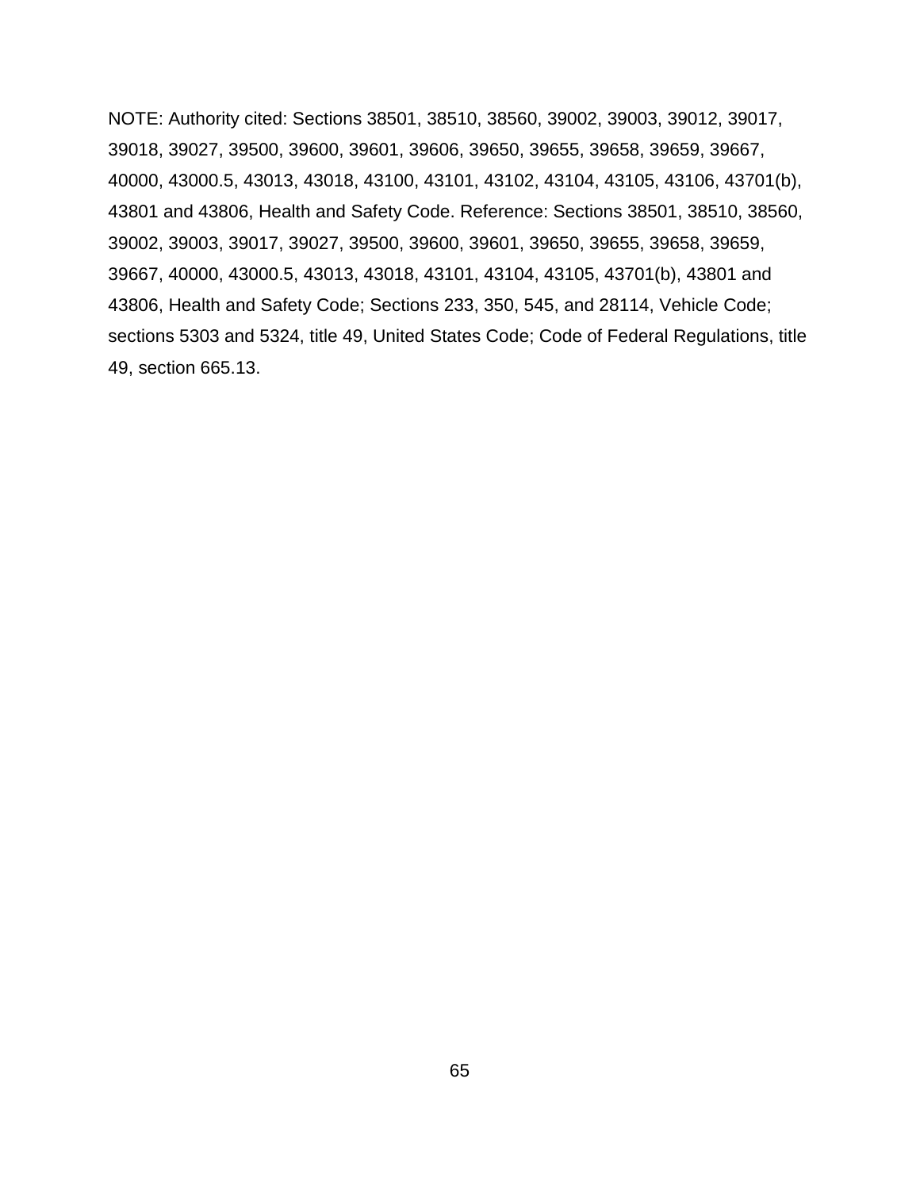NOTE: Authority cited: Sections 38501, 38510, 38560, 39002, 39003, 39012, 39017, 39018, 39027, 39500, 39600, 39601, 39606, 39650, 39655, 39658, 39659, 39667, 40000, 43000.5, 43013, 43018, 43100, 43101, 43102, 43104, 43105, 43106, 43701(b), 43801 and 43806, Health and Safety Code. Reference: Sections 38501, 38510, 38560, 39002, 39003, 39017, 39027, 39500, 39600, 39601, 39650, 39655, 39658, 39659, 39667, 40000, 43000.5, 43013, 43018, 43101, 43104, 43105, 43701(b), 43801 and 43806, Health and Safety Code; Sections 233, 350, 545, and 28114, Vehicle Code; sections 5303 and 5324, title 49, United States Code; Code of Federal Regulations, title 49, section 665.13.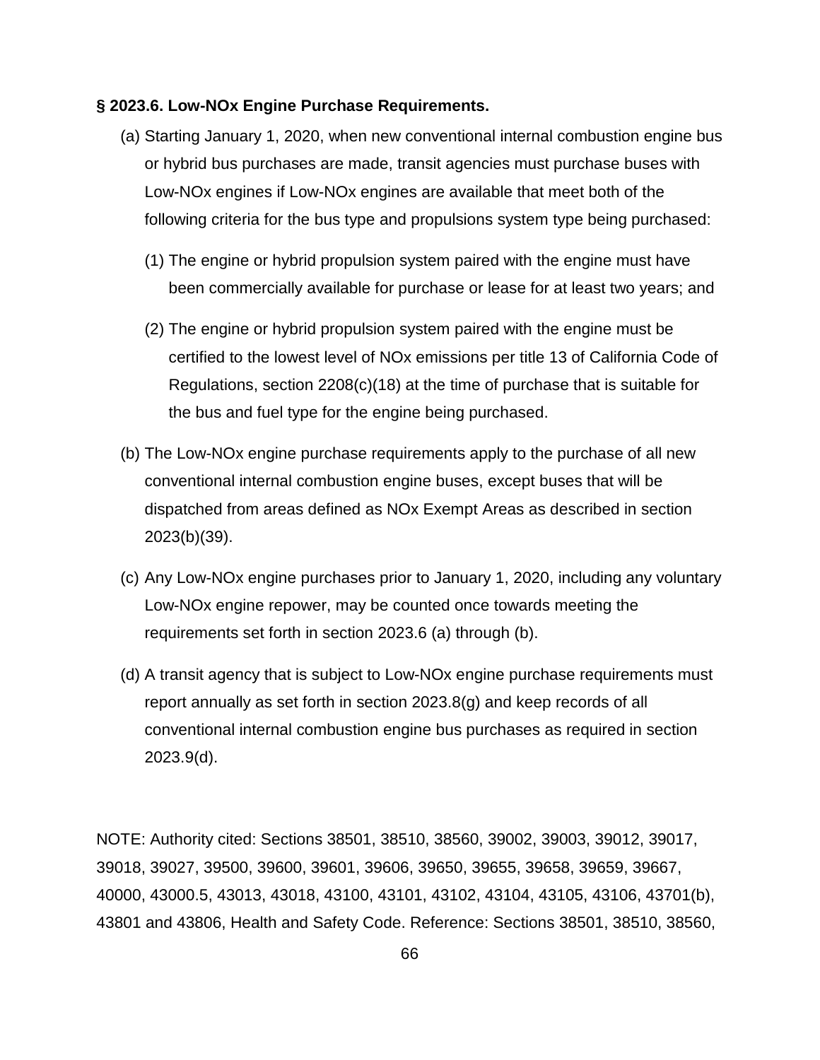**§ 2023.6. Low-NOx Engine Purchase Requirements.**

(a) Starting January 1, 2020, when new conventional internal combustion engine bus or hybrid bus purchases are made, transit agencies must purchase buses with Low-NOx engines if Low-NOx engines are available that meet both of the following criteria for the bus type and propulsions system type being purchased:

  (1) The engine or hybrid propulsion system paired with the engine must have been commercially available for purchase or lease for at least two years; and

  (2) The engine or hybrid propulsion system paired with the engine must be certified to the lowest level of NOx emissions per title 13 of California Code of Regulations, section 2208(c)(18) at the time of purchase that is suitable for the bus and fuel type for the engine being purchased.

(b) The Low-NOx engine purchase requirements apply to the purchase of all new conventional internal combustion engine buses, except buses that will be dispatched from areas defined as NOx Exempt Areas as described in section 2023(b)(39).

(c) Any Low-NOx engine purchases prior to January 1, 2020, including any voluntary Low-NOx engine repower, may be counted once towards meeting the requirements set forth in section 2023.6 (a) through (b).

(d) A transit agency that is subject to Low-NOx engine purchase requirements must report annually as set forth in section 2023.8(g) and keep records of all conventional internal combustion engine bus purchases as required in section 2023.9(d).

NOTE: Authority cited: Sections 38501, 38510, 38560, 39002, 39003, 39012, 39017, 39018, 39027, 39500, 39600, 39601, 39606, 39650, 39655, 39658, 39659, 39667, 40000, 43000.5, 43013, 43018, 43100, 43101, 43102, 43104, 43105, 43106, 43701(b), 43801 and 43806, Health and Safety Code. Reference: Sections 38501, 38510, 38560,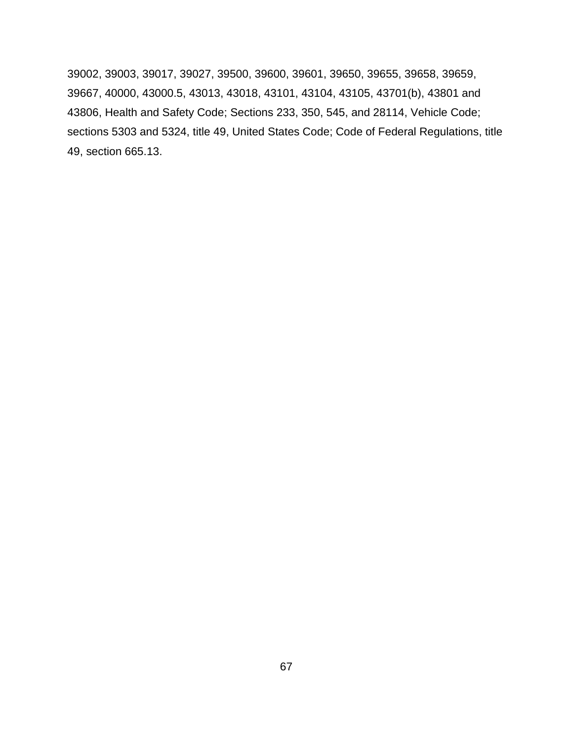39002, 39003, 39017, 39027, 39500, 39600, 39601, 39650, 39655, 39658, 39659, 39667, 40000, 43000.5, 43013, 43018, 43101, 43104, 43105, 43701(b), 43801 and 43806, Health and Safety Code; Sections 233, 350, 545, and 28114, Vehicle Code; sections 5303 and 5324, title 49, United States Code; Code of Federal Regulations, title 49, section 665.13.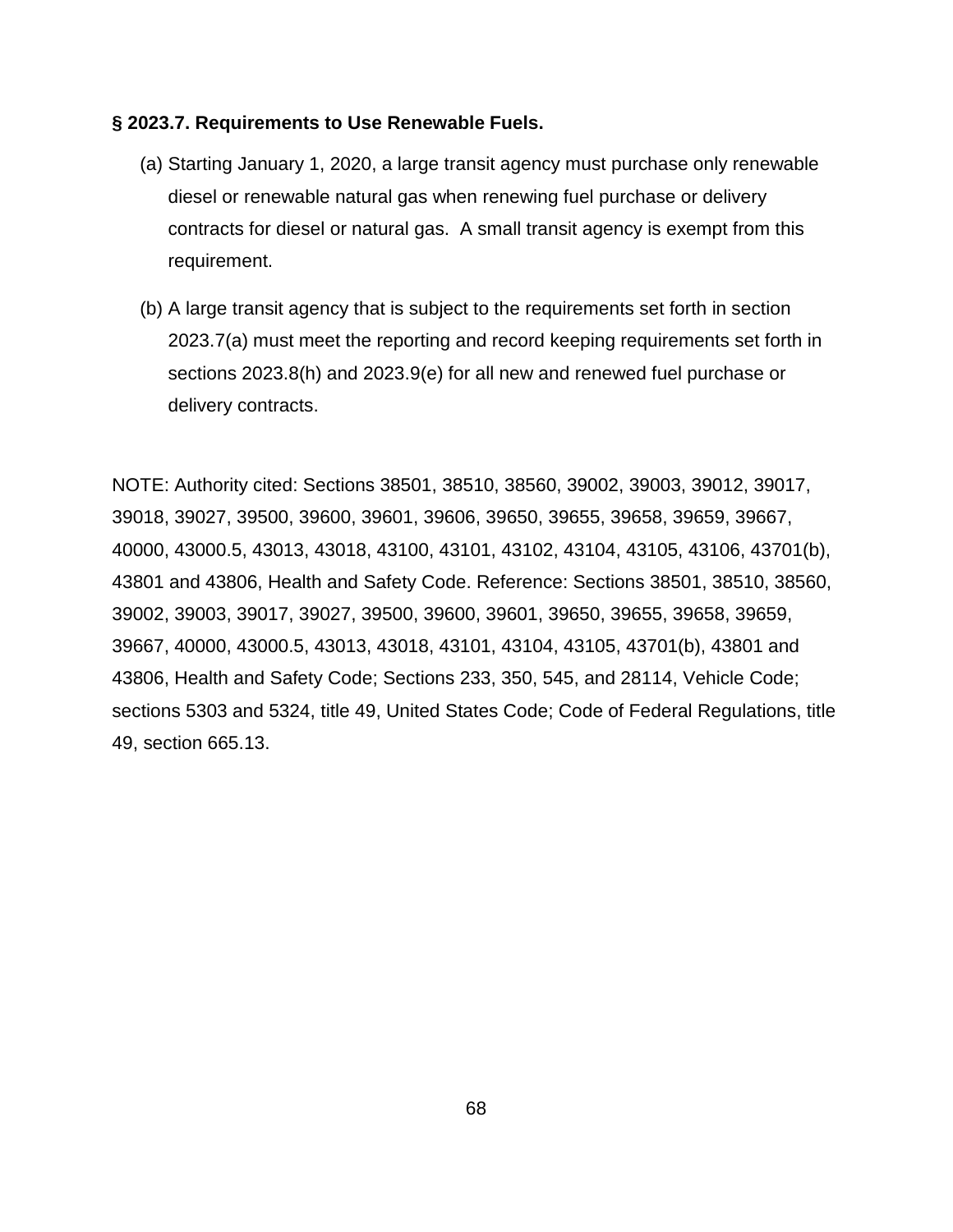**§ 2023.7. Requirements to Use Renewable Fuels.**

(a) Starting January 1, 2020, a large transit agency must purchase only renewable diesel or renewable natural gas when renewing fuel purchase or delivery contracts for diesel or natural gas. A small transit agency is exempt from this requirement.

(b) A large transit agency that is subject to the requirements set forth in section 2023.7(a) must meet the reporting and record keeping requirements set forth in sections 2023.8(h) and 2023.9(e) for all new and renewed fuel purchase or delivery contracts.

NOTE: Authority cited: Sections 38501, 38510, 38560, 39002, 39003, 39012, 39017, 39018, 39027, 39500, 39600, 39601, 39606, 39650, 39655, 39658, 39659, 39667, 40000, 43000.5, 43013, 43018, 43100, 43101, 43102, 43104, 43105, 43106, 43701(b), 43801 and 43806, Health and Safety Code. Reference: Sections 38501, 38510, 38560, 39002, 39003, 39017, 39027, 39500, 39600, 39601, 39650, 39655, 39658, 39659, 39667, 40000, 43000.5, 43013, 43018, 43101, 43104, 43105, 43701(b), 43801 and 43806, Health and Safety Code; Sections 233, 350, 545, and 28114, Vehicle Code; sections 5303 and 5324, title 49, United States Code; Code of Federal Regulations, title 49, section 665.13.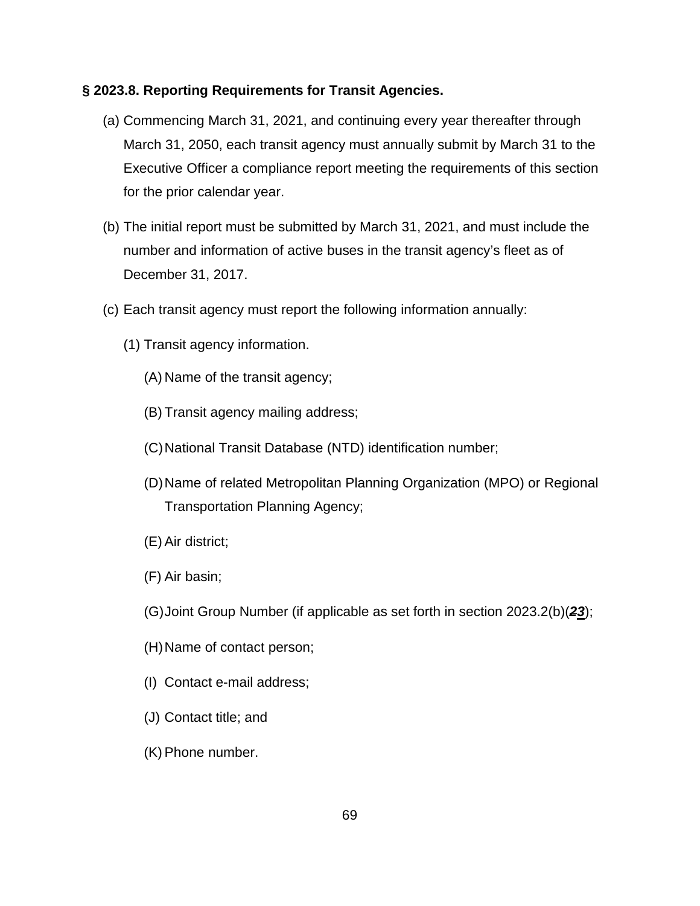**§ 2023.8. Reporting Requirements for Transit Agencies.**

(a) Commencing March 31, 2021, and continuing every year thereafter through March 31, 2050, each transit agency must annually submit by March 31 to the Executive Officer a compliance report meeting the requirements of this section for the prior calendar year.

(b) The initial report must be submitted by March 31, 2021, and must include the number and information of active buses in the transit agency's fleet as of December 31, 2017.

(c) Each transit agency must report the following information annually:

(1) Transit agency information.

(A) Name of the transit agency;

(B) Transit agency mailing address;

(C) National Transit Database (NTD) identification number;

(D) Name of related Metropolitan Planning Organization (MPO) or Regional Transportation Planning Agency;

(E) Air district;

(F) Air basin;

(G) Joint Group Number (if applicable as set forth in section 2023.2(b)(~~2~~3);

(H) Name of contact person;

(I) Contact e-mail address;

(J) Contact title; and

(K) Phone number.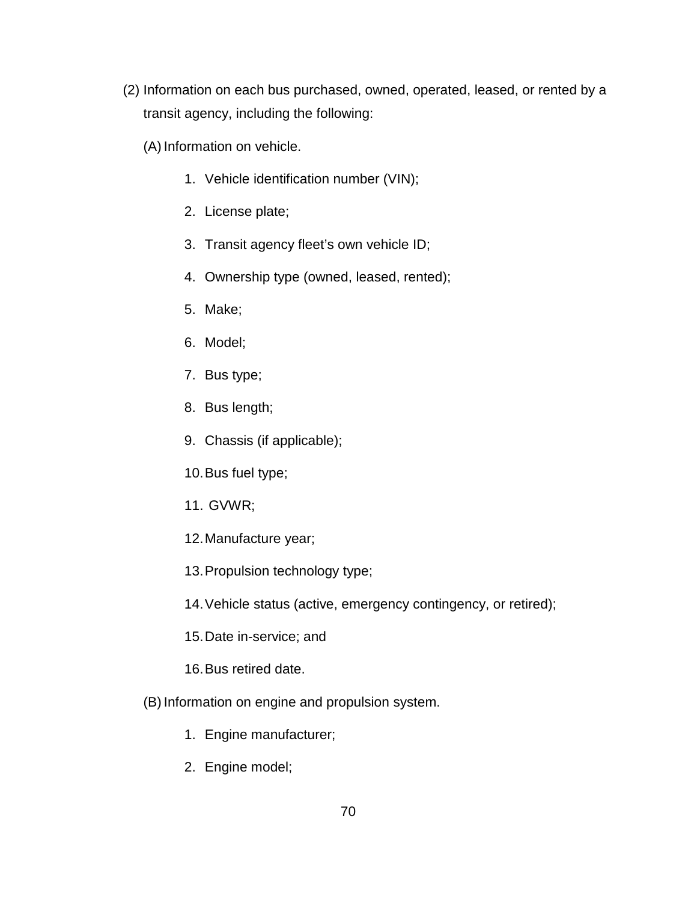(2) Information on each bus purchased, owned, operated, leased, or rented by a transit agency, including the following:

(A) Information on vehicle.

1. Vehicle identification number (VIN);
2. License plate;
3. Transit agency fleet's own vehicle ID;
4. Ownership type (owned, leased, rented);
5. Make;
6. Model;
7. Bus type;
8. Bus length;
9. Chassis (if applicable);
10. Bus fuel type;
11. GVWR;
12. Manufacture year;
13. Propulsion technology type;
14. Vehicle status (active, emergency contingency, or retired);
15. Date in-service; and
16. Bus retired date.

(B) Information on engine and propulsion system.

1. Engine manufacturer;
2. Engine model;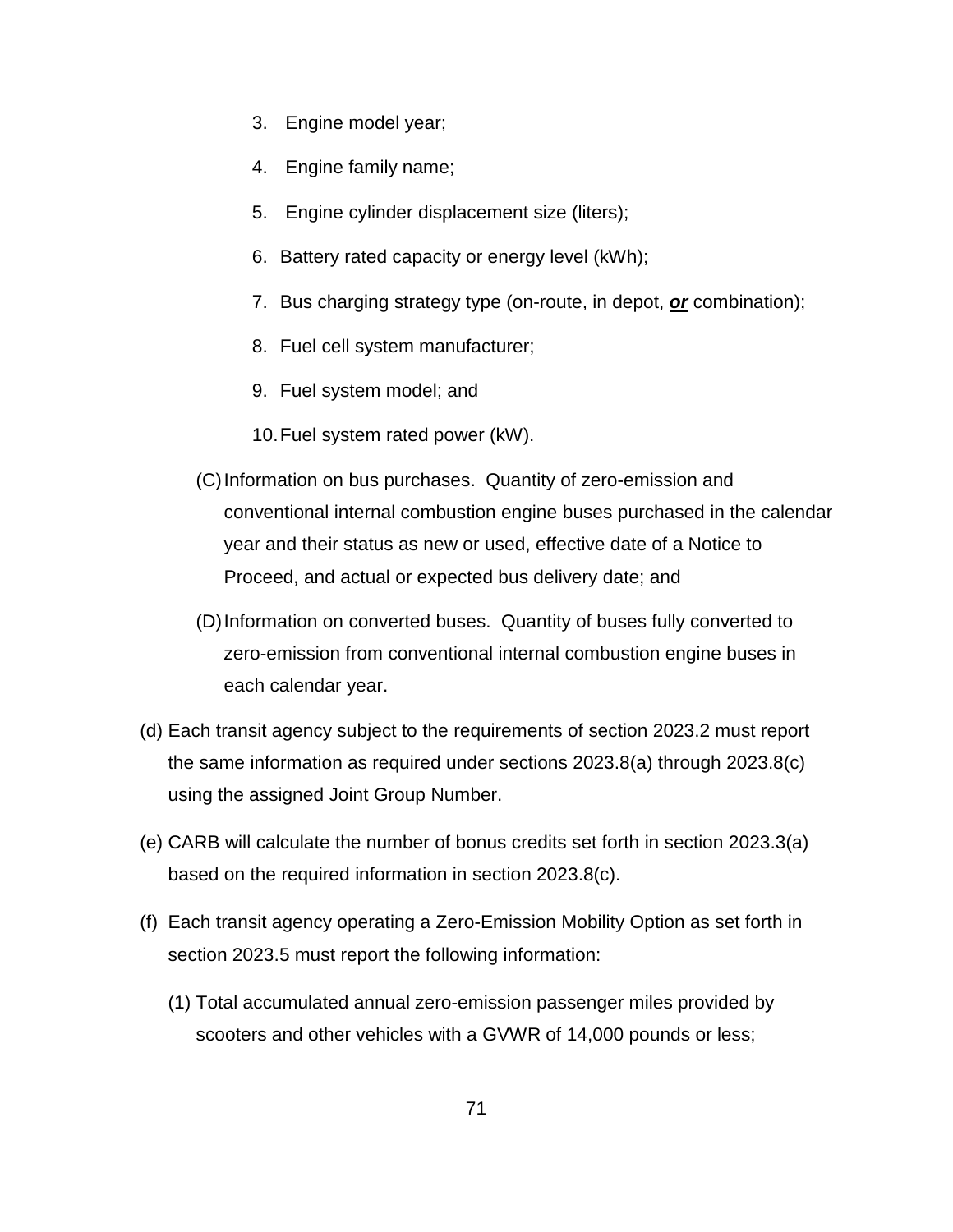3. Engine model year;

4. Engine family name;

5. Engine cylinder displacement size (liters);

6. Battery rated capacity or energy level (kWh);

7. Bus charging strategy type (on-route, in depot, ***<u>or</u>*** combination);

8. Fuel cell system manufacturer;

9. Fuel system model; and

10. Fuel system rated power (kW).

(C) Information on bus purchases. Quantity of zero-emission and conventional internal combustion engine buses purchased in the calendar year and their status as new or used, effective date of a Notice to Proceed, and actual or expected bus delivery date; and

(D) Information on converted buses. Quantity of buses fully converted to zero-emission from conventional internal combustion engine buses in each calendar year.

(d) Each transit agency subject to the requirements of section 2023.2 must report the same information as required under sections 2023.8(a) through 2023.8(c) using the assigned Joint Group Number.

(e) CARB will calculate the number of bonus credits set forth in section 2023.3(a) based on the required information in section 2023.8(c).

(f) Each transit agency operating a Zero-Emission Mobility Option as set forth in section 2023.5 must report the following information:

(1) Total accumulated annual zero-emission passenger miles provided by scooters and other vehicles with a GVWR of 14,000 pounds or less;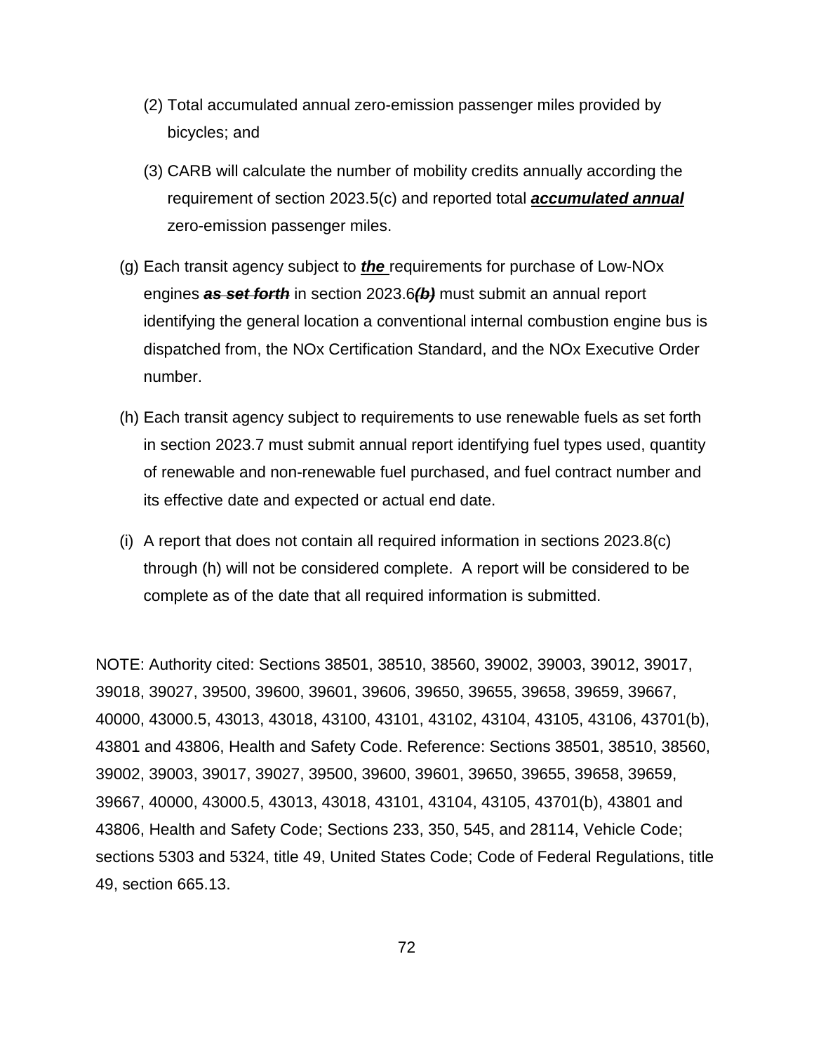(2) Total accumulated annual zero-emission passenger miles provided by bicycles; and

(3) CARB will calculate the number of mobility credits annually according the requirement of section 2023.5(c) and reported total <u>***accumulated annual***</u> zero-emission passenger miles.

(g) Each transit agency subject to <u>***the***</u> requirements for purchase of Low-NOx engines ~~***as set forth***~~ in section 2023.6~~***(b)***~~ must submit an annual report identifying the general location a conventional internal combustion engine bus is dispatched from, the NOx Certification Standard, and the NOx Executive Order number.

(h) Each transit agency subject to requirements to use renewable fuels as set forth in section 2023.7 must submit annual report identifying fuel types used, quantity of renewable and non-renewable fuel purchased, and fuel contract number and its effective date and expected or actual end date.

(i) A report that does not contain all required information in sections 2023.8(c) through (h) will not be considered complete. A report will be considered to be complete as of the date that all required information is submitted.

NOTE: Authority cited: Sections 38501, 38510, 38560, 39002, 39003, 39012, 39017, 39018, 39027, 39500, 39600, 39601, 39606, 39650, 39655, 39658, 39659, 39667, 40000, 43000.5, 43013, 43018, 43100, 43101, 43102, 43104, 43105, 43106, 43701(b), 43801 and 43806, Health and Safety Code. Reference: Sections 38501, 38510, 38560, 39002, 39003, 39017, 39027, 39500, 39600, 39601, 39650, 39655, 39658, 39659, 39667, 40000, 43000.5, 43013, 43018, 43101, 43104, 43105, 43701(b), 43801 and 43806, Health and Safety Code; Sections 233, 350, 545, and 28114, Vehicle Code; sections 5303 and 5324, title 49, United States Code; Code of Federal Regulations, title 49, section 665.13.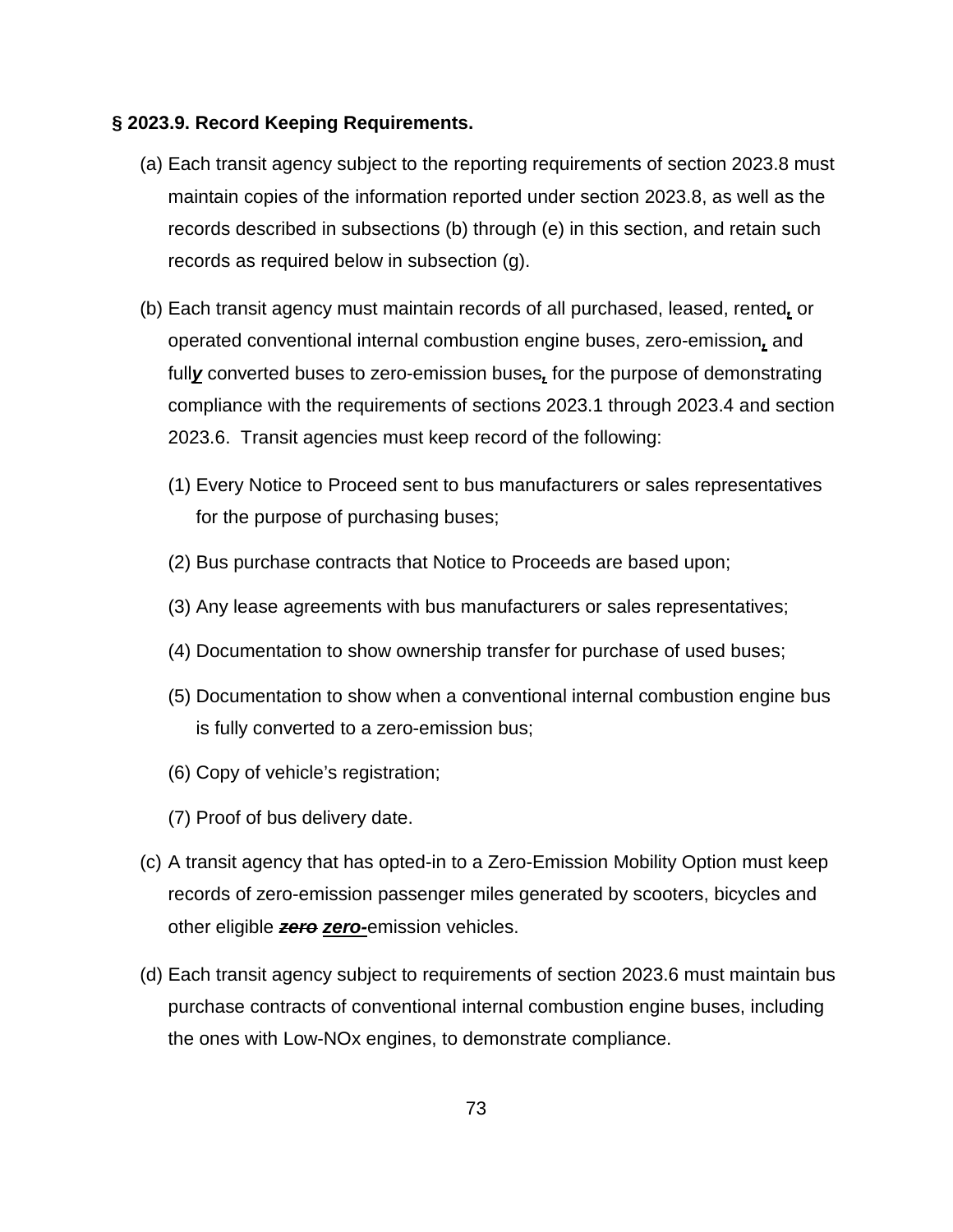**§ 2023.9. Record Keeping Requirements.**

(a) Each transit agency subject to the reporting requirements of section 2023.8 must maintain copies of the information reported under section 2023.8, as well as the records described in subsections (b) through (e) in this section, and retain such records as required below in subsection (g).

(b) Each transit agency must maintain records of all purchased, leased, rented***,*** or operated conventional internal combustion engine buses, zero-emission***,*** and full***y*** converted buses to zero-emission buses***,*** for the purpose of demonstrating compliance with the requirements of sections 2023.1 through 2023.4 and section 2023.6. Transit agencies must keep record of the following:

(1) Every Notice to Proceed sent to bus manufacturers or sales representatives for the purpose of purchasing buses;

(2) Bus purchase contracts that Notice to Proceeds are based upon;

(3) Any lease agreements with bus manufacturers or sales representatives;

(4) Documentation to show ownership transfer for purchase of used buses;

(5) Documentation to show when a conventional internal combustion engine bus is fully converted to a zero-emission bus;

(6) Copy of vehicle's registration;

(7) Proof of bus delivery date.

(c) A transit agency that has opted-in to a Zero-Emission Mobility Option must keep records of zero-emission passenger miles generated by scooters, bicycles and other eligible ~~***zero***~~ ***zero-***emission vehicles.

(d) Each transit agency subject to requirements of section 2023.6 must maintain bus purchase contracts of conventional internal combustion engine buses, including the ones with Low-NOx engines, to demonstrate compliance.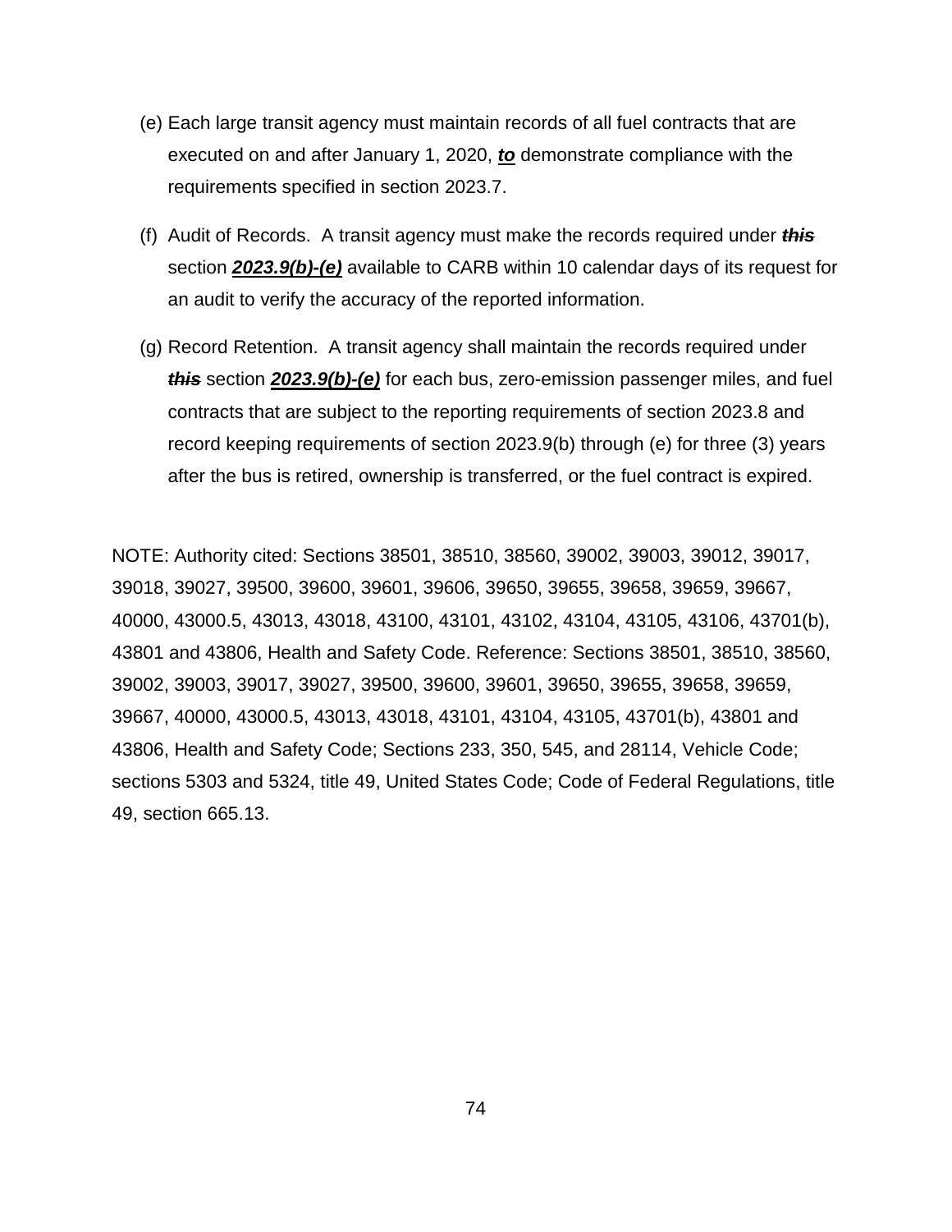(e) Each large transit agency must maintain records of all fuel contracts that are executed on and after January 1, 2020, <u>***to***</u> demonstrate compliance with the requirements specified in section 2023.7.

(f) Audit of Records. A transit agency must make the records required under ~~***this***~~ section <u>***2023.9(b)-(e)***</u> available to CARB within 10 calendar days of its request for an audit to verify the accuracy of the reported information.

(g) Record Retention. A transit agency shall maintain the records required under ~~***this***~~ section <u>***2023.9(b)-(e)***</u> for each bus, zero-emission passenger miles, and fuel contracts that are subject to the reporting requirements of section 2023.8 and record keeping requirements of section 2023.9(b) through (e) for three (3) years after the bus is retired, ownership is transferred, or the fuel contract is expired.

NOTE: Authority cited: Sections 38501, 38510, 38560, 39002, 39003, 39012, 39017, 39018, 39027, 39500, 39600, 39601, 39606, 39650, 39655, 39658, 39659, 39667, 40000, 43000.5, 43013, 43018, 43100, 43101, 43102, 43104, 43105, 43106, 43701(b), 43801 and 43806, Health and Safety Code. Reference: Sections 38501, 38510, 38560, 39002, 39003, 39017, 39027, 39500, 39600, 39601, 39650, 39655, 39658, 39659, 39667, 40000, 43000.5, 43013, 43018, 43101, 43104, 43105, 43701(b), 43801 and 43806, Health and Safety Code; Sections 233, 350, 545, and 28114, Vehicle Code; sections 5303 and 5324, title 49, United States Code; Code of Federal Regulations, title 49, section 665.13.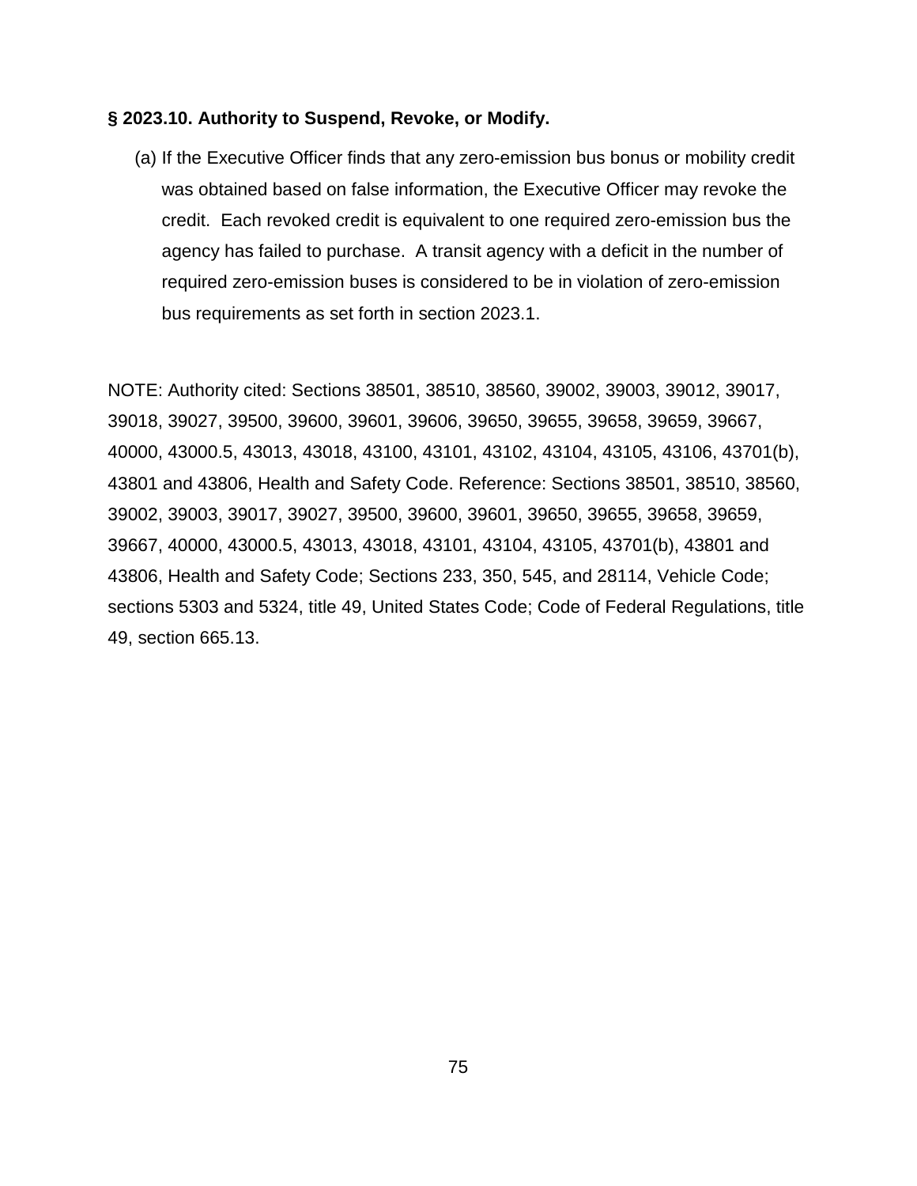**§ 2023.10. Authority to Suspend, Revoke, or Modify.**

(a) If the Executive Officer finds that any zero-emission bus bonus or mobility credit was obtained based on false information, the Executive Officer may revoke the credit. Each revoked credit is equivalent to one required zero-emission bus the agency has failed to purchase. A transit agency with a deficit in the number of required zero-emission buses is considered to be in violation of zero-emission bus requirements as set forth in section 2023.1.

NOTE: Authority cited: Sections 38501, 38510, 38560, 39002, 39003, 39012, 39017, 39018, 39027, 39500, 39600, 39601, 39606, 39650, 39655, 39658, 39659, 39667, 40000, 43000.5, 43013, 43018, 43100, 43101, 43102, 43104, 43105, 43106, 43701(b), 43801 and 43806, Health and Safety Code. Reference: Sections 38501, 38510, 38560, 39002, 39003, 39017, 39027, 39500, 39600, 39601, 39650, 39655, 39658, 39659, 39667, 40000, 43000.5, 43013, 43018, 43101, 43104, 43105, 43701(b), 43801 and 43806, Health and Safety Code; Sections 233, 350, 545, and 28114, Vehicle Code; sections 5303 and 5324, title 49, United States Code; Code of Federal Regulations, title 49, section 665.13.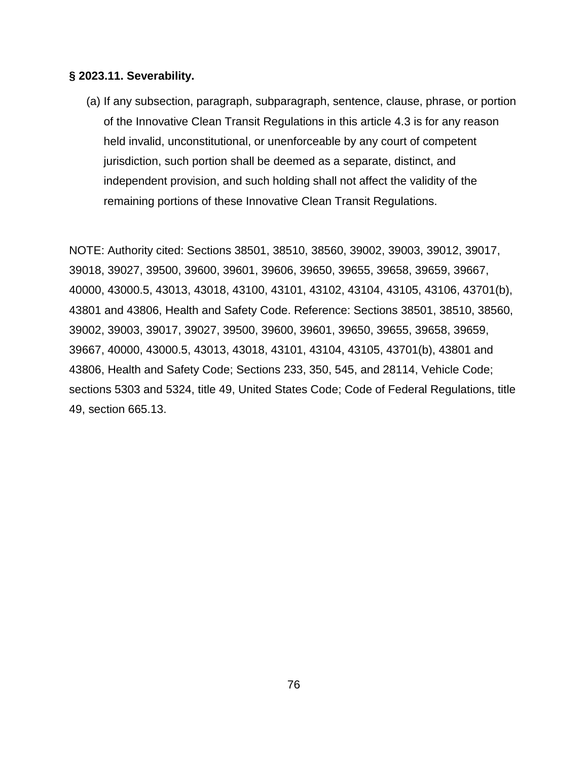**§ 2023.11. Severability.**

(a) If any subsection, paragraph, subparagraph, sentence, clause, phrase, or portion of the Innovative Clean Transit Regulations in this article 4.3 is for any reason held invalid, unconstitutional, or unenforceable by any court of competent jurisdiction, such portion shall be deemed as a separate, distinct, and independent provision, and such holding shall not affect the validity of the remaining portions of these Innovative Clean Transit Regulations.

NOTE: Authority cited: Sections 38501, 38510, 38560, 39002, 39003, 39012, 39017, 39018, 39027, 39500, 39600, 39601, 39606, 39650, 39655, 39658, 39659, 39667, 40000, 43000.5, 43013, 43018, 43100, 43101, 43102, 43104, 43105, 43106, 43701(b), 43801 and 43806, Health and Safety Code. Reference: Sections 38501, 38510, 38560, 39002, 39003, 39017, 39027, 39500, 39600, 39601, 39650, 39655, 39658, 39659, 39667, 40000, 43000.5, 43013, 43018, 43101, 43104, 43105, 43701(b), 43801 and 43806, Health and Safety Code; Sections 233, 350, 545, and 28114, Vehicle Code; sections 5303 and 5324, title 49, United States Code; Code of Federal Regulations, title 49, section 665.13.